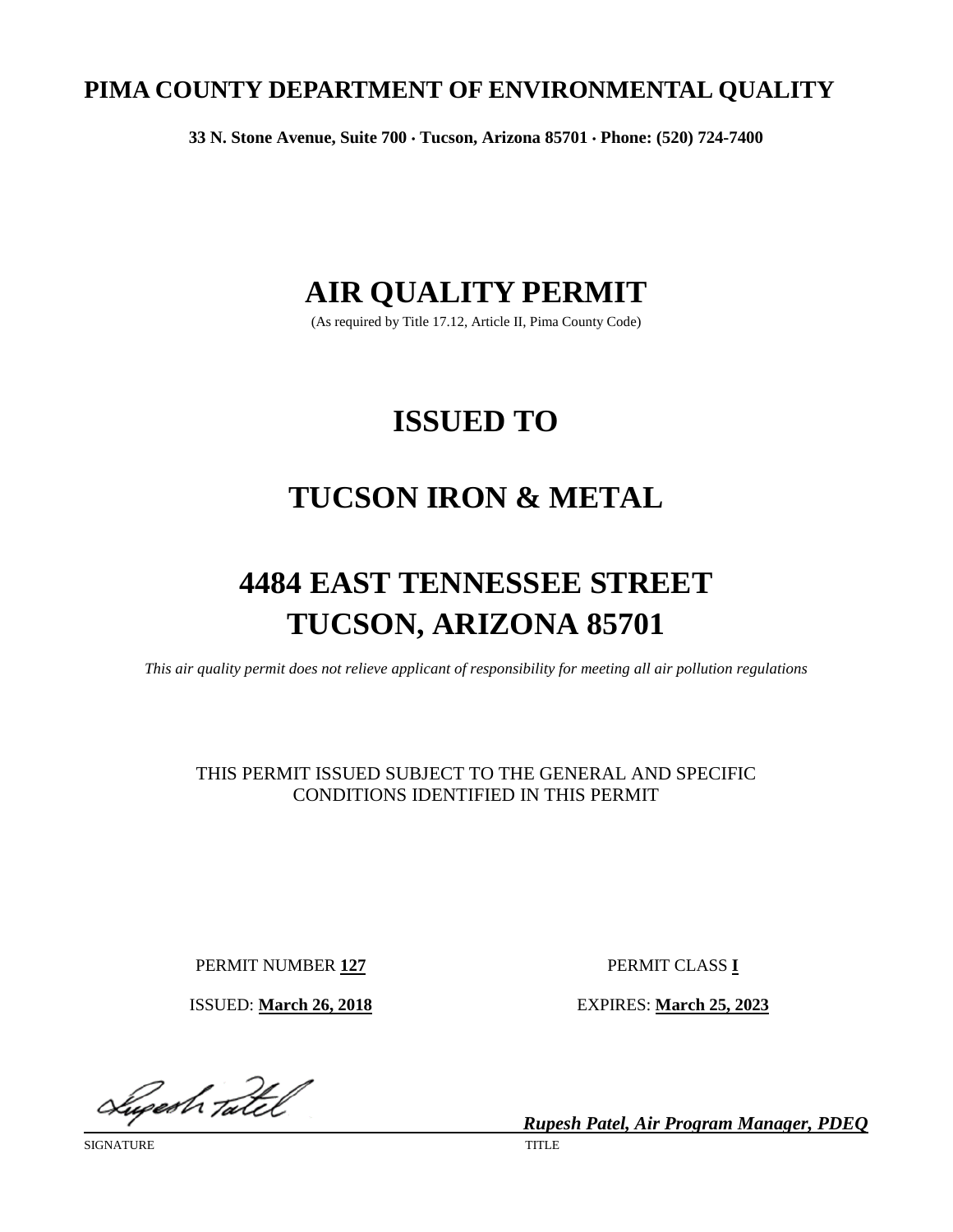# PIMA COUNTY DEPARTMENT OF ENVIRONMENTAL QUALITY

**33 N. Stone Avenue, Suite 700 · Tucson, Arizona 85701 · Phone: (520) 724-7400**

# AIR QUALITY PERMIT

(As required by Title 17.12, Article II, Pima County Code)

# ISSUED TO

# TUCSON IRON & METAL

# 4484 EAST TENNESSEE STREET
# TUCSON, ARIZONA 85701

*This air quality permit does not relieve applicant of responsibility for meeting all air pollution regulations*

THIS PERMIT ISSUED SUBJECT TO THE GENERAL AND SPECIFIC CONDITIONS IDENTIFIED IN THIS PERMIT

PERMIT NUMBER **127**

PERMIT CLASS **I**

ISSUED: **March 26, 2018**

EXPIRES: **March 25, 2023**

Rupesh Patel

SIGNATURE

***Rupesh Patel, Air Program Manager, PDEQ***

TITLE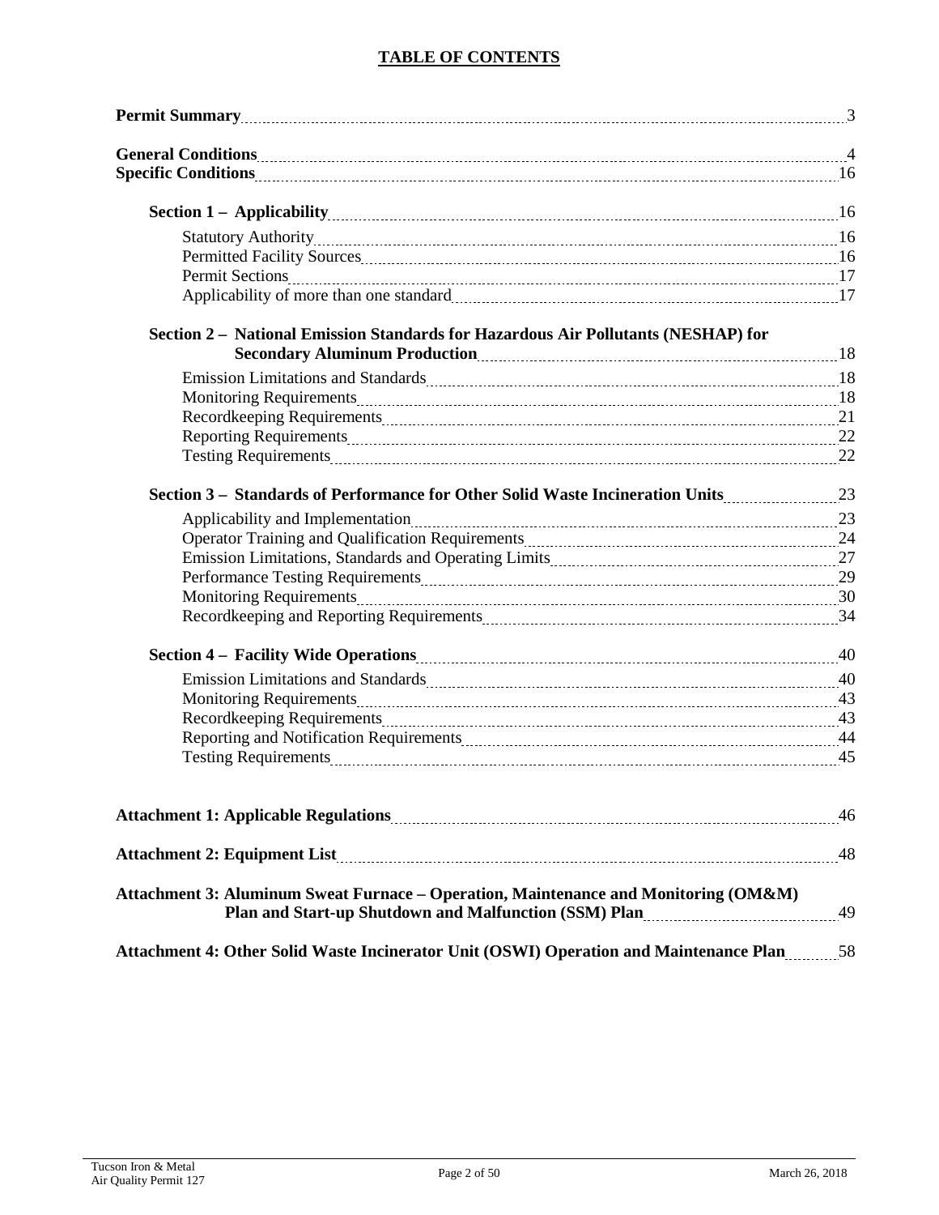# TABLE OF CONTENTS

**Permit Summary** .......... 3

**General Conditions** .......... 4

**Specific Conditions** .......... 16

**Section 1 – Applicability** .......... 16

- Statutory Authority .......... 16
- Permitted Facility Sources .......... 16
- Permit Sections .......... 17
- Applicability of more than one standard .......... 17

**Section 2 – National Emission Standards for Hazardous Air Pollutants (NESHAP) for Secondary Aluminum Production** .......... 18

- Emission Limitations and Standards .......... 18
- Monitoring Requirements .......... 18
- Recordkeeping Requirements .......... 21
- Reporting Requirements .......... 22
- Testing Requirements .......... 22

**Section 3 – Standards of Performance for Other Solid Waste Incineration Units** .......... 23

- Applicability and Implementation .......... 23
- Operator Training and Qualification Requirements .......... 24
- Emission Limitations, Standards and Operating Limits .......... 27
- Performance Testing Requirements .......... 29
- Monitoring Requirements .......... 30
- Recordkeeping and Reporting Requirements .......... 34

**Section 4 – Facility Wide Operations** .......... 40

- Emission Limitations and Standards .......... 40
- Monitoring Requirements .......... 43
- Recordkeeping Requirements .......... 43
- Reporting and Notification Requirements .......... 44
- Testing Requirements .......... 45

**Attachment 1: Applicable Regulations** .......... 46

**Attachment 2: Equipment List** .......... 48

**Attachment 3: Aluminum Sweat Furnace – Operation, Maintenance and Monitoring (OM&M) Plan and Start-up Shutdown and Malfunction (SSM) Plan** .......... 49

**Attachment 4: Other Solid Waste Incinerator Unit (OSWI) Operation and Maintenance Plan** .......... 58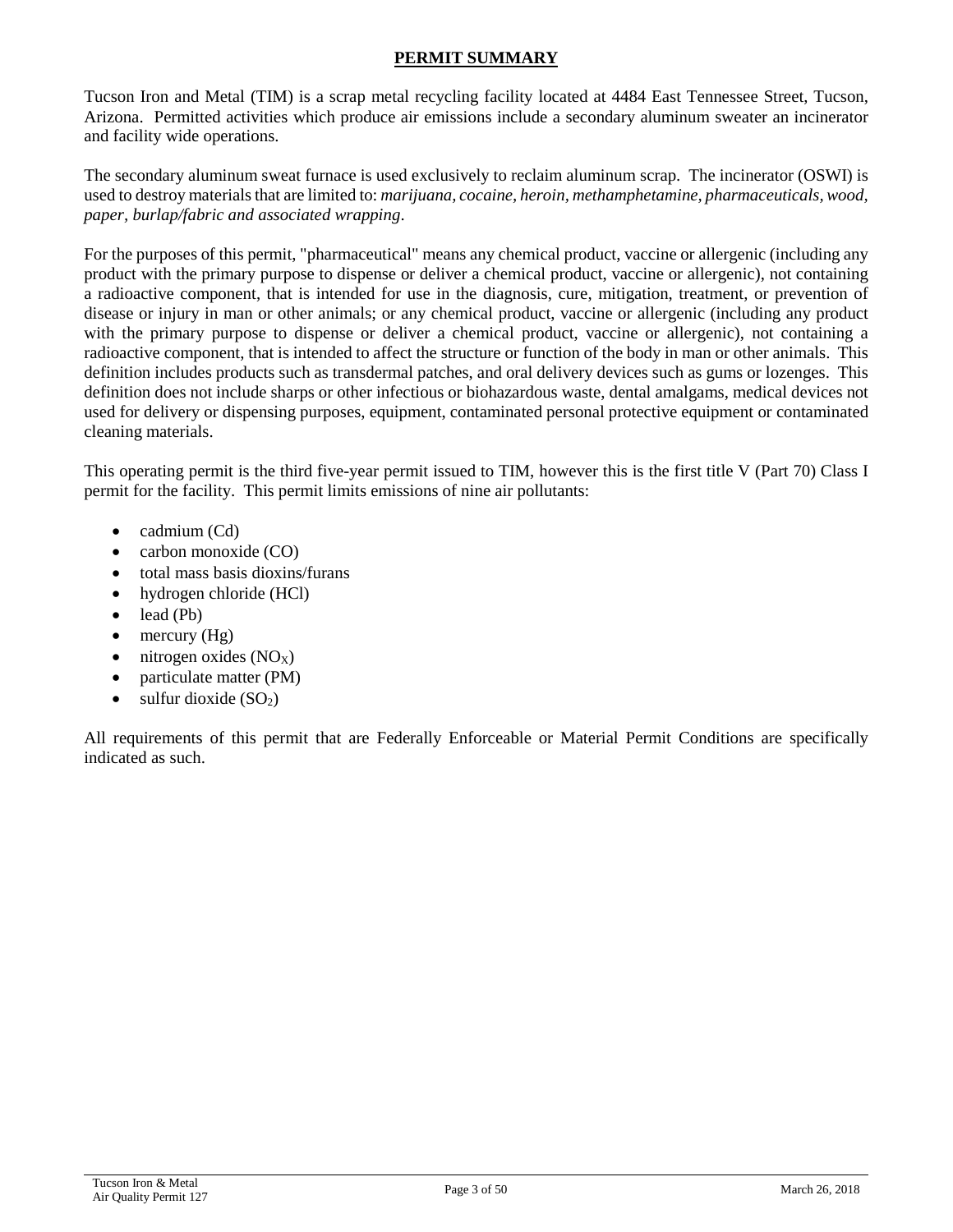## PERMIT SUMMARY

Tucson Iron and Metal (TIM) is a scrap metal recycling facility located at 4484 East Tennessee Street, Tucson, Arizona. Permitted activities which produce air emissions include a secondary aluminum sweater an incinerator and facility wide operations.

The secondary aluminum sweat furnace is used exclusively to reclaim aluminum scrap. The incinerator (OSWI) is used to destroy materials that are limited to: *marijuana, cocaine, heroin, methamphetamine, pharmaceuticals, wood, paper, burlap/fabric and associated wrapping*.

For the purposes of this permit, "pharmaceutical" means any chemical product, vaccine or allergenic (including any product with the primary purpose to dispense or deliver a chemical product, vaccine or allergenic), not containing a radioactive component, that is intended for use in the diagnosis, cure, mitigation, treatment, or prevention of disease or injury in man or other animals; or any chemical product, vaccine or allergenic (including any product with the primary purpose to dispense or deliver a chemical product, vaccine or allergenic), not containing a radioactive component, that is intended to affect the structure or function of the body in man or other animals. This definition includes products such as transdermal patches, and oral delivery devices such as gums or lozenges. This definition does not include sharps or other infectious or biohazardous waste, dental amalgams, medical devices not used for delivery or dispensing purposes, equipment, contaminated personal protective equipment or contaminated cleaning materials.

This operating permit is the third five-year permit issued to TIM, however this is the first title V (Part 70) Class I permit for the facility. This permit limits emissions of nine air pollutants:

- cadmium (Cd)
- carbon monoxide (CO)
- total mass basis dioxins/furans
- hydrogen chloride (HCl)
- lead (Pb)
- mercury (Hg)
- nitrogen oxides ($NO_X$)
- particulate matter (PM)
- sulfur dioxide ($SO_2$)

All requirements of this permit that are Federally Enforceable or Material Permit Conditions are specifically indicated as such.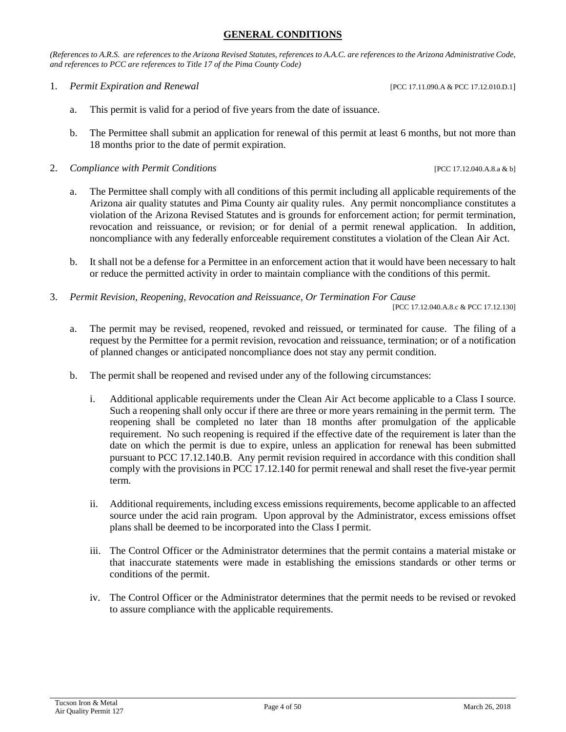## GENERAL CONDITIONS

*(References to A.R.S. are references to the Arizona Revised Statutes, references to A.A.C. are references to the Arizona Administrative Code, and references to PCC are references to Title 17 of the Pima County Code)*

1. *Permit Expiration and Renewal* [PCC 17.11.090.A & PCC 17.12.010.D.1]

   a. This permit is valid for a period of five years from the date of issuance.

   b. The Permittee shall submit an application for renewal of this permit at least 6 months, but not more than 18 months prior to the date of permit expiration.

2. *Compliance with Permit Conditions* [PCC 17.12.040.A.8.a & b]

   a. The Permittee shall comply with all conditions of this permit including all applicable requirements of the Arizona air quality statutes and Pima County air quality rules. Any permit noncompliance constitutes a violation of the Arizona Revised Statutes and is grounds for enforcement action; for permit termination, revocation and reissuance, or revision; or for denial of a permit renewal application. In addition, noncompliance with any federally enforceable requirement constitutes a violation of the Clean Air Act.

   b. It shall not be a defense for a Permittee in an enforcement action that it would have been necessary to halt or reduce the permitted activity in order to maintain compliance with the conditions of this permit.

3. *Permit Revision, Reopening, Revocation and Reissuance, Or Termination For Cause* [PCC 17.12.040.A.8.c & PCC 17.12.130]

   a. The permit may be revised, reopened, revoked and reissued, or terminated for cause. The filing of a request by the Permittee for a permit revision, revocation and reissuance, termination; or of a notification of planned changes or anticipated noncompliance does not stay any permit condition.

   b. The permit shall be reopened and revised under any of the following circumstances:

      i. Additional applicable requirements under the Clean Air Act become applicable to a Class I source. Such a reopening shall only occur if there are three or more years remaining in the permit term. The reopening shall be completed no later than 18 months after promulgation of the applicable requirement. No such reopening is required if the effective date of the requirement is later than the date on which the permit is due to expire, unless an application for renewal has been submitted pursuant to PCC 17.12.140.B. Any permit revision required in accordance with this condition shall comply with the provisions in PCC 17.12.140 for permit renewal and shall reset the five-year permit term.

      ii. Additional requirements, including excess emissions requirements, become applicable to an affected source under the acid rain program. Upon approval by the Administrator, excess emissions offset plans shall be deemed to be incorporated into the Class I permit.

      iii. The Control Officer or the Administrator determines that the permit contains a material mistake or that inaccurate statements were made in establishing the emissions standards or other terms or conditions of the permit.

      iv. The Control Officer or the Administrator determines that the permit needs to be revised or revoked to assure compliance with the applicable requirements.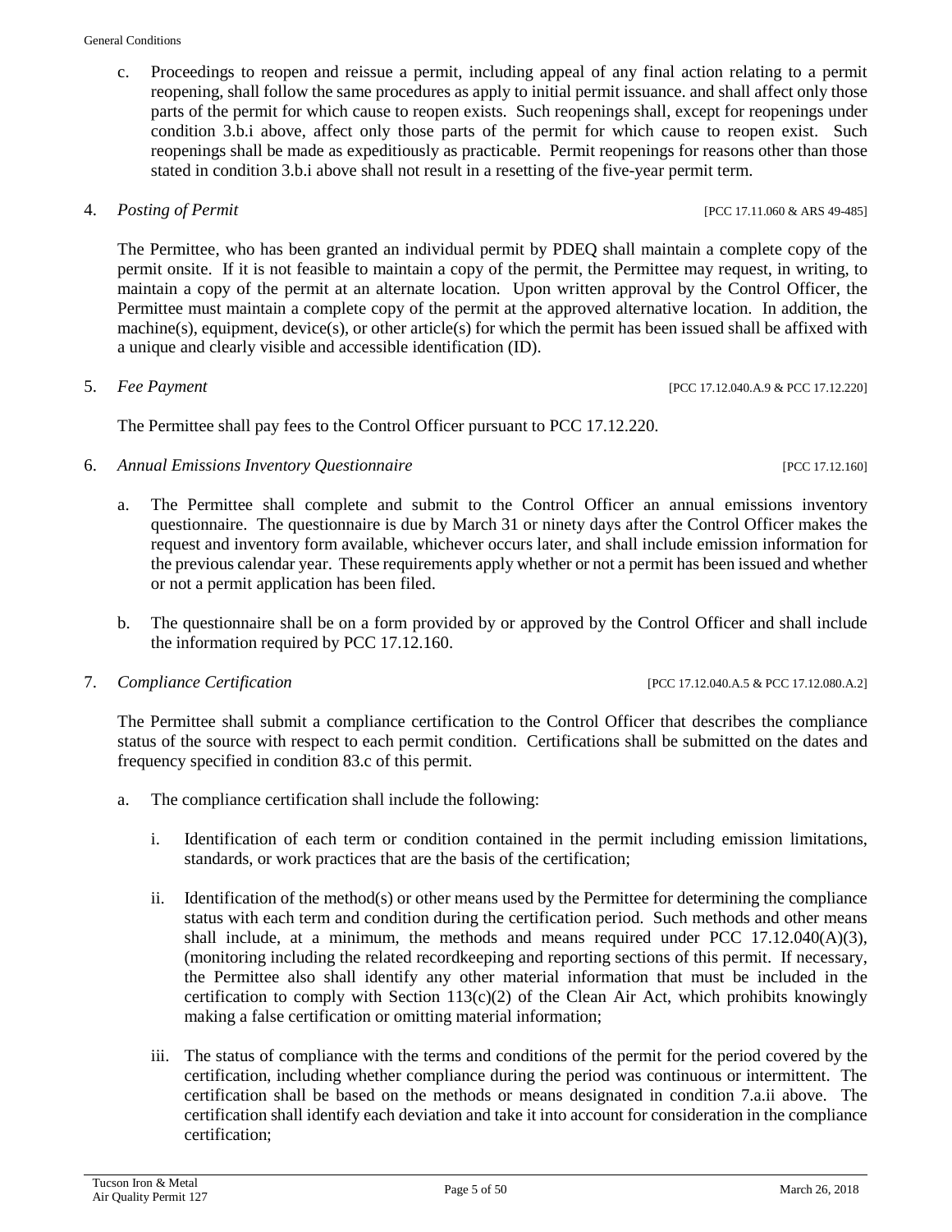c. Proceedings to reopen and reissue a permit, including appeal of any final action relating to a permit reopening, shall follow the same procedures as apply to initial permit issuance. and shall affect only those parts of the permit for which cause to reopen exists. Such reopenings shall, except for reopenings under condition 3.b.i above, affect only those parts of the permit for which cause to reopen exist. Such reopenings shall be made as expeditiously as practicable. Permit reopenings for reasons other than those stated in condition 3.b.i above shall not result in a resetting of the five-year permit term.

4. *Posting of Permit* [PCC 17.11.060 & ARS 49-485]

The Permittee, who has been granted an individual permit by PDEQ shall maintain a complete copy of the permit onsite. If it is not feasible to maintain a copy of the permit, the Permittee may request, in writing, to maintain a copy of the permit at an alternate location. Upon written approval by the Control Officer, the Permittee must maintain a complete copy of the permit at the approved alternative location. In addition, the machine(s), equipment, device(s), or other article(s) for which the permit has been issued shall be affixed with a unique and clearly visible and accessible identification (ID).

5. *Fee Payment* [PCC 17.12.040.A.9 & PCC 17.12.220]

The Permittee shall pay fees to the Control Officer pursuant to PCC 17.12.220.

6. *Annual Emissions Inventory Questionnaire* [PCC 17.12.160]

a. The Permittee shall complete and submit to the Control Officer an annual emissions inventory questionnaire. The questionnaire is due by March 31 or ninety days after the Control Officer makes the request and inventory form available, whichever occurs later, and shall include emission information for the previous calendar year. These requirements apply whether or not a permit has been issued and whether or not a permit application has been filed.

b. The questionnaire shall be on a form provided by or approved by the Control Officer and shall include the information required by PCC 17.12.160.

7. *Compliance Certification* [PCC 17.12.040.A.5 & PCC 17.12.080.A.2]

The Permittee shall submit a compliance certification to the Control Officer that describes the compliance status of the source with respect to each permit condition. Certifications shall be submitted on the dates and frequency specified in condition 83.c of this permit.

a. The compliance certification shall include the following:

   i. Identification of each term or condition contained in the permit including emission limitations, standards, or work practices that are the basis of the certification;

   ii. Identification of the method(s) or other means used by the Permittee for determining the compliance status with each term and condition during the certification period. Such methods and other means shall include, at a minimum, the methods and means required under PCC 17.12.040(A)(3), (monitoring including the related recordkeeping and reporting sections of this permit. If necessary, the Permittee also shall identify any other material information that must be included in the certification to comply with Section 113(c)(2) of the Clean Air Act, which prohibits knowingly making a false certification or omitting material information;

   iii. The status of compliance with the terms and conditions of the permit for the period covered by the certification, including whether compliance during the period was continuous or intermittent. The certification shall be based on the methods or means designated in condition 7.a.ii above. The certification shall identify each deviation and take it into account for consideration in the compliance certification;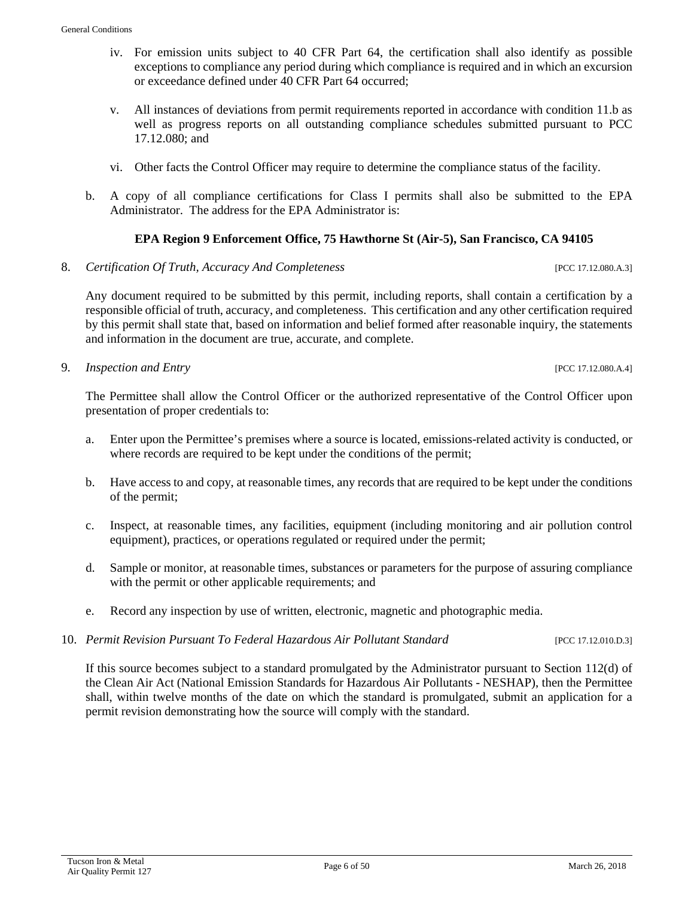iv. For emission units subject to 40 CFR Part 64, the certification shall also identify as possible exceptions to compliance any period during which compliance is required and in which an excursion or exceedance defined under 40 CFR Part 64 occurred;

v. All instances of deviations from permit requirements reported in accordance with condition 11.b as well as progress reports on all outstanding compliance schedules submitted pursuant to PCC 17.12.080; and

vi. Other facts the Control Officer may require to determine the compliance status of the facility.

b. A copy of all compliance certifications for Class I permits shall also be submitted to the EPA Administrator. The address for the EPA Administrator is:

**EPA Region 9 Enforcement Office, 75 Hawthorne St (Air-5), San Francisco, CA 94105**

8. *Certification Of Truth, Accuracy And Completeness* [PCC 17.12.080.A.3]

Any document required to be submitted by this permit, including reports, shall contain a certification by a responsible official of truth, accuracy, and completeness. This certification and any other certification required by this permit shall state that, based on information and belief formed after reasonable inquiry, the statements and information in the document are true, accurate, and complete.

9. *Inspection and Entry* [PCC 17.12.080.A.4]

The Permittee shall allow the Control Officer or the authorized representative of the Control Officer upon presentation of proper credentials to:

a. Enter upon the Permittee's premises where a source is located, emissions-related activity is conducted, or where records are required to be kept under the conditions of the permit;

b. Have access to and copy, at reasonable times, any records that are required to be kept under the conditions of the permit;

c. Inspect, at reasonable times, any facilities, equipment (including monitoring and air pollution control equipment), practices, or operations regulated or required under the permit;

d. Sample or monitor, at reasonable times, substances or parameters for the purpose of assuring compliance with the permit or other applicable requirements; and

e. Record any inspection by use of written, electronic, magnetic and photographic media.

10. *Permit Revision Pursuant To Federal Hazardous Air Pollutant Standard* [PCC 17.12.010.D.3]

If this source becomes subject to a standard promulgated by the Administrator pursuant to Section 112(d) of the Clean Air Act (National Emission Standards for Hazardous Air Pollutants - NESHAP), then the Permittee shall, within twelve months of the date on which the standard is promulgated, submit an application for a permit revision demonstrating how the source will comply with the standard.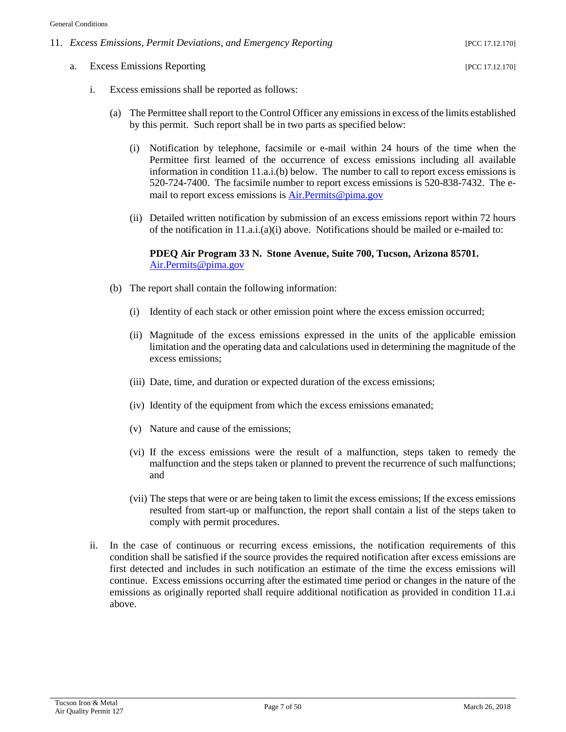11. *Excess Emissions, Permit Deviations, and Emergency Reporting* [PCC 17.12.170]

   a. Excess Emissions Reporting [PCC 17.12.170]

      i. Excess emissions shall be reported as follows:

         (a) The Permittee shall report to the Control Officer any emissions in excess of the limits established by this permit. Such report shall be in two parts as specified below:

            (i) Notification by telephone, facsimile or e-mail within 24 hours of the time when the Permittee first learned of the occurrence of excess emissions including all available information in condition 11.a.i.(b) below. The number to call to report excess emissions is 520-724-7400. The facsimile number to report excess emissions is 520-838-7432. The e-mail to report excess emissions is [Air.Permits@pima.gov](mailto:Air.Permits@pima.gov)

            (ii) Detailed written notification by submission of an excess emissions report within 72 hours of the notification in 11.a.i.(a)(i) above. Notifications should be mailed or e-mailed to:

            **PDEQ Air Program 33 N. Stone Avenue, Suite 700, Tucson, Arizona 85701.**
            [Air.Permits@pima.gov](mailto:Air.Permits@pima.gov)

         (b) The report shall contain the following information:

            (i) Identity of each stack or other emission point where the excess emission occurred;

            (ii) Magnitude of the excess emissions expressed in the units of the applicable emission limitation and the operating data and calculations used in determining the magnitude of the excess emissions;

            (iii) Date, time, and duration or expected duration of the excess emissions;

            (iv) Identity of the equipment from which the excess emissions emanated;

            (v) Nature and cause of the emissions;

            (vi) If the excess emissions were the result of a malfunction, steps taken to remedy the malfunction and the steps taken or planned to prevent the recurrence of such malfunctions; and

            (vii) The steps that were or are being taken to limit the excess emissions; If the excess emissions resulted from start-up or malfunction, the report shall contain a list of the steps taken to comply with permit procedures.

      ii. In the case of continuous or recurring excess emissions, the notification requirements of this condition shall be satisfied if the source provides the required notification after excess emissions are first detected and includes in such notification an estimate of the time the excess emissions will continue. Excess emissions occurring after the estimated time period or changes in the nature of the emissions as originally reported shall require additional notification as provided in condition 11.a.i above.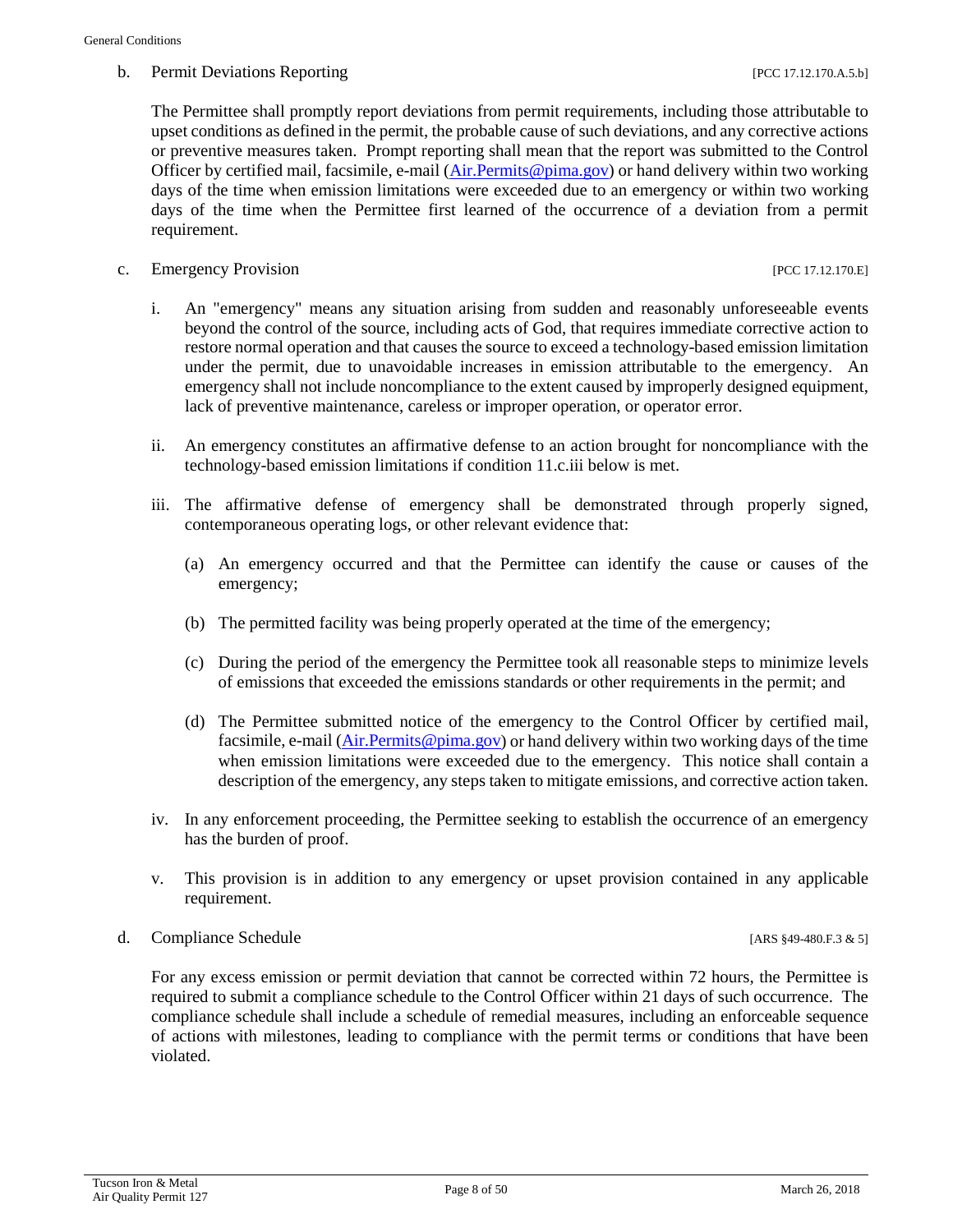b. Permit Deviations Reporting [PCC 17.12.170.A.5.b]

The Permittee shall promptly report deviations from permit requirements, including those attributable to upset conditions as defined in the permit, the probable cause of such deviations, and any corrective actions or preventive measures taken. Prompt reporting shall mean that the report was submitted to the Control Officer by certified mail, facsimile, e-mail (Air.Permits@pima.gov) or hand delivery within two working days of the time when emission limitations were exceeded due to an emergency or within two working days of the time when the Permittee first learned of the occurrence of a deviation from a permit requirement.

c. Emergency Provision [PCC 17.12.170.E]

i. An "emergency" means any situation arising from sudden and reasonably unforeseeable events beyond the control of the source, including acts of God, that requires immediate corrective action to restore normal operation and that causes the source to exceed a technology-based emission limitation under the permit, due to unavoidable increases in emission attributable to the emergency. An emergency shall not include noncompliance to the extent caused by improperly designed equipment, lack of preventive maintenance, careless or improper operation, or operator error.

ii. An emergency constitutes an affirmative defense to an action brought for noncompliance with the technology-based emission limitations if condition 11.c.iii below is met.

iii. The affirmative defense of emergency shall be demonstrated through properly signed, contemporaneous operating logs, or other relevant evidence that:

(a) An emergency occurred and that the Permittee can identify the cause or causes of the emergency;

(b) The permitted facility was being properly operated at the time of the emergency;

(c) During the period of the emergency the Permittee took all reasonable steps to minimize levels of emissions that exceeded the emissions standards or other requirements in the permit; and

(d) The Permittee submitted notice of the emergency to the Control Officer by certified mail, facsimile, e-mail (Air.Permits@pima.gov) or hand delivery within two working days of the time when emission limitations were exceeded due to the emergency. This notice shall contain a description of the emergency, any steps taken to mitigate emissions, and corrective action taken.

iv. In any enforcement proceeding, the Permittee seeking to establish the occurrence of an emergency has the burden of proof.

v. This provision is in addition to any emergency or upset provision contained in any applicable requirement.

d. Compliance Schedule [ARS §49-480.F.3 & 5]

For any excess emission or permit deviation that cannot be corrected within 72 hours, the Permittee is required to submit a compliance schedule to the Control Officer within 21 days of such occurrence. The compliance schedule shall include a schedule of remedial measures, including an enforceable sequence of actions with milestones, leading to compliance with the permit terms or conditions that have been violated.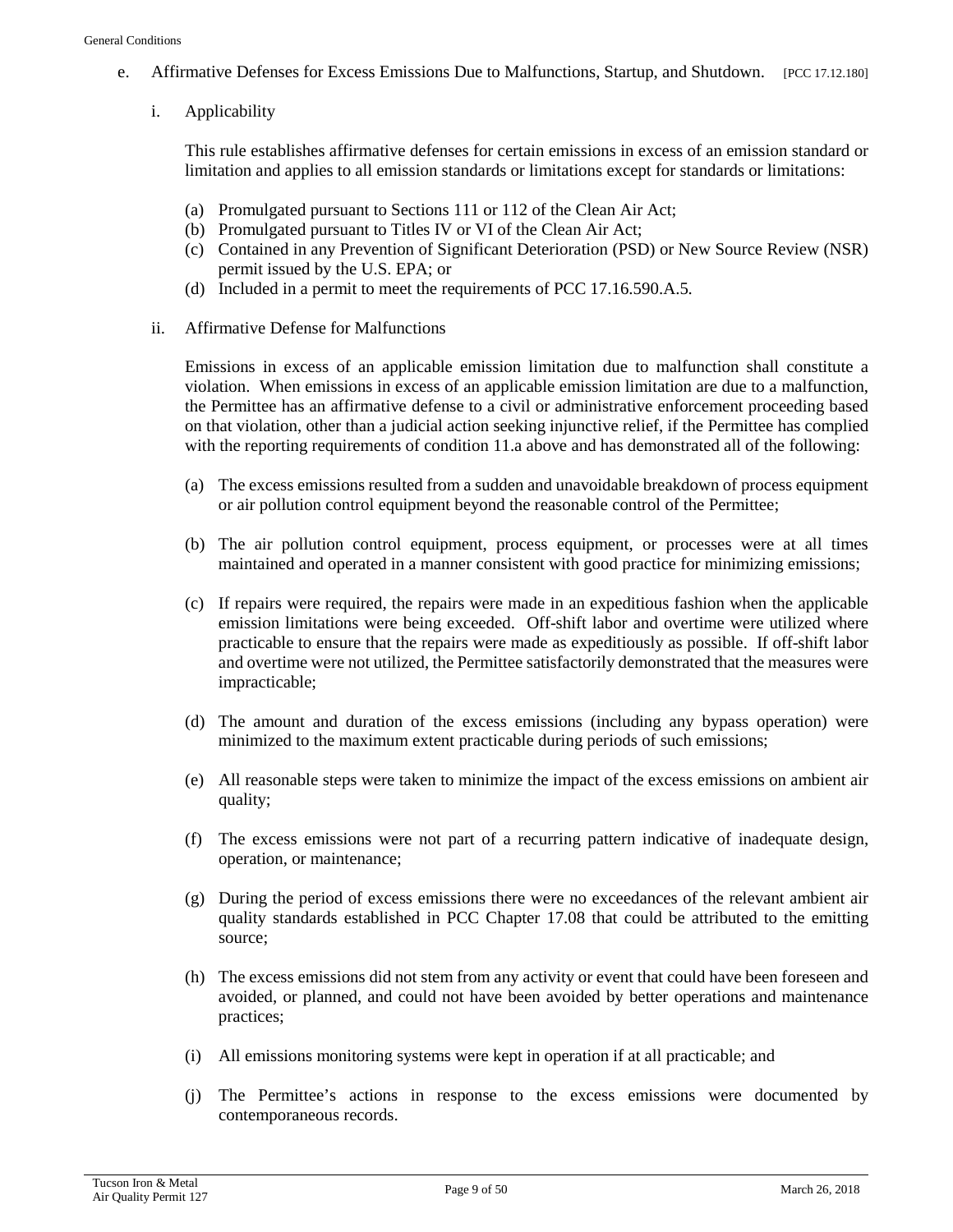e. Affirmative Defenses for Excess Emissions Due to Malfunctions, Startup, and Shutdown. [PCC 17.12.180]

i. Applicability

This rule establishes affirmative defenses for certain emissions in excess of an emission standard or limitation and applies to all emission standards or limitations except for standards or limitations:

(a) Promulgated pursuant to Sections 111 or 112 of the Clean Air Act;
(b) Promulgated pursuant to Titles IV or VI of the Clean Air Act;
(c) Contained in any Prevention of Significant Deterioration (PSD) or New Source Review (NSR) permit issued by the U.S. EPA; or
(d) Included in a permit to meet the requirements of PCC 17.16.590.A.5.

ii. Affirmative Defense for Malfunctions

Emissions in excess of an applicable emission limitation due to malfunction shall constitute a violation. When emissions in excess of an applicable emission limitation are due to a malfunction, the Permittee has an affirmative defense to a civil or administrative enforcement proceeding based on that violation, other than a judicial action seeking injunctive relief, if the Permittee has complied with the reporting requirements of condition 11.a above and has demonstrated all of the following:

(a) The excess emissions resulted from a sudden and unavoidable breakdown of process equipment or air pollution control equipment beyond the reasonable control of the Permittee;

(b) The air pollution control equipment, process equipment, or processes were at all times maintained and operated in a manner consistent with good practice for minimizing emissions;

(c) If repairs were required, the repairs were made in an expeditious fashion when the applicable emission limitations were being exceeded. Off-shift labor and overtime were utilized where practicable to ensure that the repairs were made as expeditiously as possible. If off-shift labor and overtime were not utilized, the Permittee satisfactorily demonstrated that the measures were impracticable;

(d) The amount and duration of the excess emissions (including any bypass operation) were minimized to the maximum extent practicable during periods of such emissions;

(e) All reasonable steps were taken to minimize the impact of the excess emissions on ambient air quality;

(f) The excess emissions were not part of a recurring pattern indicative of inadequate design, operation, or maintenance;

(g) During the period of excess emissions there were no exceedances of the relevant ambient air quality standards established in PCC Chapter 17.08 that could be attributed to the emitting source;

(h) The excess emissions did not stem from any activity or event that could have been foreseen and avoided, or planned, and could not have been avoided by better operations and maintenance practices;

(i) All emissions monitoring systems were kept in operation if at all practicable; and

(j) The Permittee's actions in response to the excess emissions were documented by contemporaneous records.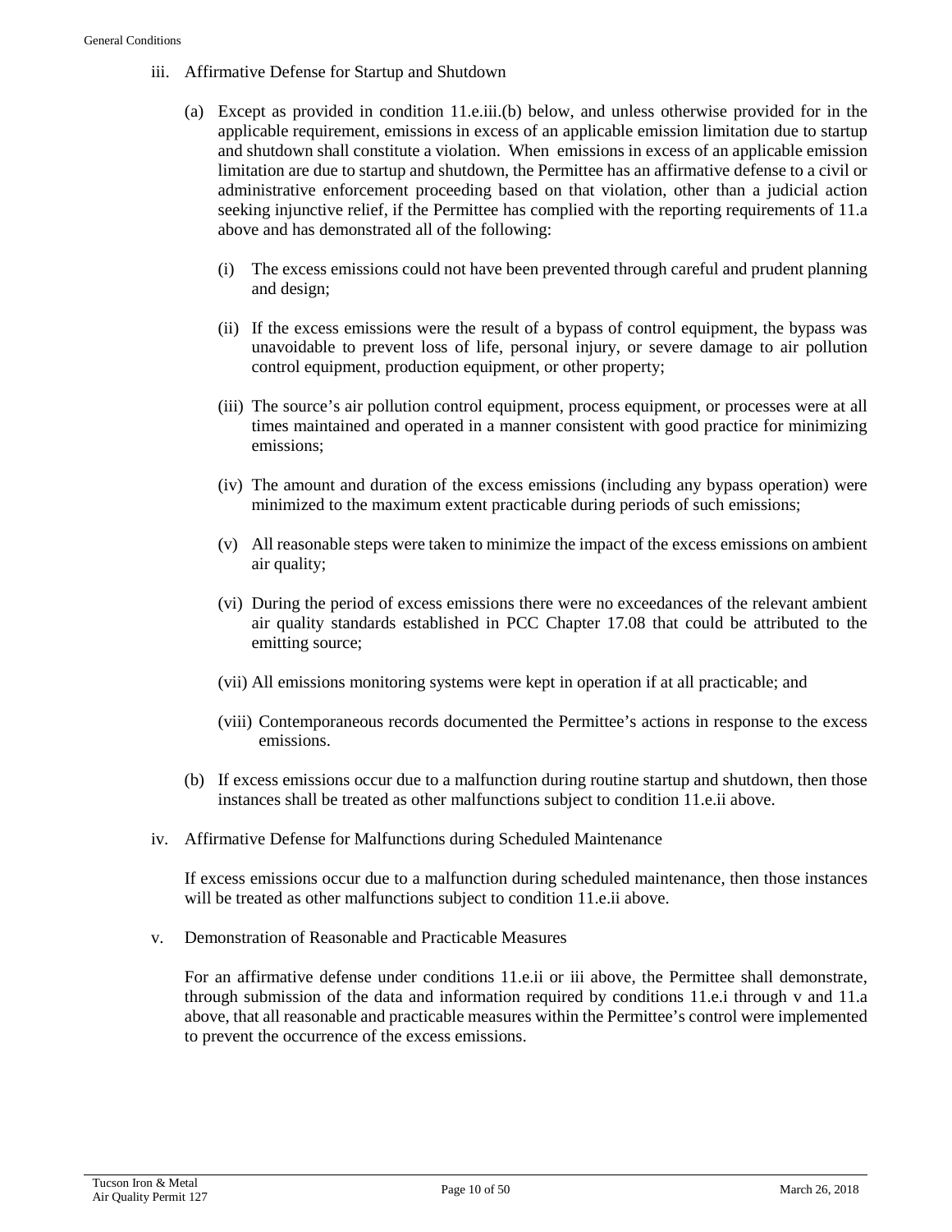iii. Affirmative Defense for Startup and Shutdown

(a) Except as provided in condition 11.e.iii.(b) below, and unless otherwise provided for in the applicable requirement, emissions in excess of an applicable emission limitation due to startup and shutdown shall constitute a violation. When emissions in excess of an applicable emission limitation are due to startup and shutdown, the Permittee has an affirmative defense to a civil or administrative enforcement proceeding based on that violation, other than a judicial action seeking injunctive relief, if the Permittee has complied with the reporting requirements of 11.a above and has demonstrated all of the following:

(i) The excess emissions could not have been prevented through careful and prudent planning and design;

(ii) If the excess emissions were the result of a bypass of control equipment, the bypass was unavoidable to prevent loss of life, personal injury, or severe damage to air pollution control equipment, production equipment, or other property;

(iii) The source's air pollution control equipment, process equipment, or processes were at all times maintained and operated in a manner consistent with good practice for minimizing emissions;

(iv) The amount and duration of the excess emissions (including any bypass operation) were minimized to the maximum extent practicable during periods of such emissions;

(v) All reasonable steps were taken to minimize the impact of the excess emissions on ambient air quality;

(vi) During the period of excess emissions there were no exceedances of the relevant ambient air quality standards established in PCC Chapter 17.08 that could be attributed to the emitting source;

(vii) All emissions monitoring systems were kept in operation if at all practicable; and

(viii) Contemporaneous records documented the Permittee's actions in response to the excess emissions.

(b) If excess emissions occur due to a malfunction during routine startup and shutdown, then those instances shall be treated as other malfunctions subject to condition 11.e.ii above.

iv. Affirmative Defense for Malfunctions during Scheduled Maintenance

If excess emissions occur due to a malfunction during scheduled maintenance, then those instances will be treated as other malfunctions subject to condition 11.e.ii above.

v. Demonstration of Reasonable and Practicable Measures

For an affirmative defense under conditions 11.e.ii or iii above, the Permittee shall demonstrate, through submission of the data and information required by conditions 11.e.i through v and 11.a above, that all reasonable and practicable measures within the Permittee's control were implemented to prevent the occurrence of the excess emissions.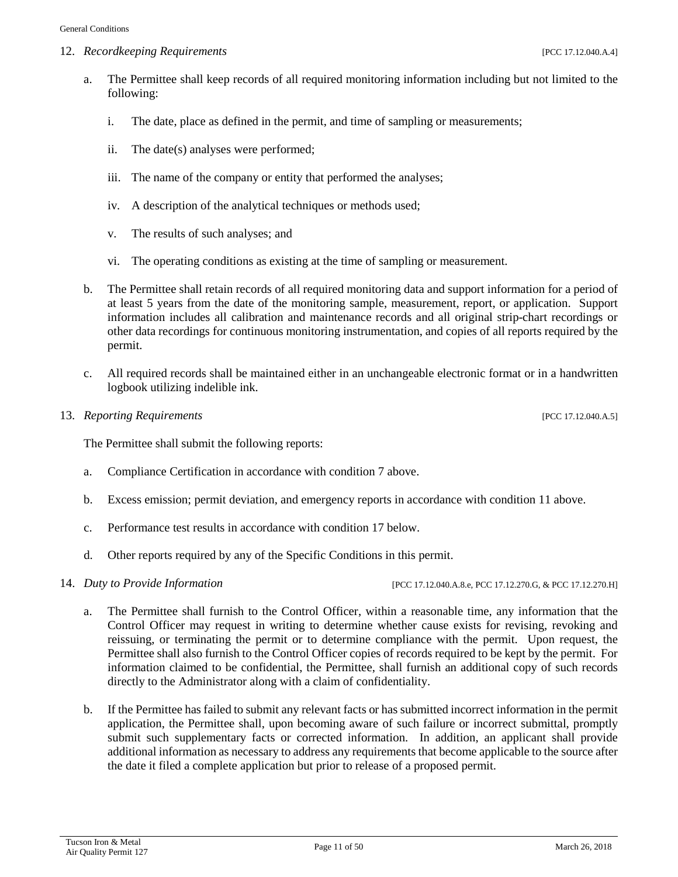12. *Recordkeeping Requirements* [PCC 17.12.040.A.4]

a. The Permittee shall keep records of all required monitoring information including but not limited to the following:

   i. The date, place as defined in the permit, and time of sampling or measurements;

   ii. The date(s) analyses were performed;

   iii. The name of the company or entity that performed the analyses;

   iv. A description of the analytical techniques or methods used;

   v. The results of such analyses; and

   vi. The operating conditions as existing at the time of sampling or measurement.

b. The Permittee shall retain records of all required monitoring data and support information for a period of at least 5 years from the date of the monitoring sample, measurement, report, or application. Support information includes all calibration and maintenance records and all original strip-chart recordings or other data recordings for continuous monitoring instrumentation, and copies of all reports required by the permit.

c. All required records shall be maintained either in an unchangeable electronic format or in a handwritten logbook utilizing indelible ink.

13. *Reporting Requirements* [PCC 17.12.040.A.5]

The Permittee shall submit the following reports:

a. Compliance Certification in accordance with condition 7 above.

b. Excess emission; permit deviation, and emergency reports in accordance with condition 11 above.

c. Performance test results in accordance with condition 17 below.

d. Other reports required by any of the Specific Conditions in this permit.

14. *Duty to Provide Information* [PCC 17.12.040.A.8.e, PCC 17.12.270.G, & PCC 17.12.270.H]

a. The Permittee shall furnish to the Control Officer, within a reasonable time, any information that the Control Officer may request in writing to determine whether cause exists for revising, revoking and reissuing, or terminating the permit or to determine compliance with the permit. Upon request, the Permittee shall also furnish to the Control Officer copies of records required to be kept by the permit. For information claimed to be confidential, the Permittee, shall furnish an additional copy of such records directly to the Administrator along with a claim of confidentiality.

b. If the Permittee has failed to submit any relevant facts or has submitted incorrect information in the permit application, the Permittee shall, upon becoming aware of such failure or incorrect submittal, promptly submit such supplementary facts or corrected information. In addition, an applicant shall provide additional information as necessary to address any requirements that become applicable to the source after the date it filed a complete application but prior to release of a proposed permit.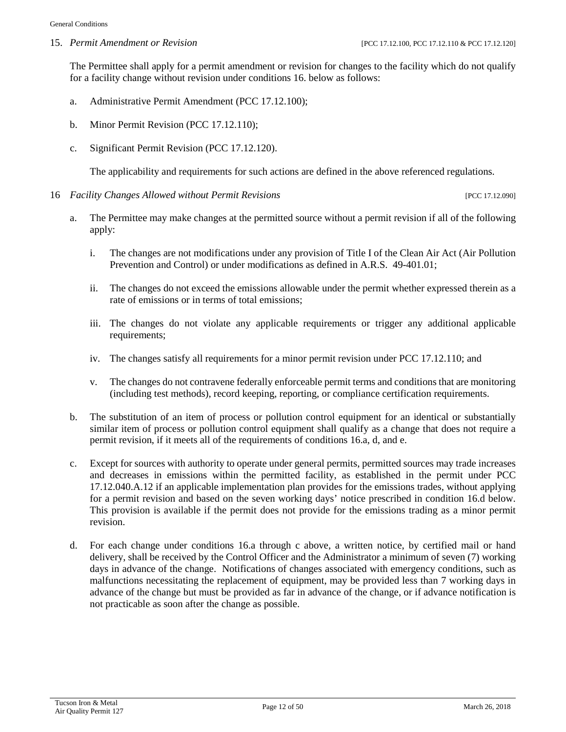15. *Permit Amendment or Revision* [PCC 17.12.100, PCC 17.12.110 & PCC 17.12.120]

The Permittee shall apply for a permit amendment or revision for changes to the facility which do not qualify for a facility change without revision under conditions 16. below as follows:

a. Administrative Permit Amendment (PCC 17.12.100);

b. Minor Permit Revision (PCC 17.12.110);

c. Significant Permit Revision (PCC 17.12.120).

The applicability and requirements for such actions are defined in the above referenced regulations.

16 *Facility Changes Allowed without Permit Revisions* [PCC 17.12.090]

a. The Permittee may make changes at the permitted source without a permit revision if all of the following apply:

   i. The changes are not modifications under any provision of Title I of the Clean Air Act (Air Pollution Prevention and Control) or under modifications as defined in A.R.S. 49-401.01;

   ii. The changes do not exceed the emissions allowable under the permit whether expressed therein as a rate of emissions or in terms of total emissions;

   iii. The changes do not violate any applicable requirements or trigger any additional applicable requirements;

   iv. The changes satisfy all requirements for a minor permit revision under PCC 17.12.110; and

   v. The changes do not contravene federally enforceable permit terms and conditions that are monitoring (including test methods), record keeping, reporting, or compliance certification requirements.

b. The substitution of an item of process or pollution control equipment for an identical or substantially similar item of process or pollution control equipment shall qualify as a change that does not require a permit revision, if it meets all of the requirements of conditions 16.a, d, and e.

c. Except for sources with authority to operate under general permits, permitted sources may trade increases and decreases in emissions within the permitted facility, as established in the permit under PCC 17.12.040.A.12 if an applicable implementation plan provides for the emissions trades, without applying for a permit revision and based on the seven working days' notice prescribed in condition 16.d below. This provision is available if the permit does not provide for the emissions trading as a minor permit revision.

d. For each change under conditions 16.a through c above, a written notice, by certified mail or hand delivery, shall be received by the Control Officer and the Administrator a minimum of seven (7) working days in advance of the change. Notifications of changes associated with emergency conditions, such as malfunctions necessitating the replacement of equipment, may be provided less than 7 working days in advance of the change but must be provided as far in advance of the change, or if advance notification is not practicable as soon after the change as possible.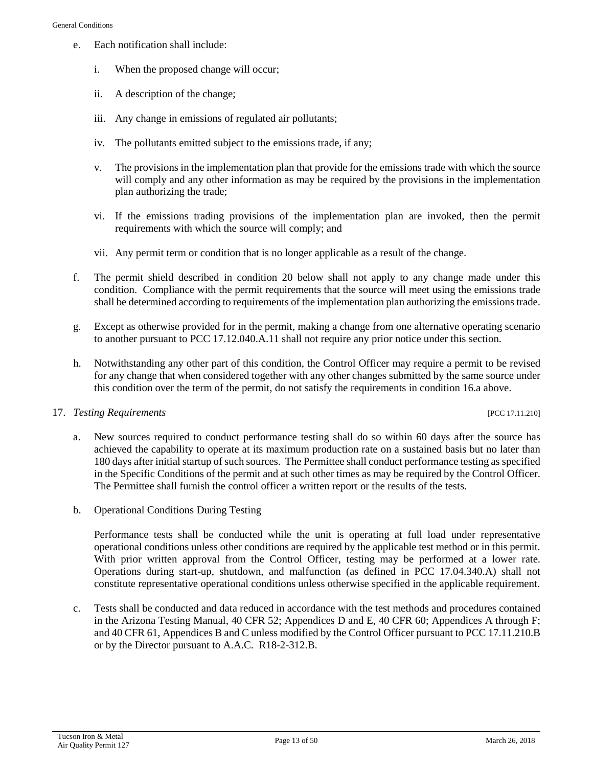e. Each notification shall include:

   i. When the proposed change will occur;

   ii. A description of the change;

   iii. Any change in emissions of regulated air pollutants;

   iv. The pollutants emitted subject to the emissions trade, if any;

   v. The provisions in the implementation plan that provide for the emissions trade with which the source will comply and any other information as may be required by the provisions in the implementation plan authorizing the trade;

   vi. If the emissions trading provisions of the implementation plan are invoked, then the permit requirements with which the source will comply; and

   vii. Any permit term or condition that is no longer applicable as a result of the change.

f. The permit shield described in condition 20 below shall not apply to any change made under this condition. Compliance with the permit requirements that the source will meet using the emissions trade shall be determined according to requirements of the implementation plan authorizing the emissions trade.

g. Except as otherwise provided for in the permit, making a change from one alternative operating scenario to another pursuant to PCC 17.12.040.A.11 shall not require any prior notice under this section.

h. Notwithstanding any other part of this condition, the Control Officer may require a permit to be revised for any change that when considered together with any other changes submitted by the same source under this condition over the term of the permit, do not satisfy the requirements in condition 16.a above.

17. *Testing Requirements* [PCC 17.11.210]

   a. New sources required to conduct performance testing shall do so within 60 days after the source has achieved the capability to operate at its maximum production rate on a sustained basis but no later than 180 days after initial startup of such sources. The Permittee shall conduct performance testing as specified in the Specific Conditions of the permit and at such other times as may be required by the Control Officer. The Permittee shall furnish the control officer a written report or the results of the tests.

   b. Operational Conditions During Testing

      Performance tests shall be conducted while the unit is operating at full load under representative operational conditions unless other conditions are required by the applicable test method or in this permit. With prior written approval from the Control Officer, testing may be performed at a lower rate. Operations during start-up, shutdown, and malfunction (as defined in PCC 17.04.340.A) shall not constitute representative operational conditions unless otherwise specified in the applicable requirement.

   c. Tests shall be conducted and data reduced in accordance with the test methods and procedures contained in the Arizona Testing Manual, 40 CFR 52; Appendices D and E, 40 CFR 60; Appendices A through F; and 40 CFR 61, Appendices B and C unless modified by the Control Officer pursuant to PCC 17.11.210.B or by the Director pursuant to A.A.C. R18-2-312.B.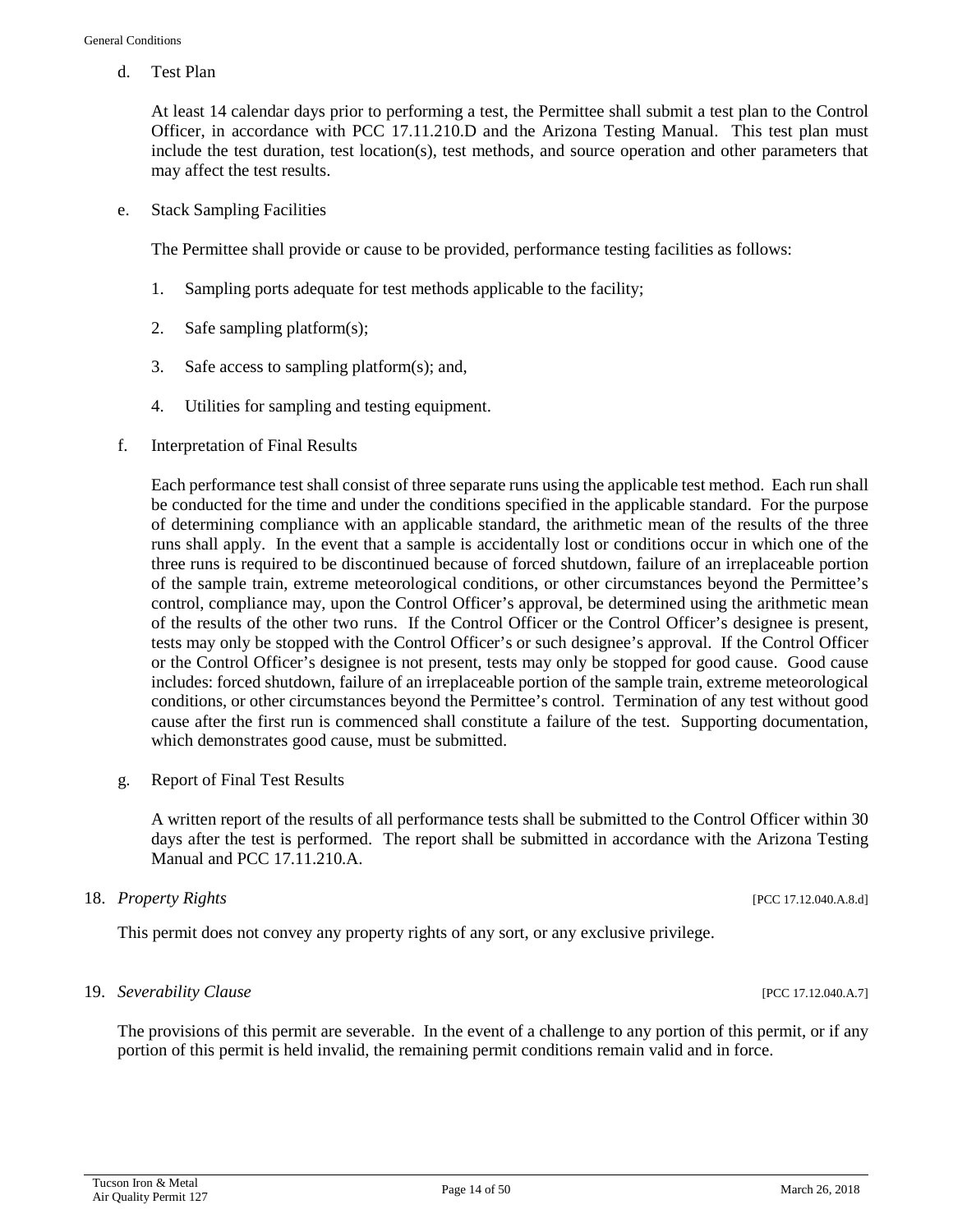d. Test Plan

At least 14 calendar days prior to performing a test, the Permittee shall submit a test plan to the Control Officer, in accordance with PCC 17.11.210.D and the Arizona Testing Manual. This test plan must include the test duration, test location(s), test methods, and source operation and other parameters that may affect the test results.

e. Stack Sampling Facilities

The Permittee shall provide or cause to be provided, performance testing facilities as follows:

1. Sampling ports adequate for test methods applicable to the facility;

2. Safe sampling platform(s);

3. Safe access to sampling platform(s); and,

4. Utilities for sampling and testing equipment.

f. Interpretation of Final Results

Each performance test shall consist of three separate runs using the applicable test method. Each run shall be conducted for the time and under the conditions specified in the applicable standard. For the purpose of determining compliance with an applicable standard, the arithmetic mean of the results of the three runs shall apply. In the event that a sample is accidentally lost or conditions occur in which one of the three runs is required to be discontinued because of forced shutdown, failure of an irreplaceable portion of the sample train, extreme meteorological conditions, or other circumstances beyond the Permittee's control, compliance may, upon the Control Officer's approval, be determined using the arithmetic mean of the results of the other two runs. If the Control Officer or the Control Officer's designee is present, tests may only be stopped with the Control Officer's or such designee's approval. If the Control Officer or the Control Officer's designee is not present, tests may only be stopped for good cause. Good cause includes: forced shutdown, failure of an irreplaceable portion of the sample train, extreme meteorological conditions, or other circumstances beyond the Permittee's control. Termination of any test without good cause after the first run is commenced shall constitute a failure of the test. Supporting documentation, which demonstrates good cause, must be submitted.

g. Report of Final Test Results

A written report of the results of all performance tests shall be submitted to the Control Officer within 30 days after the test is performed. The report shall be submitted in accordance with the Arizona Testing Manual and PCC 17.11.210.A.

18. *Property Rights* [PCC 17.12.040.A.8.d]

This permit does not convey any property rights of any sort, or any exclusive privilege.

19. *Severability Clause* [PCC 17.12.040.A.7]

The provisions of this permit are severable. In the event of a challenge to any portion of this permit, or if any portion of this permit is held invalid, the remaining permit conditions remain valid and in force.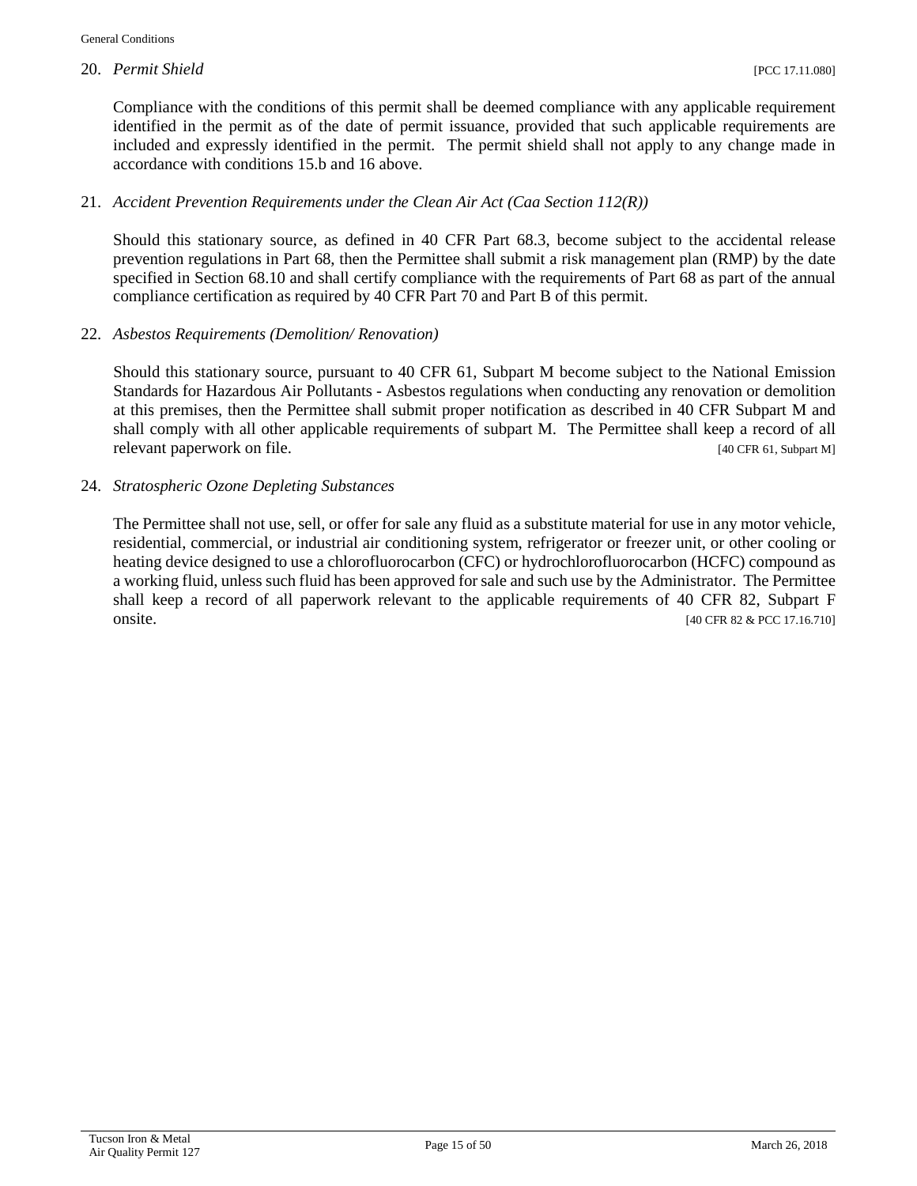20. *Permit Shield* [PCC 17.11.080]

Compliance with the conditions of this permit shall be deemed compliance with any applicable requirement identified in the permit as of the date of permit issuance, provided that such applicable requirements are included and expressly identified in the permit. The permit shield shall not apply to any change made in accordance with conditions 15.b and 16 above.

21. *Accident Prevention Requirements under the Clean Air Act (Caa Section 112(R))*

Should this stationary source, as defined in 40 CFR Part 68.3, become subject to the accidental release prevention regulations in Part 68, then the Permittee shall submit a risk management plan (RMP) by the date specified in Section 68.10 and shall certify compliance with the requirements of Part 68 as part of the annual compliance certification as required by 40 CFR Part 70 and Part B of this permit.

22. *Asbestos Requirements (Demolition/ Renovation)*

Should this stationary source, pursuant to 40 CFR 61, Subpart M become subject to the National Emission Standards for Hazardous Air Pollutants - Asbestos regulations when conducting any renovation or demolition at this premises, then the Permittee shall submit proper notification as described in 40 CFR Subpart M and shall comply with all other applicable requirements of subpart M. The Permittee shall keep a record of all relevant paperwork on file. [40 CFR 61, Subpart M]

24. *Stratospheric Ozone Depleting Substances*

The Permittee shall not use, sell, or offer for sale any fluid as a substitute material for use in any motor vehicle, residential, commercial, or industrial air conditioning system, refrigerator or freezer unit, or other cooling or heating device designed to use a chlorofluorocarbon (CFC) or hydrochlorofluorocarbon (HCFC) compound as a working fluid, unless such fluid has been approved for sale and such use by the Administrator. The Permittee shall keep a record of all paperwork relevant to the applicable requirements of 40 CFR 82, Subpart F onsite. [40 CFR 82 & PCC 17.16.710]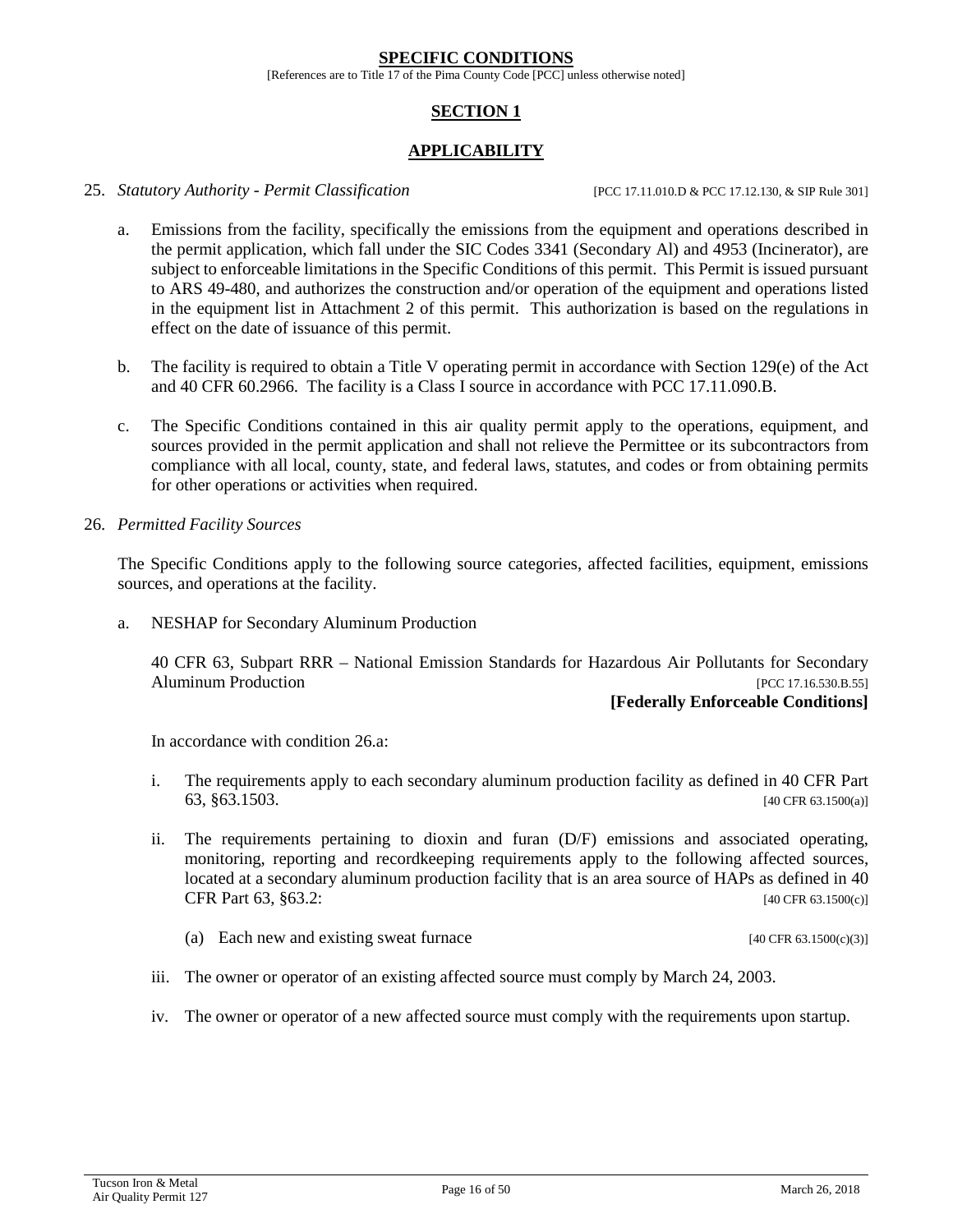## SPECIFIC CONDITIONS

[References are to Title 17 of the Pima County Code [PCC] unless otherwise noted]

## SECTION 1

## APPLICABILITY

25. *Statutory Authority - Permit Classification* [PCC 17.11.010.D & PCC 17.12.130, & SIP Rule 301]

    a. Emissions from the facility, specifically the emissions from the equipment and operations described in the permit application, which fall under the SIC Codes 3341 (Secondary Al) and 4953 (Incinerator), are subject to enforceable limitations in the Specific Conditions of this permit. This Permit is issued pursuant to ARS 49-480, and authorizes the construction and/or operation of the equipment and operations listed in the equipment list in Attachment 2 of this permit. This authorization is based on the regulations in effect on the date of issuance of this permit.

    b. The facility is required to obtain a Title V operating permit in accordance with Section 129(e) of the Act and 40 CFR 60.2966. The facility is a Class I source in accordance with PCC 17.11.090.B.

    c. The Specific Conditions contained in this air quality permit apply to the operations, equipment, and sources provided in the permit application and shall not relieve the Permittee or its subcontractors from compliance with all local, county, state, and federal laws, statutes, and codes or from obtaining permits for other operations or activities when required.

26. *Permitted Facility Sources*

    The Specific Conditions apply to the following source categories, affected facilities, equipment, emissions sources, and operations at the facility.

    a. NESHAP for Secondary Aluminum Production

       40 CFR 63, Subpart RRR – National Emission Standards for Hazardous Air Pollutants for Secondary Aluminum Production [PCC 17.16.530.B.55]

       **[Federally Enforceable Conditions]**

       In accordance with condition 26.a:

       i. The requirements apply to each secondary aluminum production facility as defined in 40 CFR Part 63, §63.1503. [40 CFR 63.1500(a)]

       ii. The requirements pertaining to dioxin and furan (D/F) emissions and associated operating, monitoring, reporting and recordkeeping requirements apply to the following affected sources, located at a secondary aluminum production facility that is an area source of HAPs as defined in 40 CFR Part 63, §63.2: [40 CFR 63.1500(c)]

          (a) Each new and existing sweat furnace [40 CFR 63.1500(c)(3)]

       iii. The owner or operator of an existing affected source must comply by March 24, 2003.

       iv. The owner or operator of a new affected source must comply with the requirements upon startup.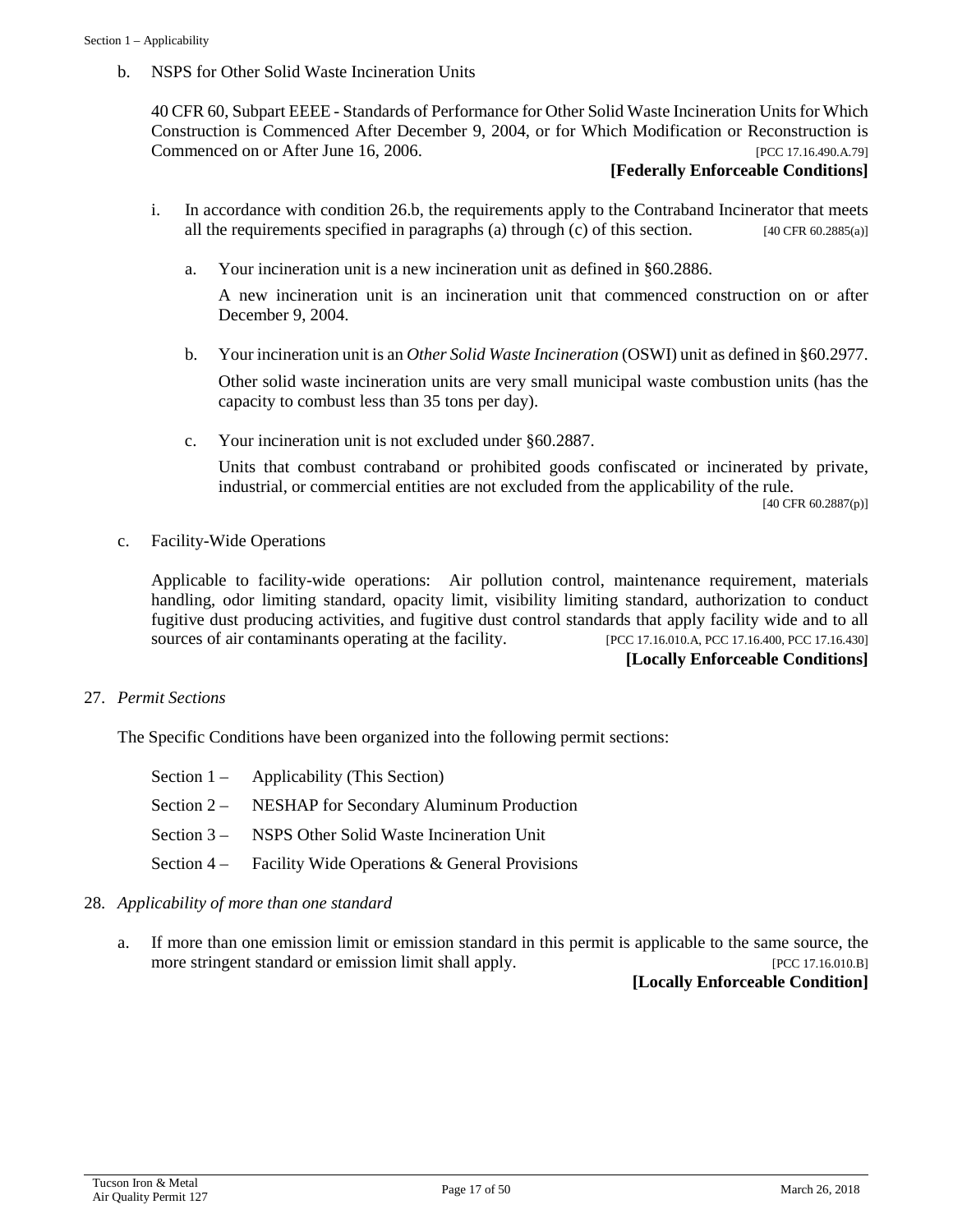b. NSPS for Other Solid Waste Incineration Units

40 CFR 60, Subpart EEEE - Standards of Performance for Other Solid Waste Incineration Units for Which Construction is Commenced After December 9, 2004, or for Which Modification or Reconstruction is Commenced on or After June 16, 2006. [PCC 17.16.490.A.79]

**[Federally Enforceable Conditions]**

i. In accordance with condition 26.b, the requirements apply to the Contraband Incinerator that meets all the requirements specified in paragraphs (a) through (c) of this section. [40 CFR 60.2885(a)]

a. Your incineration unit is a new incineration unit as defined in §60.2886.

A new incineration unit is an incineration unit that commenced construction on or after December 9, 2004.

b. Your incineration unit is an *Other Solid Waste Incineration* (OSWI) unit as defined in §60.2977.

Other solid waste incineration units are very small municipal waste combustion units (has the capacity to combust less than 35 tons per day).

c. Your incineration unit is not excluded under §60.2887.

Units that combust contraband or prohibited goods confiscated or incinerated by private, industrial, or commercial entities are not excluded from the applicability of the rule. [40 CFR 60.2887(p)]

c. Facility-Wide Operations

Applicable to facility-wide operations: Air pollution control, maintenance requirement, materials handling, odor limiting standard, opacity limit, visibility limiting standard, authorization to conduct fugitive dust producing activities, and fugitive dust control standards that apply facility wide and to all sources of air contaminants operating at the facility. [PCC 17.16.010.A, PCC 17.16.400, PCC 17.16.430]

**[Locally Enforceable Conditions]**

27. *Permit Sections*

The Specific Conditions have been organized into the following permit sections:

- Section 1 – Applicability (This Section)
- Section 2 – NESHAP for Secondary Aluminum Production
- Section 3 – NSPS Other Solid Waste Incineration Unit
- Section 4 – Facility Wide Operations & General Provisions

28. *Applicability of more than one standard*

a. If more than one emission limit or emission standard in this permit is applicable to the same source, the more stringent standard or emission limit shall apply. [PCC 17.16.010.B]

**[Locally Enforceable Condition]**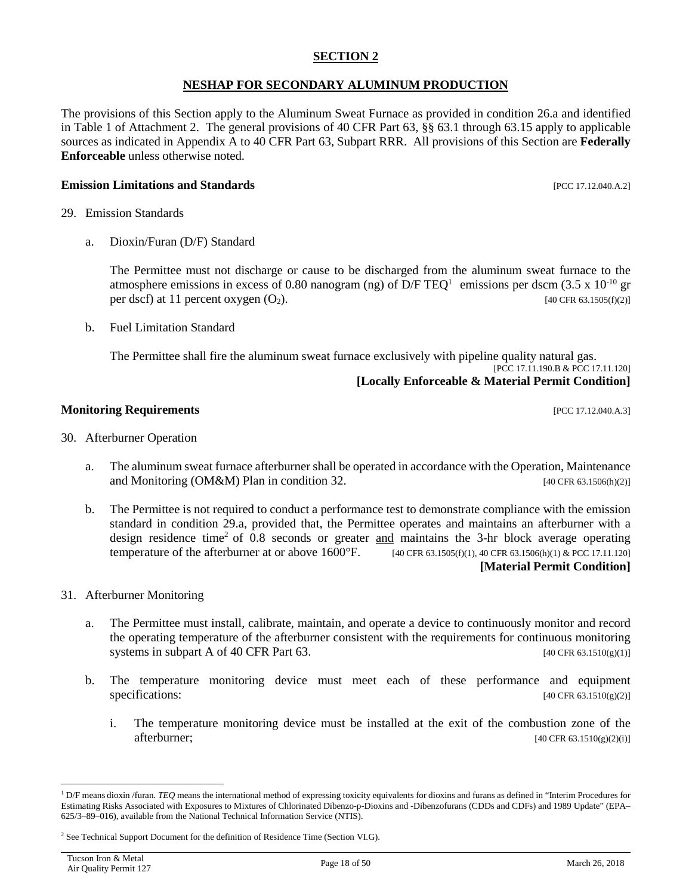## SECTION 2

## NESHAP FOR SECONDARY ALUMINUM PRODUCTION

The provisions of this Section apply to the Aluminum Sweat Furnace as provided in condition 26.a and identified in Table 1 of Attachment 2. The general provisions of 40 CFR Part 63, §§ 63.1 through 63.15 apply to applicable sources as indicated in Appendix A to 40 CFR Part 63, Subpart RRR. All provisions of this Section are **Federally Enforceable** unless otherwise noted.

**Emission Limitations and Standards** [PCC 17.12.040.A.2]

29. Emission Standards

   a. Dioxin/Furan (D/F) Standard

      The Permittee must not discharge or cause to be discharged from the aluminum sweat furnace to the atmosphere emissions in excess of 0.80 nanogram (ng) of D/F TEQ[1] emissions per dscm ($3.5 \times 10^{-10}$ gr per dscf) at 11 percent oxygen ($O_2$). [40 CFR 63.1505(f)(2)]

   b. Fuel Limitation Standard

      The Permittee shall fire the aluminum sweat furnace exclusively with pipeline quality natural gas. [PCC 17.11.190.B & PCC 17.11.120]
      **[Locally Enforceable & Material Permit Condition]**

**Monitoring Requirements** [PCC 17.12.040.A.3]

30. Afterburner Operation

   a. The aluminum sweat furnace afterburner shall be operated in accordance with the Operation, Maintenance and Monitoring (OM&M) Plan in condition 32. [40 CFR 63.1506(h)(2)]

   b. The Permittee is not required to conduct a performance test to demonstrate compliance with the emission standard in condition 29.a, provided that, the Permittee operates and maintains an afterburner with a design residence time[2] of 0.8 seconds or greater and maintains the 3-hr block average operating temperature of the afterburner at or above 1600°F. [40 CFR 63.1505(f)(1), 40 CFR 63.1506(h)(1) & PCC 17.11.120]
      **[Material Permit Condition]**

31. Afterburner Monitoring

   a. The Permittee must install, calibrate, maintain, and operate a device to continuously monitor and record the operating temperature of the afterburner consistent with the requirements for continuous monitoring systems in subpart A of 40 CFR Part 63. [40 CFR 63.1510(g)(1)]

   b. The temperature monitoring device must meet each of these performance and equipment specifications: [40 CFR 63.1510(g)(2)]

      i. The temperature monitoring device must be installed at the exit of the combustion zone of the afterburner; [40 CFR 63.1510(g)(2)(i)]

---

[1] D/F means dioxin /furan. *TEQ* means the international method of expressing toxicity equivalents for dioxins and furans as defined in "Interim Procedures for Estimating Risks Associated with Exposures to Mixtures of Chlorinated Dibenzo-p-Dioxins and -Dibenzofurans (CDDs and CDFs) and 1989 Update" (EPA–625/3–89–016), available from the National Technical Information Service (NTIS).

[2] See Technical Support Document for the definition of Residence Time (Section VI.G).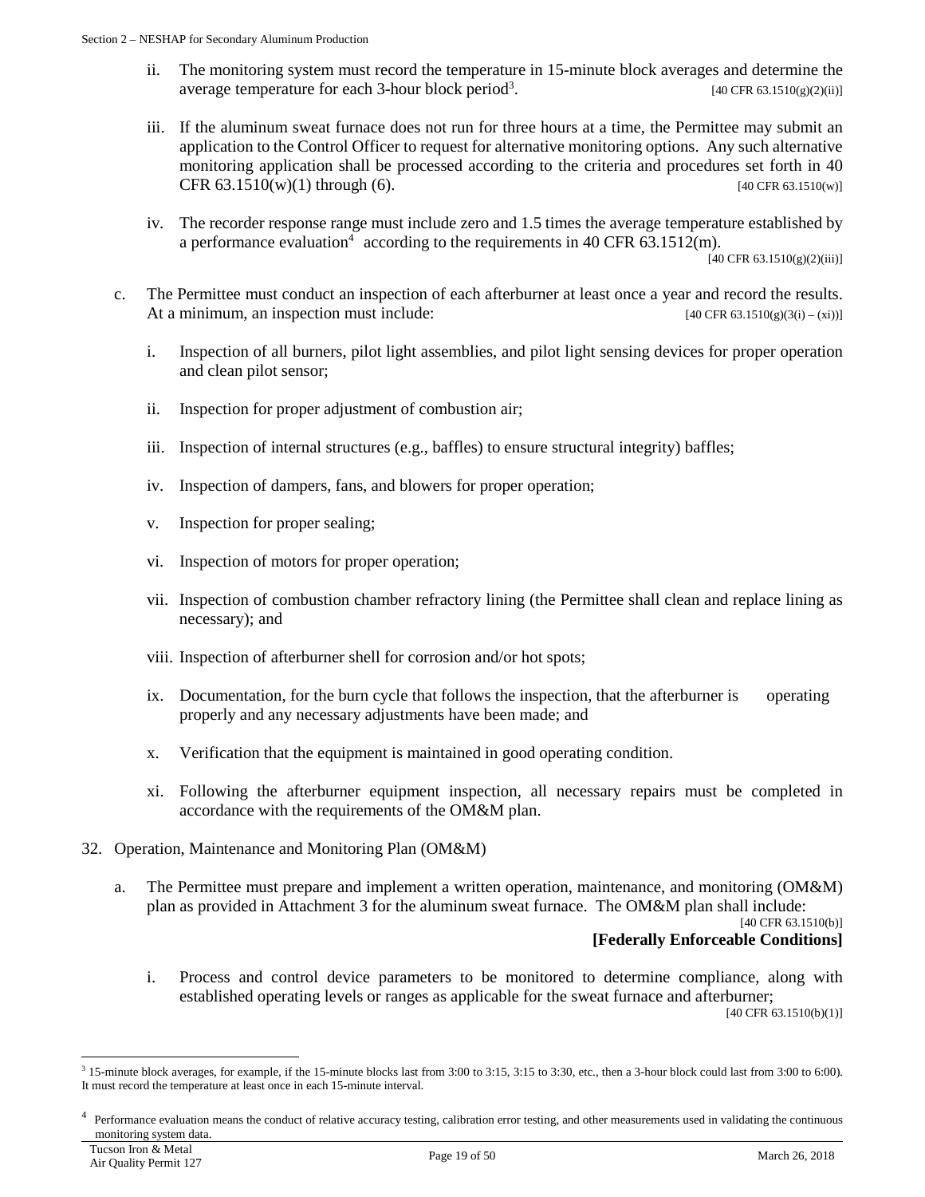ii. The monitoring system must record the temperature in 15-minute block averages and determine the average temperature for each 3-hour block period[3]. [40 CFR 63.1510(g)(2)(ii)]

iii. If the aluminum sweat furnace does not run for three hours at a time, the Permittee may submit an application to the Control Officer to request for alternative monitoring options. Any such alternative monitoring application shall be processed according to the criteria and procedures set forth in 40 CFR 63.1510(w)(1) through (6). [40 CFR 63.1510(w)]

iv. The recorder response range must include zero and 1.5 times the average temperature established by a performance evaluation[4] according to the requirements in 40 CFR 63.1512(m). [40 CFR 63.1510(g)(2)(iii)]

c. The Permittee must conduct an inspection of each afterburner at least once a year and record the results. At a minimum, an inspection must include: [40 CFR 63.1510(g)(3(i) – (xi))]

i. Inspection of all burners, pilot light assemblies, and pilot light sensing devices for proper operation and clean pilot sensor;

ii. Inspection for proper adjustment of combustion air;

iii. Inspection of internal structures (e.g., baffles) to ensure structural integrity) baffles;

iv. Inspection of dampers, fans, and blowers for proper operation;

v. Inspection for proper sealing;

vi. Inspection of motors for proper operation;

vii. Inspection of combustion chamber refractory lining (the Permittee shall clean and replace lining as necessary); and

viii. Inspection of afterburner shell for corrosion and/or hot spots;

ix. Documentation, for the burn cycle that follows the inspection, that the afterburner is operating properly and any necessary adjustments have been made; and

x. Verification that the equipment is maintained in good operating condition.

xi. Following the afterburner equipment inspection, all necessary repairs must be completed in accordance with the requirements of the OM&M plan.

32. Operation, Maintenance and Monitoring Plan (OM&M)

a. The Permittee must prepare and implement a written operation, maintenance, and monitoring (OM&M) plan as provided in Attachment 3 for the aluminum sweat furnace. The OM&M plan shall include: [40 CFR 63.1510(b)]
**[Federally Enforceable Conditions]**

i. Process and control device parameters to be monitored to determine compliance, along with established operating levels or ranges as applicable for the sweat furnace and afterburner; [40 CFR 63.1510(b)(1)]

---

[3] 15-minute block averages, for example, if the 15-minute blocks last from 3:00 to 3:15, 3:15 to 3:30, etc., then a 3-hour block could last from 3:00 to 6:00). It must record the temperature at least once in each 15-minute interval.

[4] Performance evaluation means the conduct of relative accuracy testing, calibration error testing, and other measurements used in validating the continuous monitoring system data.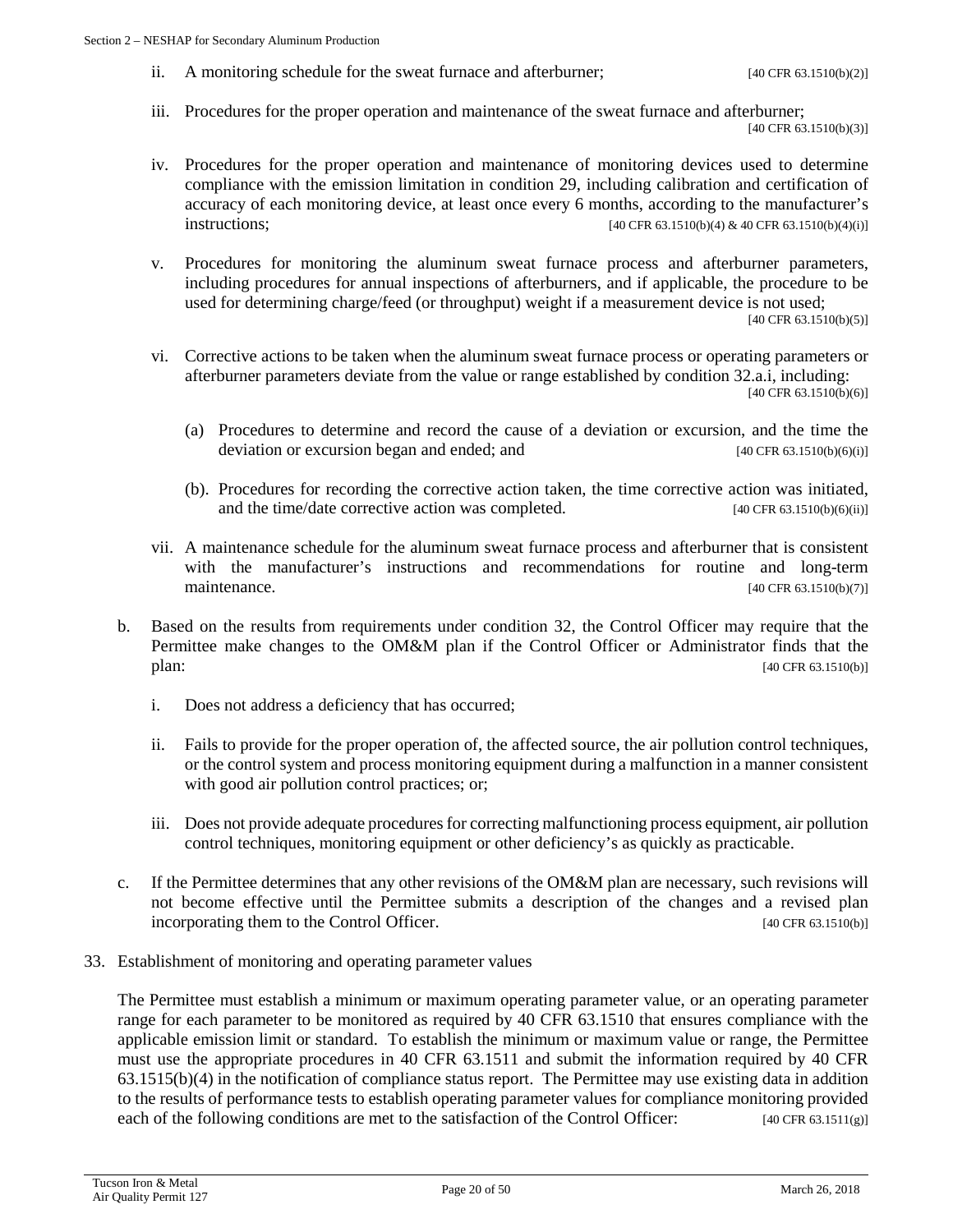ii. A monitoring schedule for the sweat furnace and afterburner; [40 CFR 63.1510(b)(2)]

iii. Procedures for the proper operation and maintenance of the sweat furnace and afterburner; [40 CFR 63.1510(b)(3)]

iv. Procedures for the proper operation and maintenance of monitoring devices used to determine compliance with the emission limitation in condition 29, including calibration and certification of accuracy of each monitoring device, at least once every 6 months, according to the manufacturer's instructions; [40 CFR 63.1510(b)(4) & 40 CFR 63.1510(b)(4)(i)]

v. Procedures for monitoring the aluminum sweat furnace process and afterburner parameters, including procedures for annual inspections of afterburners, and if applicable, the procedure to be used for determining charge/feed (or throughput) weight if a measurement device is not used; [40 CFR 63.1510(b)(5)]

vi. Corrective actions to be taken when the aluminum sweat furnace process or operating parameters or afterburner parameters deviate from the value or range established by condition 32.a.i, including: [40 CFR 63.1510(b)(6)]

   (a) Procedures to determine and record the cause of a deviation or excursion, and the time the deviation or excursion began and ended; and [40 CFR 63.1510(b)(6)(i)]

   (b). Procedures for recording the corrective action taken, the time corrective action was initiated, and the time/date corrective action was completed. [40 CFR 63.1510(b)(6)(ii)]

vii. A maintenance schedule for the aluminum sweat furnace process and afterburner that is consistent with the manufacturer's instructions and recommendations for routine and long-term maintenance. [40 CFR 63.1510(b)(7)]

b. Based on the results from requirements under condition 32, the Control Officer may require that the Permittee make changes to the OM&M plan if the Control Officer or Administrator finds that the plan: [40 CFR 63.1510(b)]

   i. Does not address a deficiency that has occurred;

   ii. Fails to provide for the proper operation of, the affected source, the air pollution control techniques, or the control system and process monitoring equipment during a malfunction in a manner consistent with good air pollution control practices; or;

   iii. Does not provide adequate procedures for correcting malfunctioning process equipment, air pollution control techniques, monitoring equipment or other deficiency's as quickly as practicable.

c. If the Permittee determines that any other revisions of the OM&M plan are necessary, such revisions will not become effective until the Permittee submits a description of the changes and a revised plan incorporating them to the Control Officer. [40 CFR 63.1510(b)]

33. Establishment of monitoring and operating parameter values

The Permittee must establish a minimum or maximum operating parameter value, or an operating parameter range for each parameter to be monitored as required by 40 CFR 63.1510 that ensures compliance with the applicable emission limit or standard. To establish the minimum or maximum value or range, the Permittee must use the appropriate procedures in 40 CFR 63.1511 and submit the information required by 40 CFR 63.1515(b)(4) in the notification of compliance status report. The Permittee may use existing data in addition to the results of performance tests to establish operating parameter values for compliance monitoring provided each of the following conditions are met to the satisfaction of the Control Officer: [40 CFR 63.1511(g)]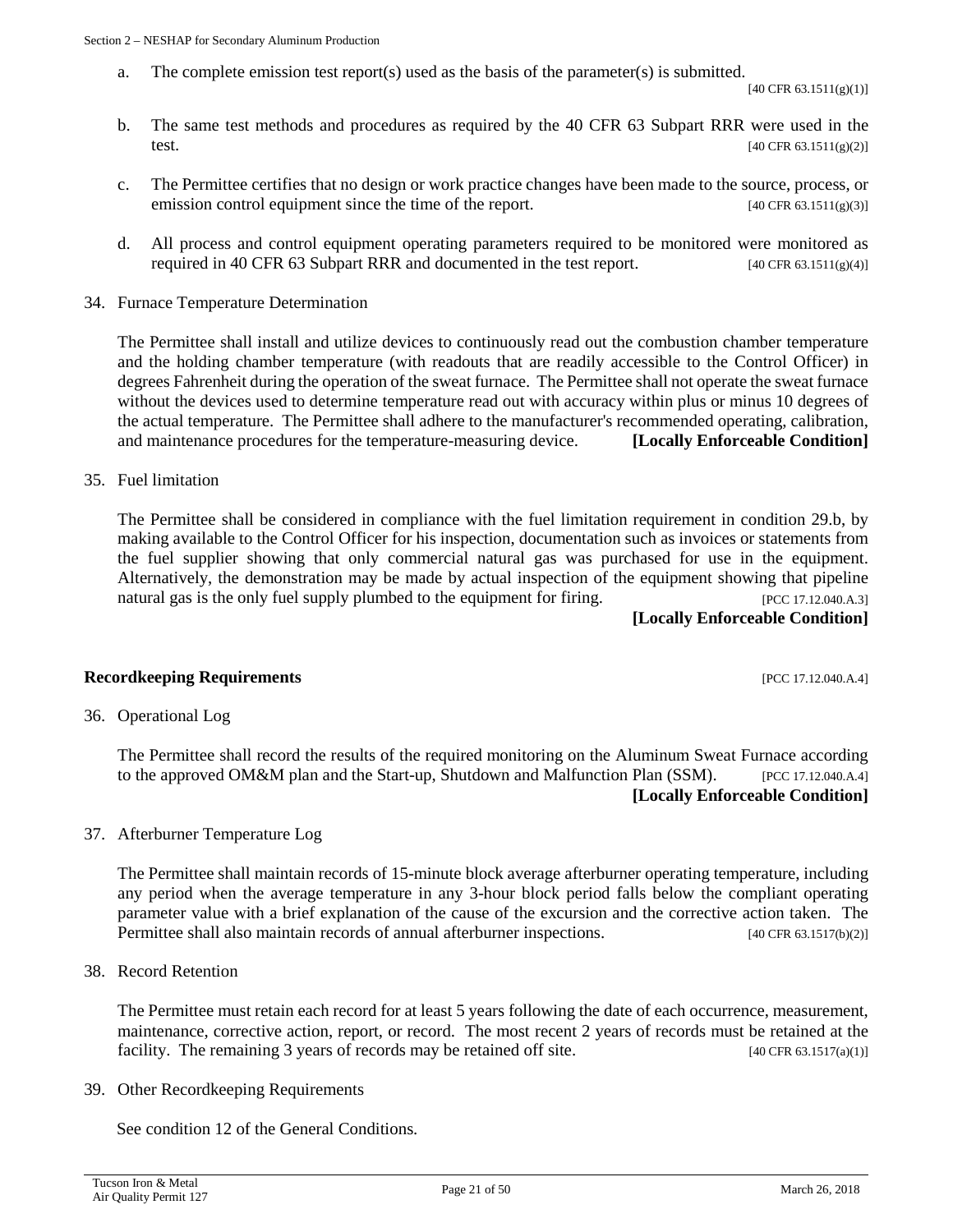a. The complete emission test report(s) used as the basis of the parameter(s) is submitted. [40 CFR 63.1511(g)(1)]

b. The same test methods and procedures as required by the 40 CFR 63 Subpart RRR were used in the test. [40 CFR 63.1511(g)(2)]

c. The Permittee certifies that no design or work practice changes have been made to the source, process, or emission control equipment since the time of the report. [40 CFR 63.1511(g)(3)]

d. All process and control equipment operating parameters required to be monitored were monitored as required in 40 CFR 63 Subpart RRR and documented in the test report. [40 CFR 63.1511(g)(4)]

34. Furnace Temperature Determination

The Permittee shall install and utilize devices to continuously read out the combustion chamber temperature and the holding chamber temperature (with readouts that are readily accessible to the Control Officer) in degrees Fahrenheit during the operation of the sweat furnace. The Permittee shall not operate the sweat furnace without the devices used to determine temperature read out with accuracy within plus or minus 10 degrees of the actual temperature. The Permittee shall adhere to the manufacturer's recommended operating, calibration, and maintenance procedures for the temperature-measuring device. **[Locally Enforceable Condition]**

35. Fuel limitation

The Permittee shall be considered in compliance with the fuel limitation requirement in condition 29.b, by making available to the Control Officer for his inspection, documentation such as invoices or statements from the fuel supplier showing that only commercial natural gas was purchased for use in the equipment. Alternatively, the demonstration may be made by actual inspection of the equipment showing that pipeline natural gas is the only fuel supply plumbed to the equipment for firing. [PCC 17.12.040.A.3]

**[Locally Enforceable Condition]**

**Recordkeeping Requirements** [PCC 17.12.040.A.4]

36. Operational Log

The Permittee shall record the results of the required monitoring on the Aluminum Sweat Furnace according to the approved OM&M plan and the Start-up, Shutdown and Malfunction Plan (SSM). [PCC 17.12.040.A.4]

**[Locally Enforceable Condition]**

37. Afterburner Temperature Log

The Permittee shall maintain records of 15-minute block average afterburner operating temperature, including any period when the average temperature in any 3-hour block period falls below the compliant operating parameter value with a brief explanation of the cause of the excursion and the corrective action taken. The Permittee shall also maintain records of annual afterburner inspections. [40 CFR 63.1517(b)(2)]

38. Record Retention

The Permittee must retain each record for at least 5 years following the date of each occurrence, measurement, maintenance, corrective action, report, or record. The most recent 2 years of records must be retained at the facility. The remaining 3 years of records may be retained off site. [40 CFR 63.1517(a)(1)]

39. Other Recordkeeping Requirements

See condition 12 of the General Conditions.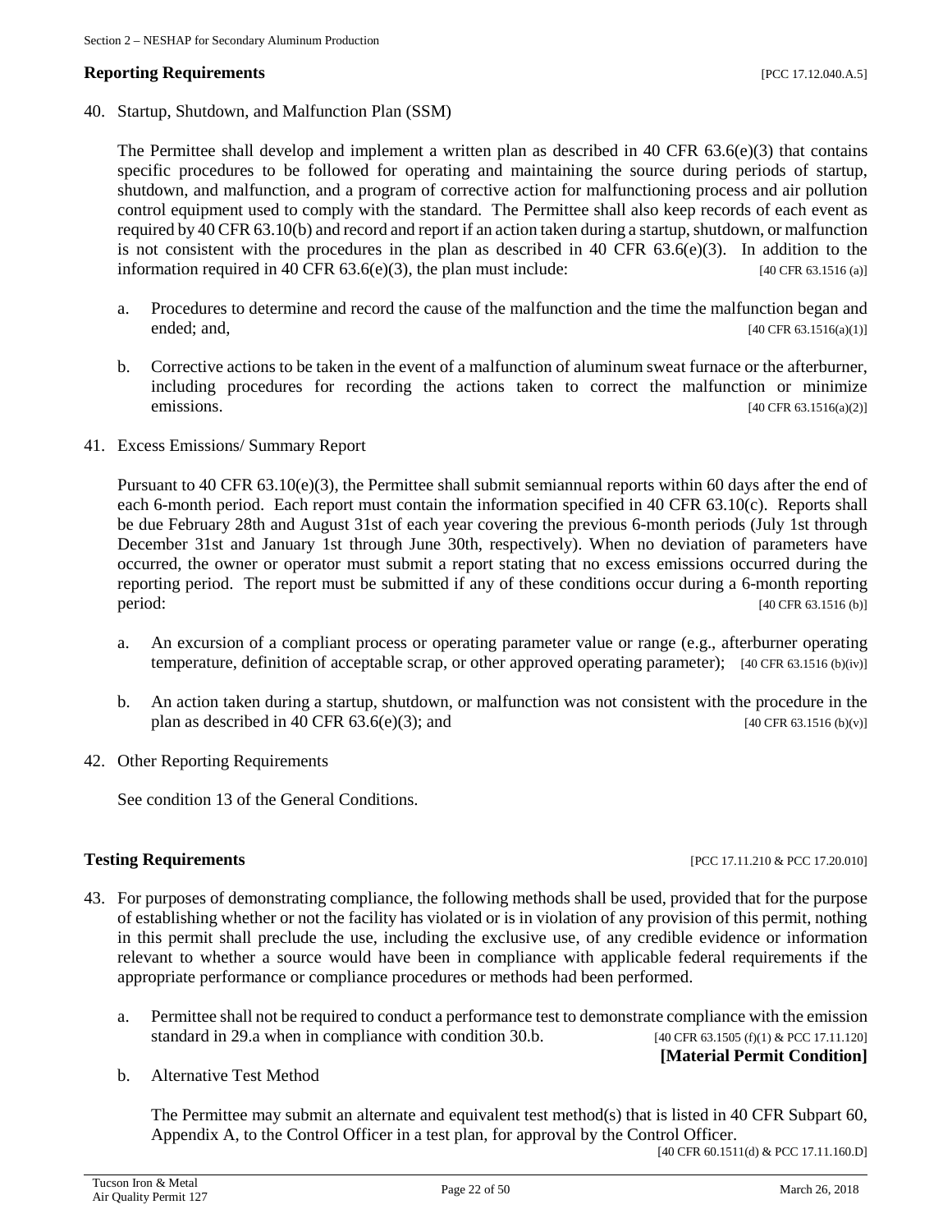**Reporting Requirements** [PCC 17.12.040.A.5]

40. Startup, Shutdown, and Malfunction Plan (SSM)

    The Permittee shall develop and implement a written plan as described in 40 CFR 63.6(e)(3) that contains specific procedures to be followed for operating and maintaining the source during periods of startup, shutdown, and malfunction, and a program of corrective action for malfunctioning process and air pollution control equipment used to comply with the standard. The Permittee shall also keep records of each event as required by 40 CFR 63.10(b) and record and report if an action taken during a startup, shutdown, or malfunction is not consistent with the procedures in the plan as described in 40 CFR 63.6(e)(3). In addition to the information required in 40 CFR 63.6(e)(3), the plan must include: [40 CFR 63.1516 (a)]

    a. Procedures to determine and record the cause of the malfunction and the time the malfunction began and ended; and, [40 CFR 63.1516(a)(1)]

    b. Corrective actions to be taken in the event of a malfunction of aluminum sweat furnace or the afterburner, including procedures for recording the actions taken to correct the malfunction or minimize emissions. [40 CFR 63.1516(a)(2)]

41. Excess Emissions/ Summary Report

    Pursuant to 40 CFR 63.10(e)(3), the Permittee shall submit semiannual reports within 60 days after the end of each 6-month period. Each report must contain the information specified in 40 CFR 63.10(c). Reports shall be due February 28th and August 31st of each year covering the previous 6-month periods (July 1st through December 31st and January 1st through June 30th, respectively). When no deviation of parameters have occurred, the owner or operator must submit a report stating that no excess emissions occurred during the reporting period. The report must be submitted if any of these conditions occur during a 6-month reporting period: [40 CFR 63.1516 (b)]

    a. An excursion of a compliant process or operating parameter value or range (e.g., afterburner operating temperature, definition of acceptable scrap, or other approved operating parameter); [40 CFR 63.1516 (b)(iv)]

    b. An action taken during a startup, shutdown, or malfunction was not consistent with the procedure in the plan as described in 40 CFR 63.6(e)(3); and [40 CFR 63.1516 (b)(v)]

42. Other Reporting Requirements

    See condition 13 of the General Conditions.

**Testing Requirements** [PCC 17.11.210 & PCC 17.20.010]

43. For purposes of demonstrating compliance, the following methods shall be used, provided that for the purpose of establishing whether or not the facility has violated or is in violation of any provision of this permit, nothing in this permit shall preclude the use, including the exclusive use, of any credible evidence or information relevant to whether a source would have been in compliance with applicable federal requirements if the appropriate performance or compliance procedures or methods had been performed.

    a. Permittee shall not be required to conduct a performance test to demonstrate compliance with the emission standard in 29.a when in compliance with condition 30.b. [40 CFR 63.1505 (f)(1) & PCC 17.11.120] **[Material Permit Condition]**

    b. Alternative Test Method

       The Permittee may submit an alternate and equivalent test method(s) that is listed in 40 CFR Subpart 60, Appendix A, to the Control Officer in a test plan, for approval by the Control Officer. [40 CFR 60.1511(d) & PCC 17.11.160.D]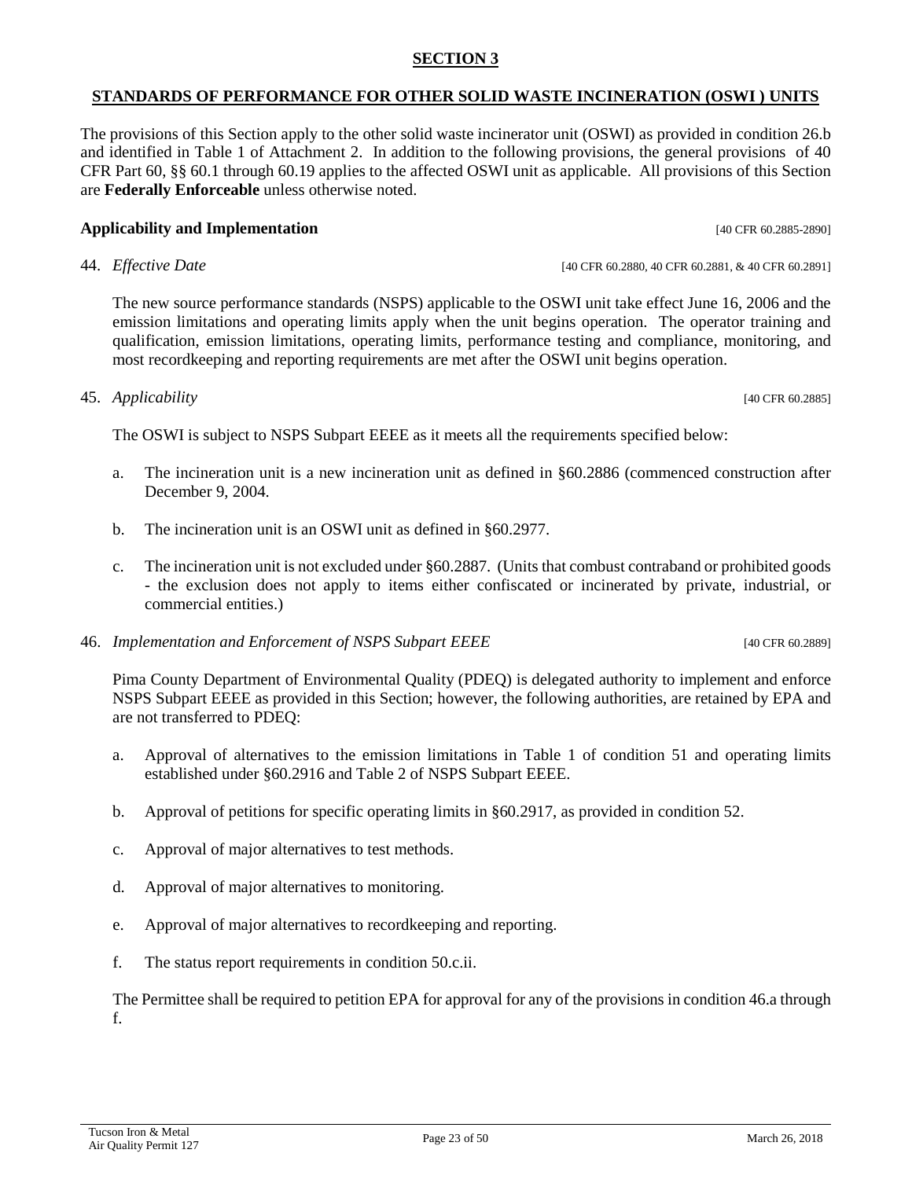## SECTION 3

## STANDARDS OF PERFORMANCE FOR OTHER SOLID WASTE INCINERATION (OSWI ) UNITS

The provisions of this Section apply to the other solid waste incinerator unit (OSWI) as provided in condition 26.b and identified in Table 1 of Attachment 2. In addition to the following provisions, the general provisions of 40 CFR Part 60, §§ 60.1 through 60.19 applies to the affected OSWI unit as applicable. All provisions of this Section are **Federally Enforceable** unless otherwise noted.

### Applicability and Implementation [40 CFR 60.2885-2890]

44. *Effective Date* [40 CFR 60.2880, 40 CFR 60.2881, & 40 CFR 60.2891]

    The new source performance standards (NSPS) applicable to the OSWI unit take effect June 16, 2006 and the emission limitations and operating limits apply when the unit begins operation. The operator training and qualification, emission limitations, operating limits, performance testing and compliance, monitoring, and most recordkeeping and reporting requirements are met after the OSWI unit begins operation.

45. *Applicability* [40 CFR 60.2885]

    The OSWI is subject to NSPS Subpart EEEE as it meets all the requirements specified below:

    a. The incineration unit is a new incineration unit as defined in §60.2886 (commenced construction after December 9, 2004.

    b. The incineration unit is an OSWI unit as defined in §60.2977.

    c. The incineration unit is not excluded under §60.2887. (Units that combust contraband or prohibited goods - the exclusion does not apply to items either confiscated or incinerated by private, industrial, or commercial entities.)

46. *Implementation and Enforcement of NSPS Subpart EEEE* [40 CFR 60.2889]

    Pima County Department of Environmental Quality (PDEQ) is delegated authority to implement and enforce NSPS Subpart EEEE as provided in this Section; however, the following authorities, are retained by EPA and are not transferred to PDEQ:

    a. Approval of alternatives to the emission limitations in Table 1 of condition 51 and operating limits established under §60.2916 and Table 2 of NSPS Subpart EEEE.

    b. Approval of petitions for specific operating limits in §60.2917, as provided in condition 52.

    c. Approval of major alternatives to test methods.

    d. Approval of major alternatives to monitoring.

    e. Approval of major alternatives to recordkeeping and reporting.

    f. The status report requirements in condition 50.c.ii.

    The Permittee shall be required to petition EPA for approval for any of the provisions in condition 46.a through f.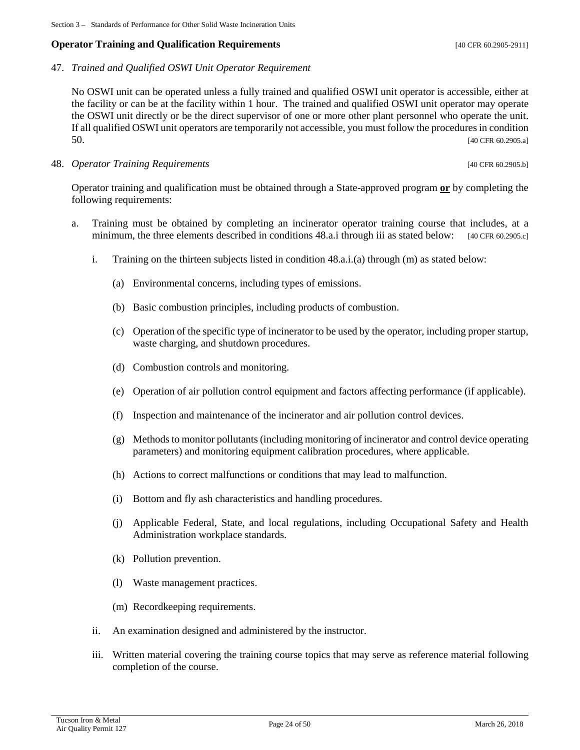## Operator Training and Qualification Requirements [40 CFR 60.2905-2911]

47. *Trained and Qualified OSWI Unit Operator Requirement*

    No OSWI unit can be operated unless a fully trained and qualified OSWI unit operator is accessible, either at the facility or can be at the facility within 1 hour. The trained and qualified OSWI unit operator may operate the OSWI unit directly or be the direct supervisor of one or more other plant personnel who operate the unit. If all qualified OSWI unit operators are temporarily not accessible, you must follow the procedures in condition 50. [40 CFR 60.2905.a]

48. *Operator Training Requirements* [40 CFR 60.2905.b]

    Operator training and qualification must be obtained through a State-approved program **or** by completing the following requirements:

    a. Training must be obtained by completing an incinerator operator training course that includes, at a minimum, the three elements described in conditions 48.a.i through iii as stated below: [40 CFR 60.2905.c]

        i. Training on the thirteen subjects listed in condition 48.a.i.(a) through (m) as stated below:

            (a) Environmental concerns, including types of emissions.

            (b) Basic combustion principles, including products of combustion.

            (c) Operation of the specific type of incinerator to be used by the operator, including proper startup, waste charging, and shutdown procedures.

            (d) Combustion controls and monitoring.

            (e) Operation of air pollution control equipment and factors affecting performance (if applicable).

            (f) Inspection and maintenance of the incinerator and air pollution control devices.

            (g) Methods to monitor pollutants (including monitoring of incinerator and control device operating parameters) and monitoring equipment calibration procedures, where applicable.

            (h) Actions to correct malfunctions or conditions that may lead to malfunction.

            (i) Bottom and fly ash characteristics and handling procedures.

            (j) Applicable Federal, State, and local regulations, including Occupational Safety and Health Administration workplace standards.

            (k) Pollution prevention.

            (l) Waste management practices.

            (m) Recordkeeping requirements.

        ii. An examination designed and administered by the instructor.

        iii. Written material covering the training course topics that may serve as reference material following completion of the course.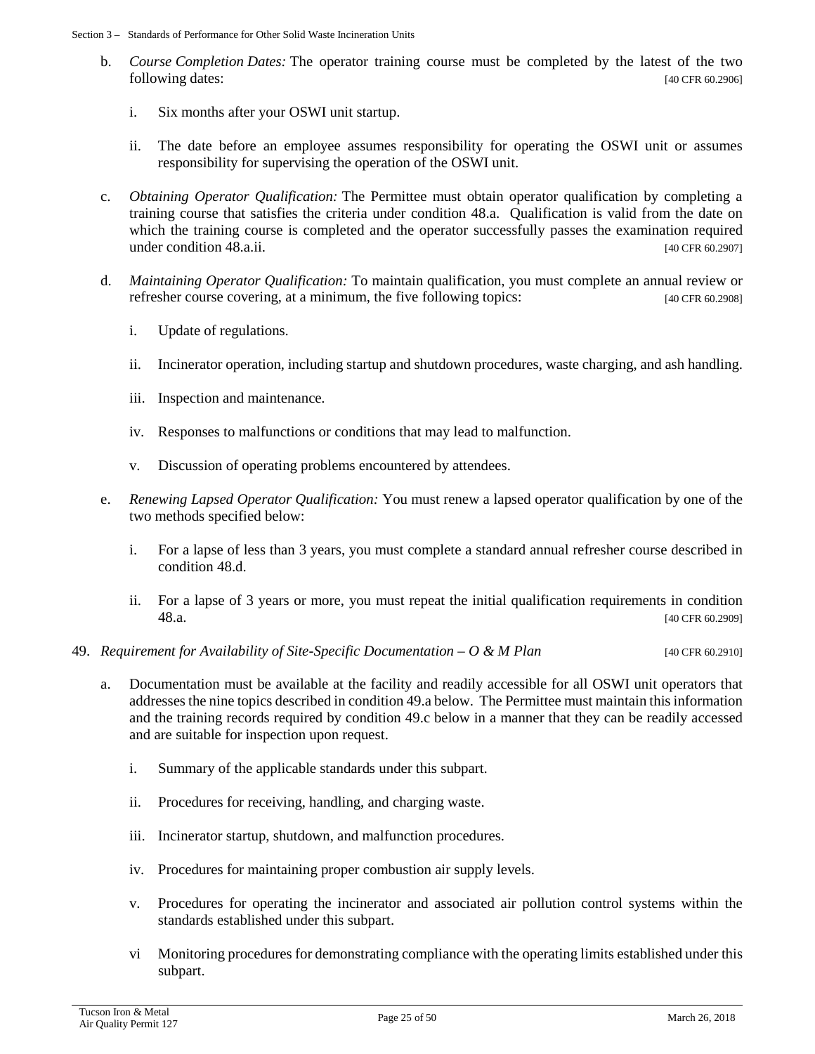b. *Course Completion Dates:* The operator training course must be completed by the latest of the two following dates: [40 CFR 60.2906]

   i. Six months after your OSWI unit startup.

   ii. The date before an employee assumes responsibility for operating the OSWI unit or assumes responsibility for supervising the operation of the OSWI unit.

c. *Obtaining Operator Qualification:* The Permittee must obtain operator qualification by completing a training course that satisfies the criteria under condition 48.a. Qualification is valid from the date on which the training course is completed and the operator successfully passes the examination required under condition 48.a.ii. [40 CFR 60.2907]

d. *Maintaining Operator Qualification:* To maintain qualification, you must complete an annual review or refresher course covering, at a minimum, the five following topics: [40 CFR 60.2908]

   i. Update of regulations.

   ii. Incinerator operation, including startup and shutdown procedures, waste charging, and ash handling.

   iii. Inspection and maintenance.

   iv. Responses to malfunctions or conditions that may lead to malfunction.

   v. Discussion of operating problems encountered by attendees.

e. *Renewing Lapsed Operator Qualification:* You must renew a lapsed operator qualification by one of the two methods specified below:

   i. For a lapse of less than 3 years, you must complete a standard annual refresher course described in condition 48.d.

   ii. For a lapse of 3 years or more, you must repeat the initial qualification requirements in condition 48.a. [40 CFR 60.2909]

49. *Requirement for Availability of Site-Specific Documentation – O & M Plan* [40 CFR 60.2910]

   a. Documentation must be available at the facility and readily accessible for all OSWI unit operators that addresses the nine topics described in condition 49.a below. The Permittee must maintain this information and the training records required by condition 49.c below in a manner that they can be readily accessed and are suitable for inspection upon request.

      i. Summary of the applicable standards under this subpart.

      ii. Procedures for receiving, handling, and charging waste.

      iii. Incinerator startup, shutdown, and malfunction procedures.

      iv. Procedures for maintaining proper combustion air supply levels.

      v. Procedures for operating the incinerator and associated air pollution control systems within the standards established under this subpart.

      vi Monitoring procedures for demonstrating compliance with the operating limits established under this subpart.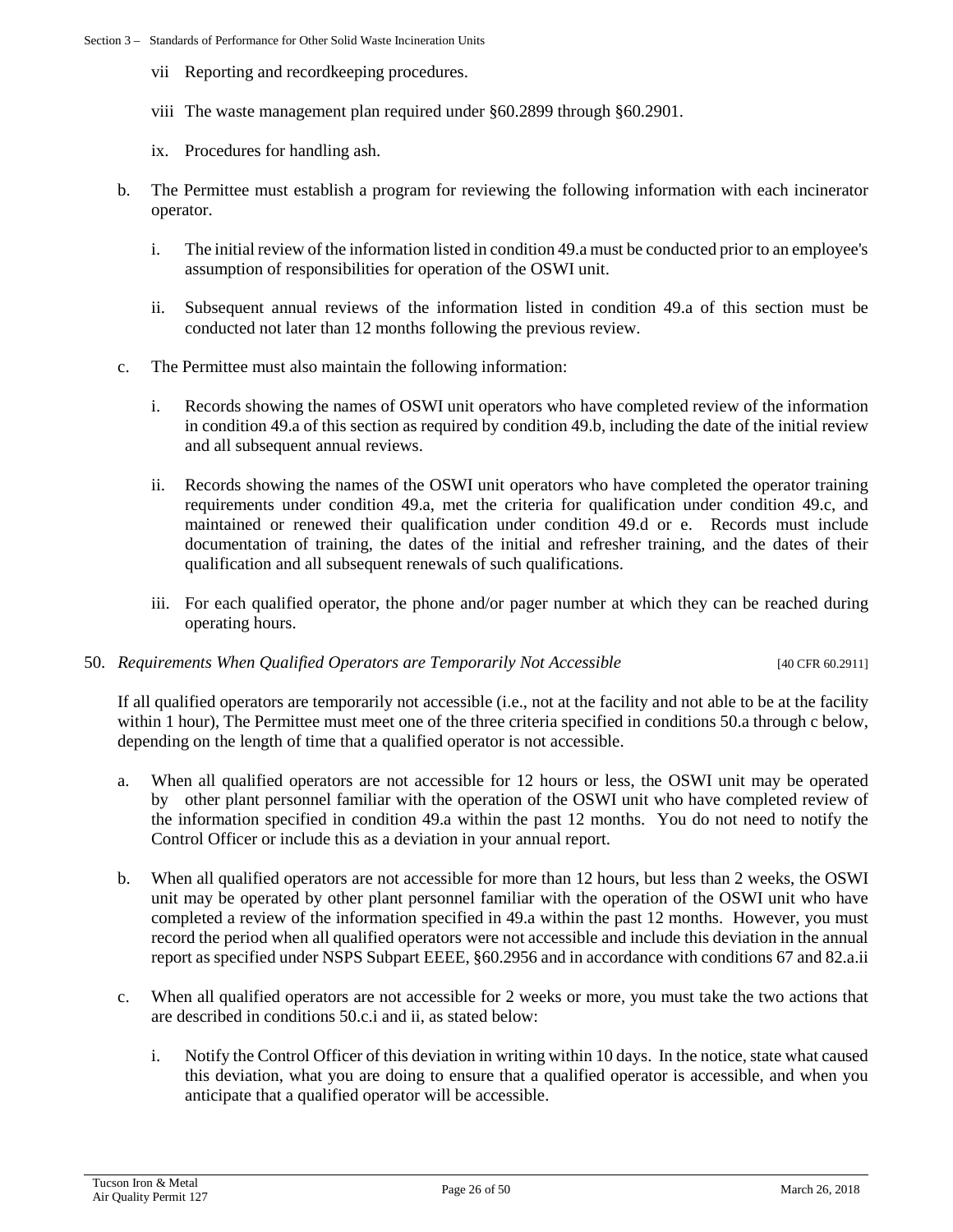vii Reporting and recordkeeping procedures.

viii The waste management plan required under §60.2899 through §60.2901.

ix. Procedures for handling ash.

b. The Permittee must establish a program for reviewing the following information with each incinerator operator.

   i. The initial review of the information listed in condition 49.a must be conducted prior to an employee's assumption of responsibilities for operation of the OSWI unit.

   ii. Subsequent annual reviews of the information listed in condition 49.a of this section must be conducted not later than 12 months following the previous review.

c. The Permittee must also maintain the following information:

   i. Records showing the names of OSWI unit operators who have completed review of the information in condition 49.a of this section as required by condition 49.b, including the date of the initial review and all subsequent annual reviews.

   ii. Records showing the names of the OSWI unit operators who have completed the operator training requirements under condition 49.a, met the criteria for qualification under condition 49.c, and maintained or renewed their qualification under condition 49.d or e. Records must include documentation of training, the dates of the initial and refresher training, and the dates of their qualification and all subsequent renewals of such qualifications.

   iii. For each qualified operator, the phone and/or pager number at which they can be reached during operating hours.

50. *Requirements When Qualified Operators are Temporarily Not Accessible* [40 CFR 60.2911]

If all qualified operators are temporarily not accessible (i.e., not at the facility and not able to be at the facility within 1 hour), The Permittee must meet one of the three criteria specified in conditions 50.a through c below, depending on the length of time that a qualified operator is not accessible.

a. When all qualified operators are not accessible for 12 hours or less, the OSWI unit may be operated by other plant personnel familiar with the operation of the OSWI unit who have completed review of the information specified in condition 49.a within the past 12 months. You do not need to notify the Control Officer or include this as a deviation in your annual report.

b. When all qualified operators are not accessible for more than 12 hours, but less than 2 weeks, the OSWI unit may be operated by other plant personnel familiar with the operation of the OSWI unit who have completed a review of the information specified in 49.a within the past 12 months. However, you must record the period when all qualified operators were not accessible and include this deviation in the annual report as specified under NSPS Subpart EEEE, §60.2956 and in accordance with conditions 67 and 82.a.ii

c. When all qualified operators are not accessible for 2 weeks or more, you must take the two actions that are described in conditions 50.c.i and ii, as stated below:

   i. Notify the Control Officer of this deviation in writing within 10 days. In the notice, state what caused this deviation, what you are doing to ensure that a qualified operator is accessible, and when you anticipate that a qualified operator will be accessible.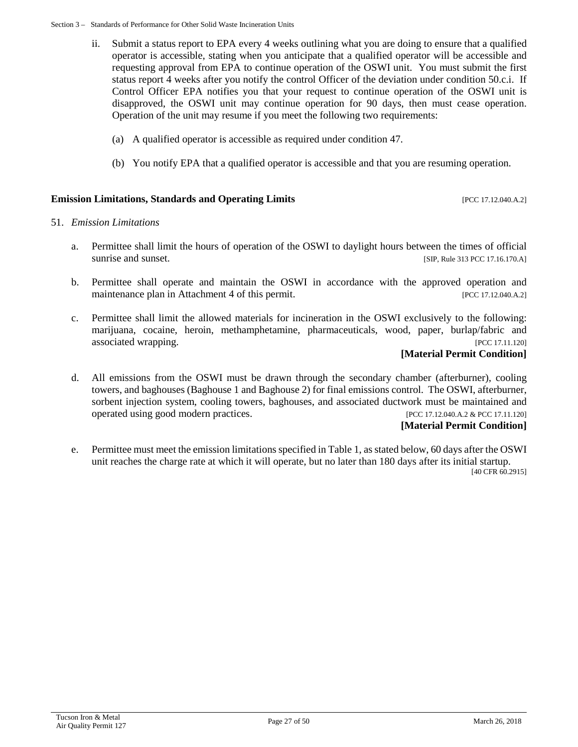ii. Submit a status report to EPA every 4 weeks outlining what you are doing to ensure that a qualified operator is accessible, stating when you anticipate that a qualified operator will be accessible and requesting approval from EPA to continue operation of the OSWI unit. You must submit the first status report 4 weeks after you notify the control Officer of the deviation under condition 50.c.i. If Control Officer EPA notifies you that your request to continue operation of the OSWI unit is disapproved, the OSWI unit may continue operation for 90 days, then must cease operation. Operation of the unit may resume if you meet the following two requirements:

   (a) A qualified operator is accessible as required under condition 47.

   (b) You notify EPA that a qualified operator is accessible and that you are resuming operation.

**Emission Limitations, Standards and Operating Limits** [PCC 17.12.040.A.2]

51. *Emission Limitations*

   a. Permittee shall limit the hours of operation of the OSWI to daylight hours between the times of official sunrise and sunset. [SIP, Rule 313 PCC 17.16.170.A]

   b. Permittee shall operate and maintain the OSWI in accordance with the approved operation and maintenance plan in Attachment 4 of this permit. [PCC 17.12.040.A.2]

   c. Permittee shall limit the allowed materials for incineration in the OSWI exclusively to the following: marijuana, cocaine, heroin, methamphetamine, pharmaceuticals, wood, paper, burlap/fabric and associated wrapping. [PCC 17.11.120]
   **[Material Permit Condition]**

   d. All emissions from the OSWI must be drawn through the secondary chamber (afterburner), cooling towers, and baghouses (Baghouse 1 and Baghouse 2) for final emissions control. The OSWI, afterburner, sorbent injection system, cooling towers, baghouses, and associated ductwork must be maintained and operated using good modern practices. [PCC 17.12.040.A.2 & PCC 17.11.120]
   **[Material Permit Condition]**

   e. Permittee must meet the emission limitations specified in Table 1, as stated below, 60 days after the OSWI unit reaches the charge rate at which it will operate, but no later than 180 days after its initial startup. [40 CFR 60.2915]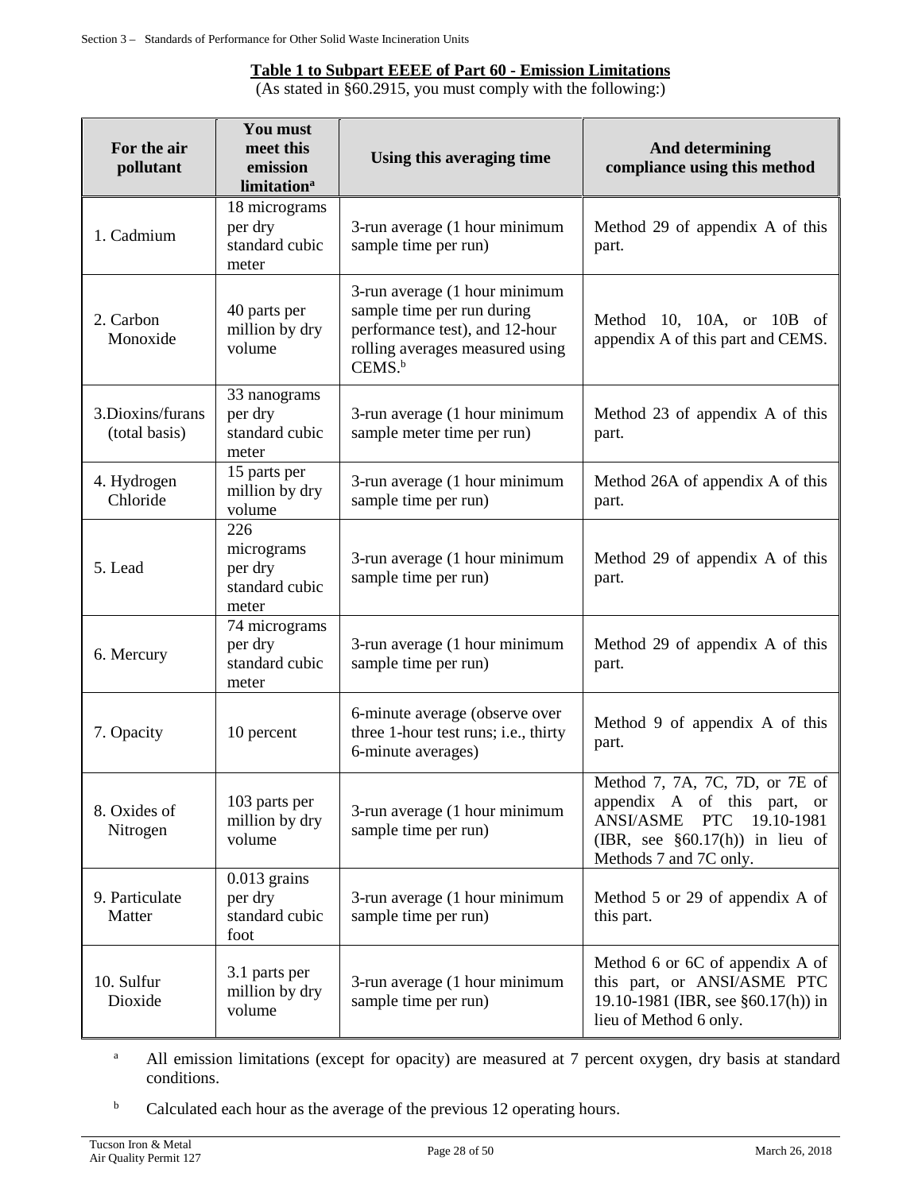**Table 1 to Subpart EEEE of Part 60 - Emission Limitations**

(As stated in §60.2915, you must comply with the following:)

| For the air pollutant | You must meet this emission limitation[a] | Using this averaging time | And determining compliance using this method |
|---|---|---|---|
| 1. Cadmium | 18 micrograms per dry standard cubic meter | 3-run average (1 hour minimum sample time per run) | Method 29 of appendix A of this part. |
| 2. Carbon Monoxide | 40 parts per million by dry volume | 3-run average (1 hour minimum sample time per run during performance test), and 12-hour rolling averages measured using CEMS.[b] | Method 10, 10A, or 10B of appendix A of this part and CEMS. |
| 3.Dioxins/furans (total basis) | 33 nanograms per dry standard cubic meter | 3-run average (1 hour minimum sample meter time per run) | Method 23 of appendix A of this part. |
| 4. Hydrogen Chloride | 15 parts per million by dry volume | 3-run average (1 hour minimum sample time per run) | Method 26A of appendix A of this part. |
| 5. Lead | 226 micrograms per dry standard cubic meter | 3-run average (1 hour minimum sample time per run) | Method 29 of appendix A of this part. |
| 6. Mercury | 74 micrograms per dry standard cubic meter | 3-run average (1 hour minimum sample time per run) | Method 29 of appendix A of this part. |
| 7. Opacity | 10 percent | 6-minute average (observe over three 1-hour test runs; i.e., thirty 6-minute averages) | Method 9 of appendix A of this part. |
| 8. Oxides of Nitrogen | 103 parts per million by dry volume | 3-run average (1 hour minimum sample time per run) | Method 7, 7A, 7C, 7D, or 7E of appendix A of this part, or ANSI/ASME PTC 19.10-1981 (IBR, see §60.17(h)) in lieu of Methods 7 and 7C only. |
| 9. Particulate Matter | 0.013 grains per dry standard cubic foot | 3-run average (1 hour minimum sample time per run) | Method 5 or 29 of appendix A of this part. |
| 10. Sulfur Dioxide | 3.1 parts per million by dry volume | 3-run average (1 hour minimum sample time per run) | Method 6 or 6C of appendix A of this part, or ANSI/ASME PTC 19.10-1981 (IBR, see §60.17(h)) in lieu of Method 6 only. |

[a] All emission limitations (except for opacity) are measured at 7 percent oxygen, dry basis at standard conditions.

[b] Calculated each hour as the average of the previous 12 operating hours.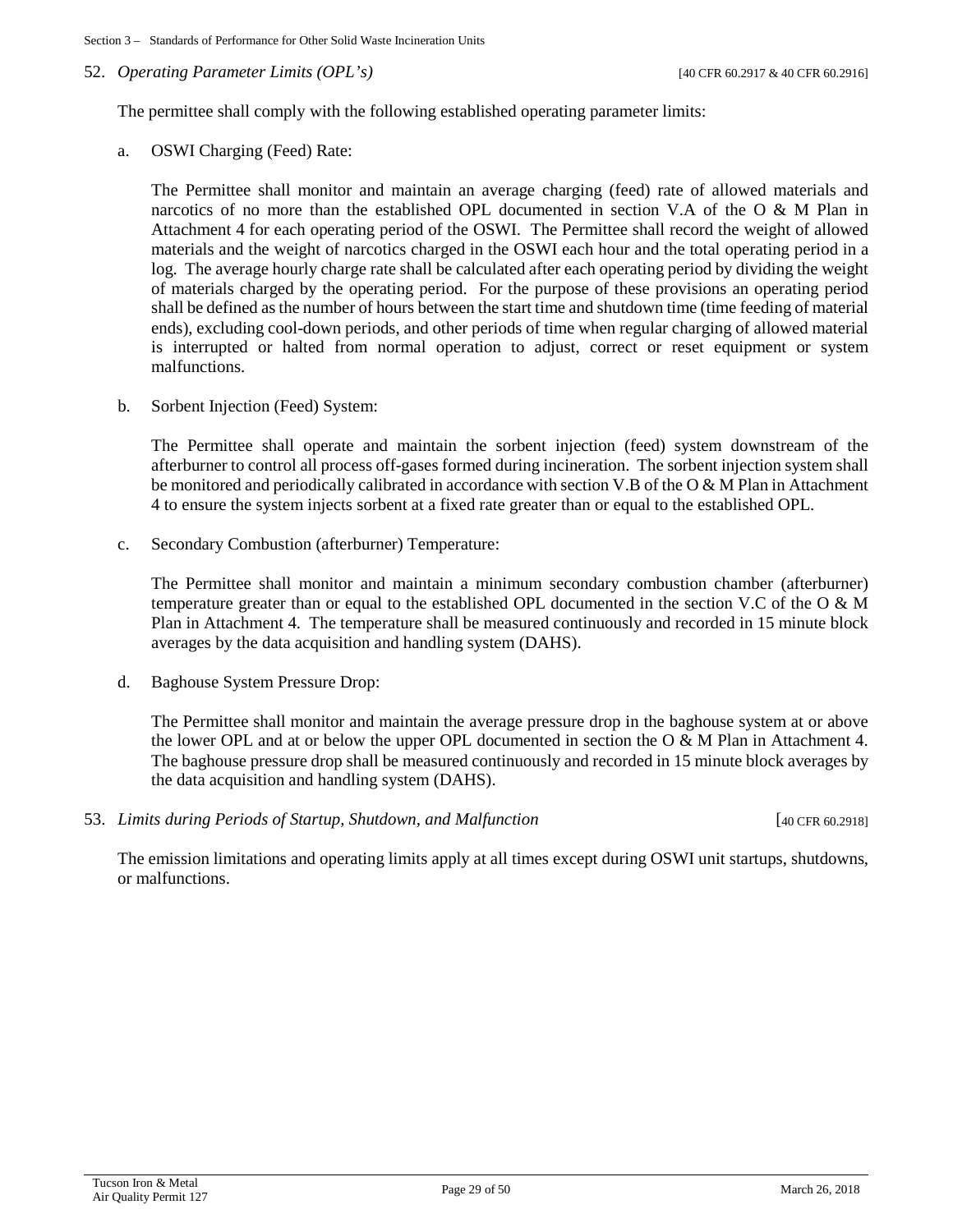52. *Operating Parameter Limits (OPL's)* [40 CFR 60.2917 & 40 CFR 60.2916]

The permittee shall comply with the following established operating parameter limits:

a. OSWI Charging (Feed) Rate:

The Permittee shall monitor and maintain an average charging (feed) rate of allowed materials and narcotics of no more than the established OPL documented in section V.A of the O & M Plan in Attachment 4 for each operating period of the OSWI. The Permittee shall record the weight of allowed materials and the weight of narcotics charged in the OSWI each hour and the total operating period in a log. The average hourly charge rate shall be calculated after each operating period by dividing the weight of materials charged by the operating period. For the purpose of these provisions an operating period shall be defined as the number of hours between the start time and shutdown time (time feeding of material ends), excluding cool-down periods, and other periods of time when regular charging of allowed material is interrupted or halted from normal operation to adjust, correct or reset equipment or system malfunctions.

b. Sorbent Injection (Feed) System:

The Permittee shall operate and maintain the sorbent injection (feed) system downstream of the afterburner to control all process off-gases formed during incineration. The sorbent injection system shall be monitored and periodically calibrated in accordance with section V.B of the O & M Plan in Attachment 4 to ensure the system injects sorbent at a fixed rate greater than or equal to the established OPL.

c. Secondary Combustion (afterburner) Temperature:

The Permittee shall monitor and maintain a minimum secondary combustion chamber (afterburner) temperature greater than or equal to the established OPL documented in the section V.C of the O & M Plan in Attachment 4. The temperature shall be measured continuously and recorded in 15 minute block averages by the data acquisition and handling system (DAHS).

d. Baghouse System Pressure Drop:

The Permittee shall monitor and maintain the average pressure drop in the baghouse system at or above the lower OPL and at or below the upper OPL documented in section the O & M Plan in Attachment 4. The baghouse pressure drop shall be measured continuously and recorded in 15 minute block averages by the data acquisition and handling system (DAHS).

53. *Limits during Periods of Startup, Shutdown, and Malfunction* [40 CFR 60.2918]

The emission limitations and operating limits apply at all times except during OSWI unit startups, shutdowns, or malfunctions.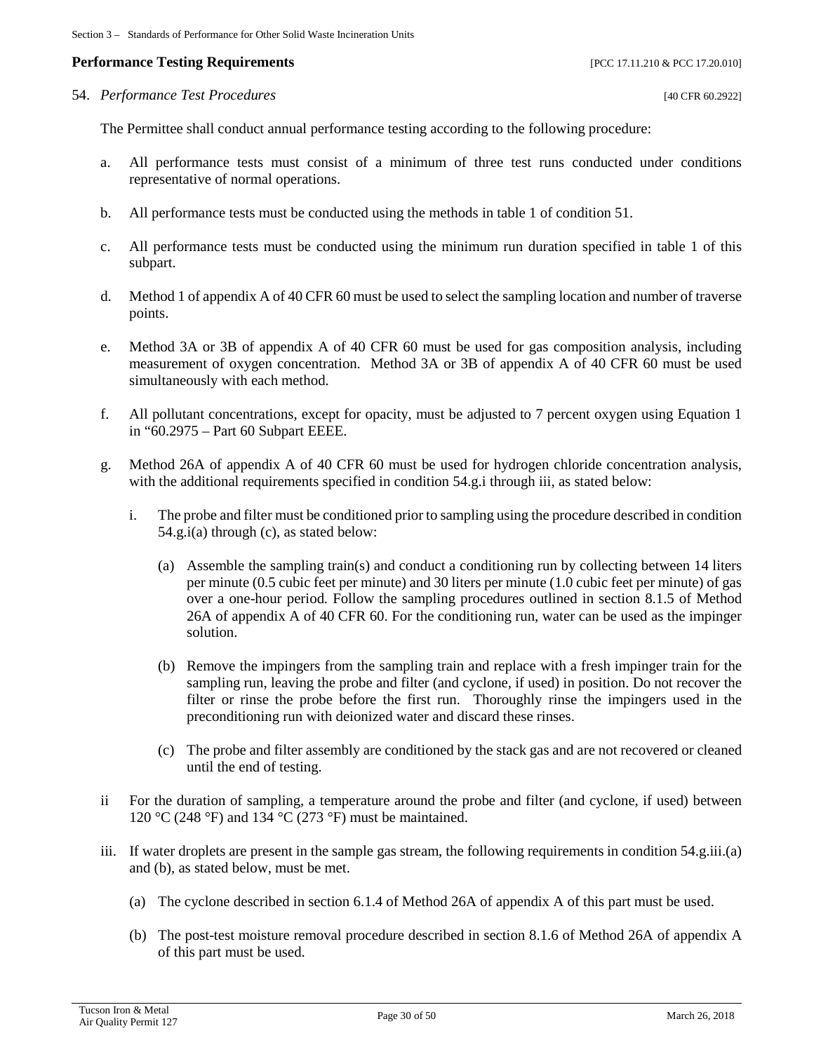**Performance Testing Requirements** [PCC 17.11.210 & PCC 17.20.010]

54. *Performance Test Procedures* [40 CFR 60.2922]

The Permittee shall conduct annual performance testing according to the following procedure:

a. All performance tests must consist of a minimum of three test runs conducted under conditions representative of normal operations.

b. All performance tests must be conducted using the methods in table 1 of condition 51.

c. All performance tests must be conducted using the minimum run duration specified in table 1 of this subpart.

d. Method 1 of appendix A of 40 CFR 60 must be used to select the sampling location and number of traverse points.

e. Method 3A or 3B of appendix A of 40 CFR 60 must be used for gas composition analysis, including measurement of oxygen concentration. Method 3A or 3B of appendix A of 40 CFR 60 must be used simultaneously with each method.

f. All pollutant concentrations, except for opacity, must be adjusted to 7 percent oxygen using Equation 1 in "60.2975 – Part 60 Subpart EEEE.

g. Method 26A of appendix A of 40 CFR 60 must be used for hydrogen chloride concentration analysis, with the additional requirements specified in condition 54.g.i through iii, as stated below:

   i. The probe and filter must be conditioned prior to sampling using the procedure described in condition 54.g.i(a) through (c), as stated below:

      (a) Assemble the sampling train(s) and conduct a conditioning run by collecting between 14 liters per minute (0.5 cubic feet per minute) and 30 liters per minute (1.0 cubic feet per minute) of gas over a one-hour period. Follow the sampling procedures outlined in section 8.1.5 of Method 26A of appendix A of 40 CFR 60. For the conditioning run, water can be used as the impinger solution.

      (b) Remove the impingers from the sampling train and replace with a fresh impinger train for the sampling run, leaving the probe and filter (and cyclone, if used) in position. Do not recover the filter or rinse the probe before the first run. Thoroughly rinse the impingers used in the preconditioning run with deionized water and discard these rinses.

      (c) The probe and filter assembly are conditioned by the stack gas and are not recovered or cleaned until the end of testing.

   ii For the duration of sampling, a temperature around the probe and filter (and cyclone, if used) between 120 °C (248 °F) and 134 °C (273 °F) must be maintained.

   iii. If water droplets are present in the sample gas stream, the following requirements in condition 54.g.iii.(a) and (b), as stated below, must be met.

      (a) The cyclone described in section 6.1.4 of Method 26A of appendix A of this part must be used.

      (b) The post-test moisture removal procedure described in section 8.1.6 of Method 26A of appendix A of this part must be used.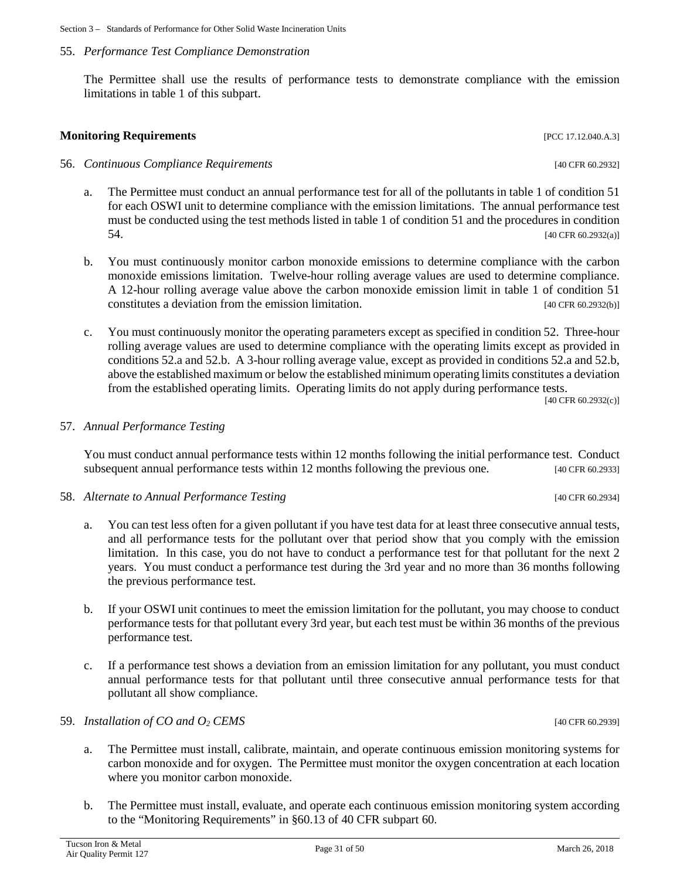55. *Performance Test Compliance Demonstration*

The Permittee shall use the results of performance tests to demonstrate compliance with the emission limitations in table 1 of this subpart.

**Monitoring Requirements** [PCC 17.12.040.A.3]

56. *Continuous Compliance Requirements* [40 CFR 60.2932]

   a. The Permittee must conduct an annual performance test for all of the pollutants in table 1 of condition 51 for each OSWI unit to determine compliance with the emission limitations. The annual performance test must be conducted using the test methods listed in table 1 of condition 51 and the procedures in condition 54. [40 CFR 60.2932(a)]

   b. You must continuously monitor carbon monoxide emissions to determine compliance with the carbon monoxide emissions limitation. Twelve-hour rolling average values are used to determine compliance. A 12-hour rolling average value above the carbon monoxide emission limit in table 1 of condition 51 constitutes a deviation from the emission limitation. [40 CFR 60.2932(b)]

   c. You must continuously monitor the operating parameters except as specified in condition 52. Three-hour rolling average values are used to determine compliance with the operating limits except as provided in conditions 52.a and 52.b. A 3-hour rolling average value, except as provided in conditions 52.a and 52.b, above the established maximum or below the established minimum operating limits constitutes a deviation from the established operating limits. Operating limits do not apply during performance tests. [40 CFR 60.2932(c)]

57. *Annual Performance Testing*

You must conduct annual performance tests within 12 months following the initial performance test. Conduct subsequent annual performance tests within 12 months following the previous one. [40 CFR 60.2933]

58. *Alternate to Annual Performance Testing* [40 CFR 60.2934]

   a. You can test less often for a given pollutant if you have test data for at least three consecutive annual tests, and all performance tests for the pollutant over that period show that you comply with the emission limitation. In this case, you do not have to conduct a performance test for that pollutant for the next 2 years. You must conduct a performance test during the 3rd year and no more than 36 months following the previous performance test.

   b. If your OSWI unit continues to meet the emission limitation for the pollutant, you may choose to conduct performance tests for that pollutant every 3rd year, but each test must be within 36 months of the previous performance test.

   c. If a performance test shows a deviation from an emission limitation for any pollutant, you must conduct annual performance tests for that pollutant until three consecutive annual performance tests for that pollutant all show compliance.

59. *Installation of CO and $O_2$ CEMS* [40 CFR 60.2939]

   a. The Permittee must install, calibrate, maintain, and operate continuous emission monitoring systems for carbon monoxide and for oxygen. The Permittee must monitor the oxygen concentration at each location where you monitor carbon monoxide.

   b. The Permittee must install, evaluate, and operate each continuous emission monitoring system according to the "Monitoring Requirements" in §60.13 of 40 CFR subpart 60.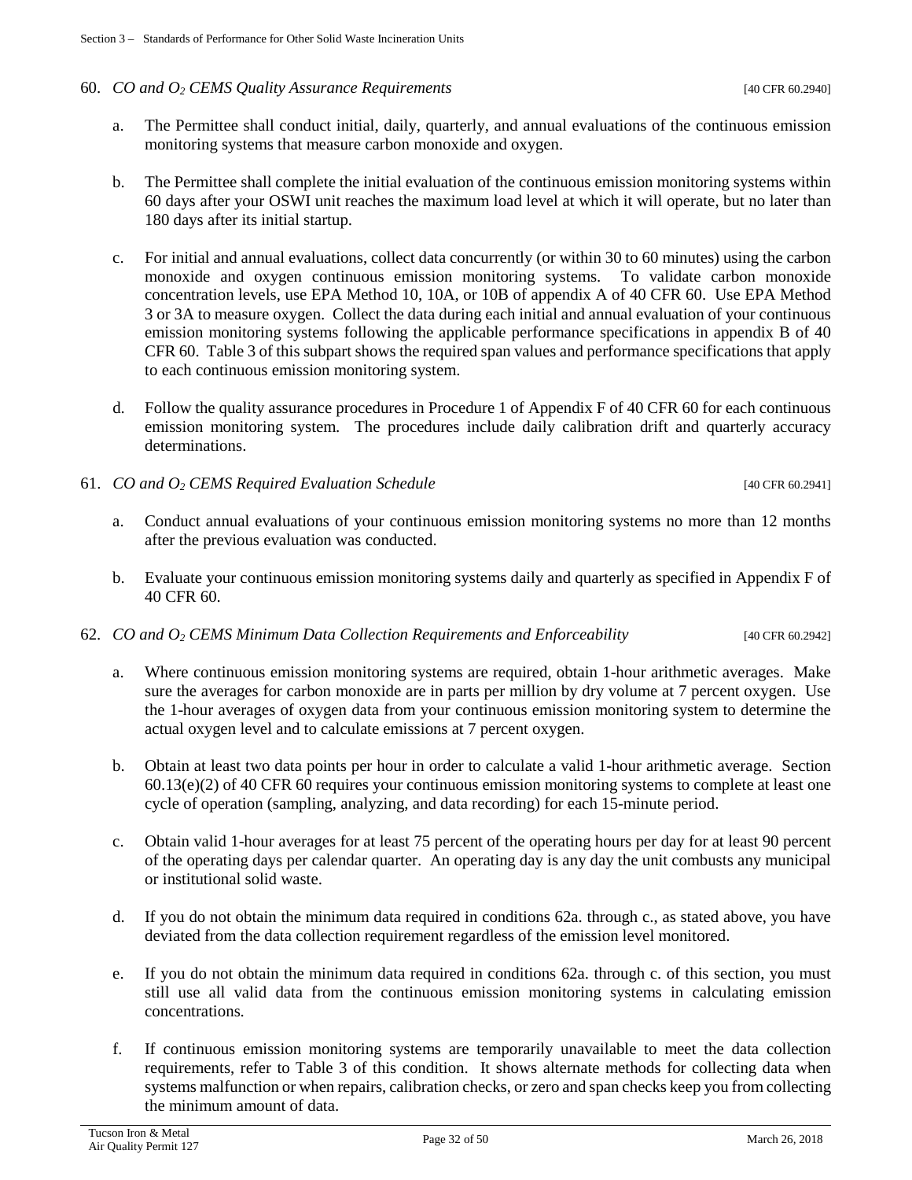60. *CO and $O_2$ CEMS Quality Assurance Requirements* [40 CFR 60.2940]

   a. The Permittee shall conduct initial, daily, quarterly, and annual evaluations of the continuous emission monitoring systems that measure carbon monoxide and oxygen.

   b. The Permittee shall complete the initial evaluation of the continuous emission monitoring systems within 60 days after your OSWI unit reaches the maximum load level at which it will operate, but no later than 180 days after its initial startup.

   c. For initial and annual evaluations, collect data concurrently (or within 30 to 60 minutes) using the carbon monoxide and oxygen continuous emission monitoring systems. To validate carbon monoxide concentration levels, use EPA Method 10, 10A, or 10B of appendix A of 40 CFR 60. Use EPA Method 3 or 3A to measure oxygen. Collect the data during each initial and annual evaluation of your continuous emission monitoring systems following the applicable performance specifications in appendix B of 40 CFR 60. Table 3 of this subpart shows the required span values and performance specifications that apply to each continuous emission monitoring system.

   d. Follow the quality assurance procedures in Procedure 1 of Appendix F of 40 CFR 60 for each continuous emission monitoring system. The procedures include daily calibration drift and quarterly accuracy determinations.

61. *CO and $O_2$ CEMS Required Evaluation Schedule* [40 CFR 60.2941]

   a. Conduct annual evaluations of your continuous emission monitoring systems no more than 12 months after the previous evaluation was conducted.

   b. Evaluate your continuous emission monitoring systems daily and quarterly as specified in Appendix F of 40 CFR 60.

62. *CO and $O_2$ CEMS Minimum Data Collection Requirements and Enforceability* [40 CFR 60.2942]

   a. Where continuous emission monitoring systems are required, obtain 1-hour arithmetic averages. Make sure the averages for carbon monoxide are in parts per million by dry volume at 7 percent oxygen. Use the 1-hour averages of oxygen data from your continuous emission monitoring system to determine the actual oxygen level and to calculate emissions at 7 percent oxygen.

   b. Obtain at least two data points per hour in order to calculate a valid 1-hour arithmetic average. Section 60.13(e)(2) of 40 CFR 60 requires your continuous emission monitoring systems to complete at least one cycle of operation (sampling, analyzing, and data recording) for each 15-minute period.

   c. Obtain valid 1-hour averages for at least 75 percent of the operating hours per day for at least 90 percent of the operating days per calendar quarter. An operating day is any day the unit combusts any municipal or institutional solid waste.

   d. If you do not obtain the minimum data required in conditions 62a. through c., as stated above, you have deviated from the data collection requirement regardless of the emission level monitored.

   e. If you do not obtain the minimum data required in conditions 62a. through c. of this section, you must still use all valid data from the continuous emission monitoring systems in calculating emission concentrations.

   f. If continuous emission monitoring systems are temporarily unavailable to meet the data collection requirements, refer to Table 3 of this condition. It shows alternate methods for collecting data when systems malfunction or when repairs, calibration checks, or zero and span checks keep you from collecting the minimum amount of data.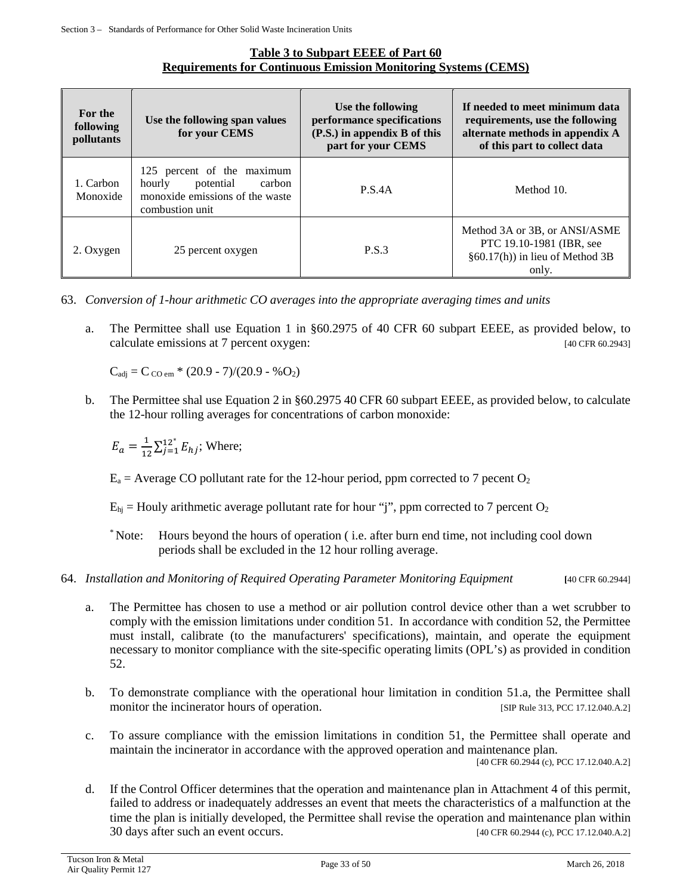**Table 3 to Subpart EEEE of Part 60**
**Requirements for Continuous Emission Monitoring Systems (CEMS)**

| For the following pollutants | Use the following span values for your CEMS | Use the following performance specifications (P.S.) in appendix B of this part for your CEMS | If needed to meet minimum data requirements, use the following alternate methods in appendix A of this part to collect data |
|---|---|---|---|
| 1. Carbon Monoxide | 125 percent of the maximum hourly potential carbon monoxide emissions of the waste combustion unit | P.S.4A | Method 10. |
| 2. Oxygen | 25 percent oxygen | P.S.3 | Method 3A or 3B, or ANSI/ASME PTC 19.10-1981 (IBR, see §60.17(h)) in lieu of Method 3B only. |

63. *Conversion of 1-hour arithmetic CO averages into the appropriate averaging times and units*

a. The Permittee shall use Equation 1 in §60.2975 of 40 CFR 60 subpart EEEE, as provided below, to calculate emissions at 7 percent oxygen: [40 CFR 60.2943]

$C_{adj} = C_{CO\ em} * (20.9 - 7)/(20.9 - \%O_2)$

b. The Permittee shal use Equation 2 in §60.2975 40 CFR 60 subpart EEEE, as provided below, to calculate the 12-hour rolling averages for concentrations of carbon monoxide:

$E_a = \frac{1}{12}\sum_{j=1}^{12^*} E_{hj}$; Where;

$E_a$ = Average CO pollutant rate for the 12-hour period, ppm corrected to 7 pecent $O_2$

$E_{hj}$ = Houly arithmetic average pollutant rate for hour "j", ppm corrected to 7 percent $O_2$

\* Note: Hours beyond the hours of operation ( i.e. after burn end time, not including cool down periods shall be excluded in the 12 hour rolling average.

64. *Installation and Monitoring of Required Operating Parameter Monitoring Equipment* [40 CFR 60.2944]

a. The Permittee has chosen to use a method or air pollution control device other than a wet scrubber to comply with the emission limitations under condition 51. In accordance with condition 52, the Permittee must install, calibrate (to the manufacturers' specifications), maintain, and operate the equipment necessary to monitor compliance with the site-specific operating limits (OPL's) as provided in condition 52.

b. To demonstrate compliance with the operational hour limitation in condition 51.a, the Permittee shall monitor the incinerator hours of operation. [SIP Rule 313, PCC 17.12.040.A.2]

c. To assure compliance with the emission limitations in condition 51, the Permittee shall operate and maintain the incinerator in accordance with the approved operation and maintenance plan. [40 CFR 60.2944 (c), PCC 17.12.040.A.2]

d. If the Control Officer determines that the operation and maintenance plan in Attachment 4 of this permit, failed to address or inadequately addresses an event that meets the characteristics of a malfunction at the time the plan is initially developed, the Permittee shall revise the operation and maintenance plan within 30 days after such an event occurs. [40 CFR 60.2944 (c), PCC 17.12.040.A.2]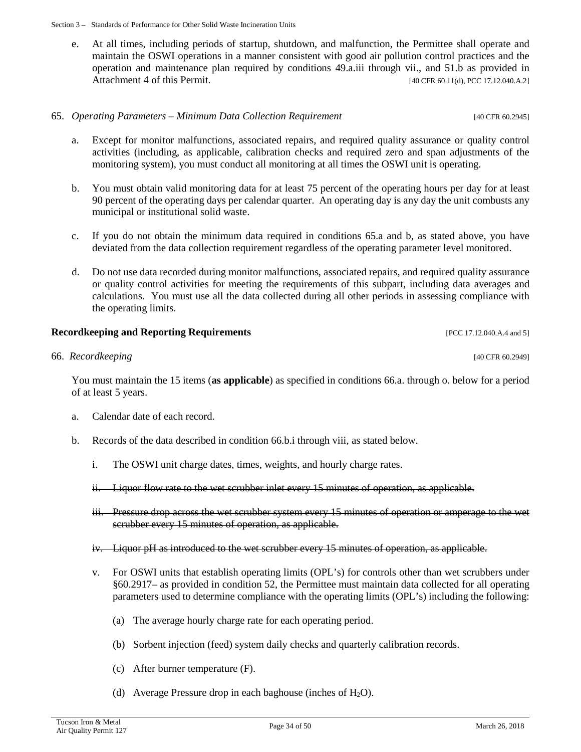e. At all times, including periods of startup, shutdown, and malfunction, the Permittee shall operate and maintain the OSWI operations in a manner consistent with good air pollution control practices and the operation and maintenance plan required by conditions 49.a.iii through vii., and 51.b as provided in Attachment 4 of this Permit. [40 CFR 60.11(d), PCC 17.12.040.A.2]

65. *Operating Parameters – Minimum Data Collection Requirement* [40 CFR 60.2945]

a. Except for monitor malfunctions, associated repairs, and required quality assurance or quality control activities (including, as applicable, calibration checks and required zero and span adjustments of the monitoring system), you must conduct all monitoring at all times the OSWI unit is operating.

b. You must obtain valid monitoring data for at least 75 percent of the operating hours per day for at least 90 percent of the operating days per calendar quarter. An operating day is any day the unit combusts any municipal or institutional solid waste.

c. If you do not obtain the minimum data required in conditions 65.a and b, as stated above, you have deviated from the data collection requirement regardless of the operating parameter level monitored.

d. Do not use data recorded during monitor malfunctions, associated repairs, and required quality assurance or quality control activities for meeting the requirements of this subpart, including data averages and calculations. You must use all the data collected during all other periods in assessing compliance with the operating limits.

**Recordkeeping and Reporting Requirements** [PCC 17.12.040.A.4 and 5]

66. *Recordkeeping* [40 CFR 60.2949]

You must maintain the 15 items (**as applicable**) as specified in conditions 66.a. through o. below for a period of at least 5 years.

a. Calendar date of each record.

b. Records of the data described in condition 66.b.i through viii, as stated below.

   i. The OSWI unit charge dates, times, weights, and hourly charge rates.

   ~~ii. Liquor flow rate to the wet scrubber inlet every 15 minutes of operation, as applicable.~~

   ~~iii. Pressure drop across the wet scrubber system every 15 minutes of operation or amperage to the wet scrubber every 15 minutes of operation, as applicable.~~

   ~~iv. Liquor pH as introduced to the wet scrubber every 15 minutes of operation, as applicable.~~

   v. For OSWI units that establish operating limits (OPL's) for controls other than wet scrubbers under §60.2917– as provided in condition 52, the Permittee must maintain data collected for all operating parameters used to determine compliance with the operating limits (OPL's) including the following:

      (a) The average hourly charge rate for each operating period.

      (b) Sorbent injection (feed) system daily checks and quarterly calibration records.

      (c) After burner temperature (F).

      (d) Average Pressure drop in each baghouse (inches of $H_2O$).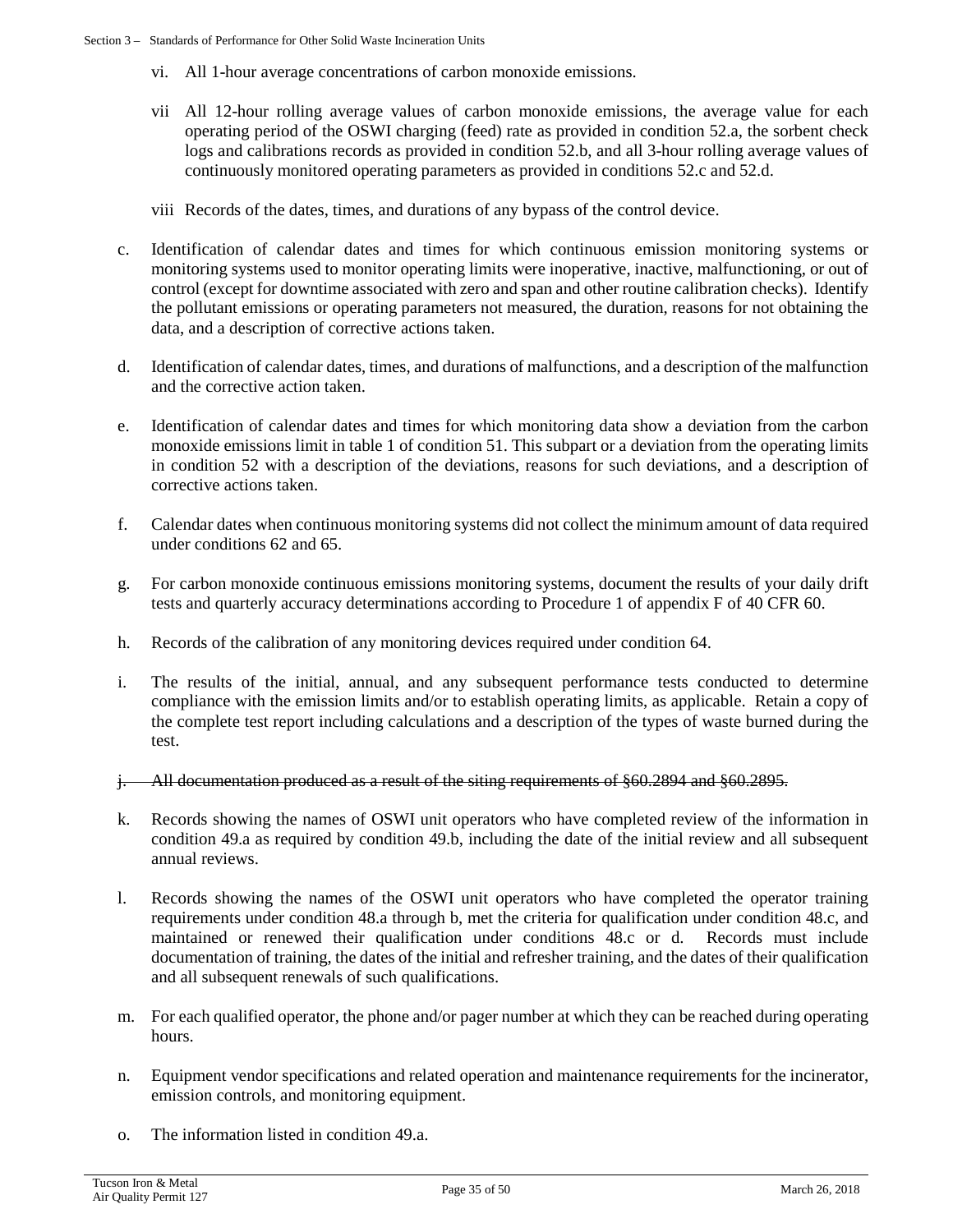vi. All 1-hour average concentrations of carbon monoxide emissions.

vii All 12-hour rolling average values of carbon monoxide emissions, the average value for each operating period of the OSWI charging (feed) rate as provided in condition 52.a, the sorbent check logs and calibrations records as provided in condition 52.b, and all 3-hour rolling average values of continuously monitored operating parameters as provided in conditions 52.c and 52.d.

viii Records of the dates, times, and durations of any bypass of the control device.

c. Identification of calendar dates and times for which continuous emission monitoring systems or monitoring systems used to monitor operating limits were inoperative, inactive, malfunctioning, or out of control (except for downtime associated with zero and span and other routine calibration checks). Identify the pollutant emissions or operating parameters not measured, the duration, reasons for not obtaining the data, and a description of corrective actions taken.

d. Identification of calendar dates, times, and durations of malfunctions, and a description of the malfunction and the corrective action taken.

e. Identification of calendar dates and times for which monitoring data show a deviation from the carbon monoxide emissions limit in table 1 of condition 51. This subpart or a deviation from the operating limits in condition 52 with a description of the deviations, reasons for such deviations, and a description of corrective actions taken.

f. Calendar dates when continuous monitoring systems did not collect the minimum amount of data required under conditions 62 and 65.

g. For carbon monoxide continuous emissions monitoring systems, document the results of your daily drift tests and quarterly accuracy determinations according to Procedure 1 of appendix F of 40 CFR 60.

h. Records of the calibration of any monitoring devices required under condition 64.

i. The results of the initial, annual, and any subsequent performance tests conducted to determine compliance with the emission limits and/or to establish operating limits, as applicable. Retain a copy of the complete test report including calculations and a description of the types of waste burned during the test.

~~j. All documentation produced as a result of the siting requirements of §60.2894 and §60.2895.~~

k. Records showing the names of OSWI unit operators who have completed review of the information in condition 49.a as required by condition 49.b, including the date of the initial review and all subsequent annual reviews.

l. Records showing the names of the OSWI unit operators who have completed the operator training requirements under condition 48.a through b, met the criteria for qualification under condition 48.c, and maintained or renewed their qualification under conditions 48.c or d. Records must include documentation of training, the dates of the initial and refresher training, and the dates of their qualification and all subsequent renewals of such qualifications.

m. For each qualified operator, the phone and/or pager number at which they can be reached during operating hours.

n. Equipment vendor specifications and related operation and maintenance requirements for the incinerator, emission controls, and monitoring equipment.

o. The information listed in condition 49.a.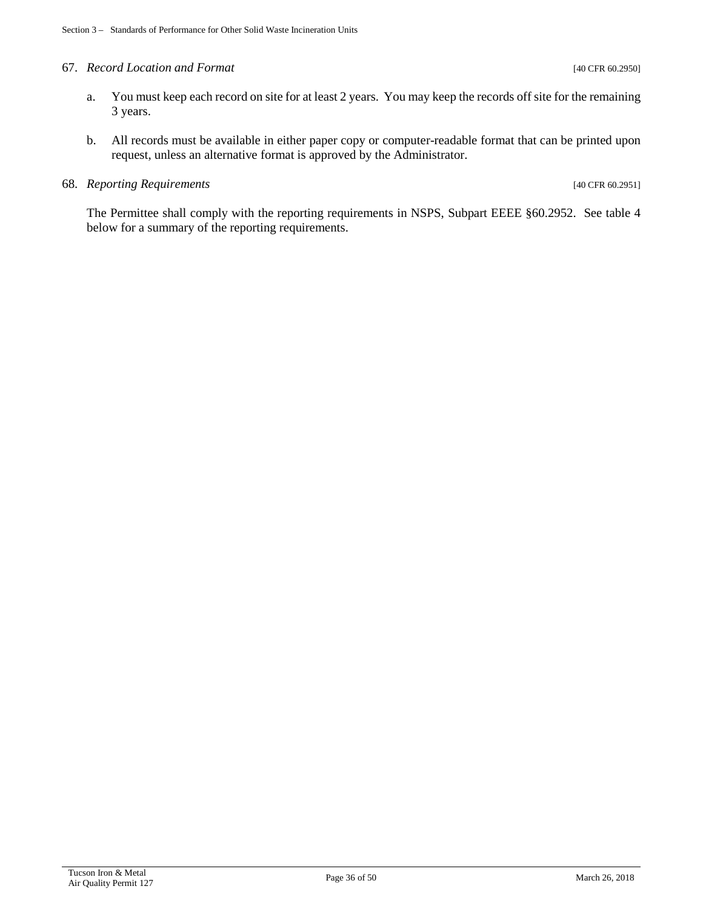67. *Record Location and Format* [40 CFR 60.2950]

   a. You must keep each record on site for at least 2 years. You may keep the records off site for the remaining 3 years.

   b. All records must be available in either paper copy or computer-readable format that can be printed upon request, unless an alternative format is approved by the Administrator.

68. *Reporting Requirements* [40 CFR 60.2951]

   The Permittee shall comply with the reporting requirements in NSPS, Subpart EEEE §60.2952. See table 4 below for a summary of the reporting requirements.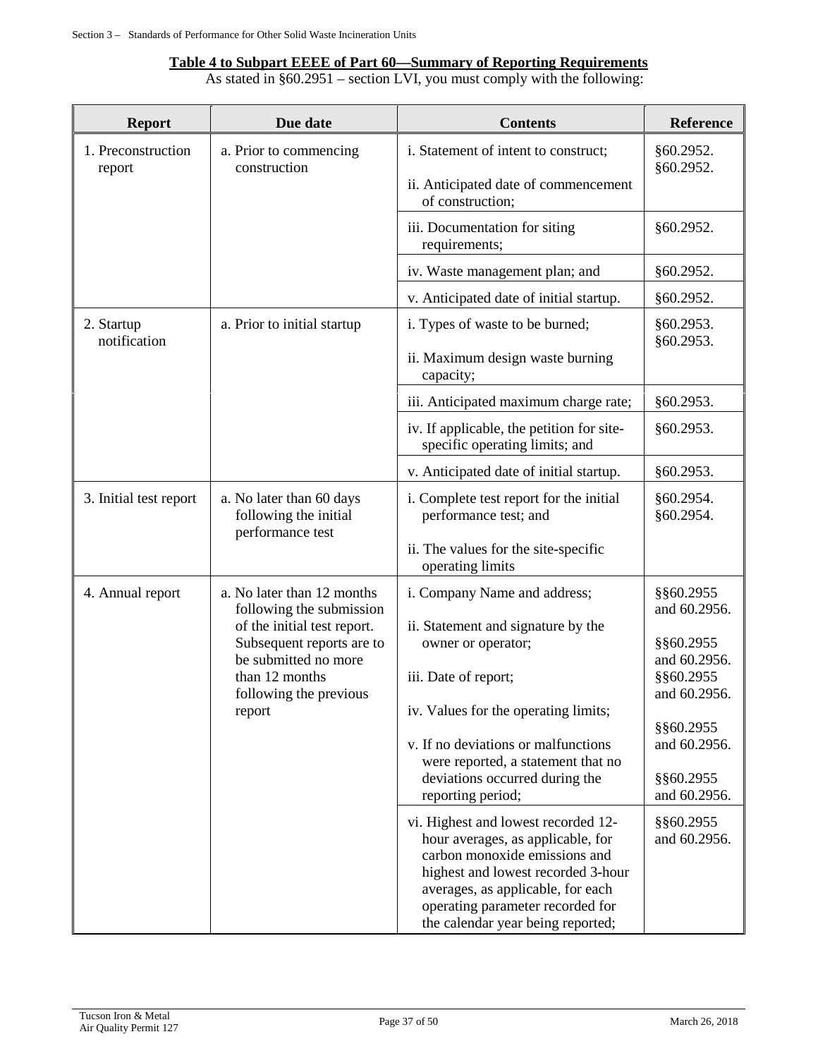**Table 4 to Subpart EEEE of Part 60—Summary of Reporting Requirements**

As stated in §60.2951 – section LVI, you must comply with the following:

| Report | Due date | Contents | Reference |
|---|---|---|---|
| 1. Preconstruction report | a. Prior to commencing construction | i. Statement of intent to construct;<br><br>ii. Anticipated date of commencement of construction; | §60.2952.<br>§60.2952. |
| | | iii. Documentation for siting requirements; | §60.2952. |
| | | iv. Waste management plan; and | §60.2952. |
| | | v. Anticipated date of initial startup. | §60.2952. |
| 2. Startup notification | a. Prior to initial startup | i. Types of waste to be burned;<br><br>ii. Maximum design waste burning capacity; | §60.2953.<br>§60.2953. |
| | | iii. Anticipated maximum charge rate; | §60.2953. |
| | | iv. If applicable, the petition for site-specific operating limits; and | §60.2953. |
| | | v. Anticipated date of initial startup. | §60.2953. |
| 3. Initial test report | a. No later than 60 days following the initial performance test | i. Complete test report for the initial performance test; and<br><br>ii. The values for the site-specific operating limits | §60.2954.<br>§60.2954. |
| 4. Annual report | a. No later than 12 months following the submission of the initial test report. Subsequent reports are to be submitted no more than 12 months following the previous report | i. Company Name and address;<br><br>ii. Statement and signature by the owner or operator;<br><br>iii. Date of report;<br><br>iv. Values for the operating limits;<br><br>v. If no deviations or malfunctions were reported, a statement that no deviations occurred during the reporting period; | §§60.2955 and 60.2956.<br><br>§§60.2955 and 60.2956.<br>§§60.2955 and 60.2956.<br><br>§§60.2955 and 60.2956.<br><br>§§60.2955 and 60.2956. |
| | | vi. Highest and lowest recorded 12-hour averages, as applicable, for carbon monoxide emissions and highest and lowest recorded 3-hour averages, as applicable, for each operating parameter recorded for the calendar year being reported; | §§60.2955 and 60.2956. |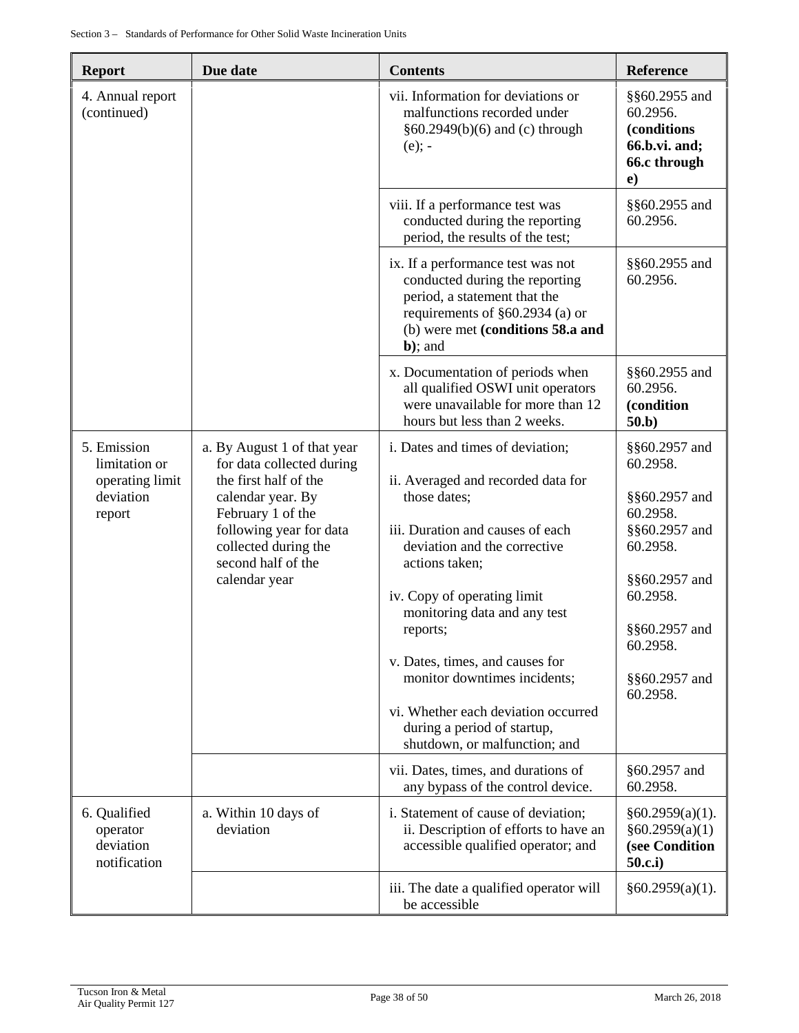| Report | Due date | Contents | Reference |
|---|---|---|---|
| 4. Annual report (continued) | | vii. Information for deviations or malfunctions recorded under §60.2949(b)(6) and (c) through (e); - | §§60.2955 and 60.2956. **(conditions 66.b.vi. and; 66.c through e)** |
| | | viii. If a performance test was conducted during the reporting period, the results of the test; | §§60.2955 and 60.2956. |
| | | ix. If a performance test was not conducted during the reporting period, a statement that the requirements of §60.2934 (a) or (b) were met **(conditions 58.a and b)**; and | §§60.2955 and 60.2956. |
| | | x. Documentation of periods when all qualified OSWI unit operators were unavailable for more than 12 hours but less than 2 weeks. | §§60.2955 and 60.2956. **(condition 50.b)** |
| 5. Emission limitation or operating limit deviation report | a. By August 1 of that year for data collected during the first half of the calendar year. By February 1 of the following year for data collected during the second half of the calendar year | i. Dates and times of deviation; | §§60.2957 and 60.2958. |
| | | ii. Averaged and recorded data for those dates; | §§60.2957 and 60.2958. |
| | | iii. Duration and causes of each deviation and the corrective actions taken; | §§60.2957 and 60.2958. |
| | | iv. Copy of operating limit monitoring data and any test reports; | §§60.2957 and 60.2958. |
| | | v. Dates, times, and causes for monitor downtimes incidents; | §§60.2957 and 60.2958. |
| | | vi. Whether each deviation occurred during a period of startup, shutdown, or malfunction; and | §§60.2957 and 60.2958. |
| | | vii. Dates, times, and durations of any bypass of the control device. | §60.2957 and 60.2958. |
| 6. Qualified operator deviation notification | a. Within 10 days of deviation | i. Statement of cause of deviation; ii. Description of efforts to have an accessible qualified operator; and | §60.2959(a)(1). §60.2959(a)(1) **(see Condition 50.c.i)** |
| | | iii. The date a qualified operator will be accessible | §60.2959(a)(1). |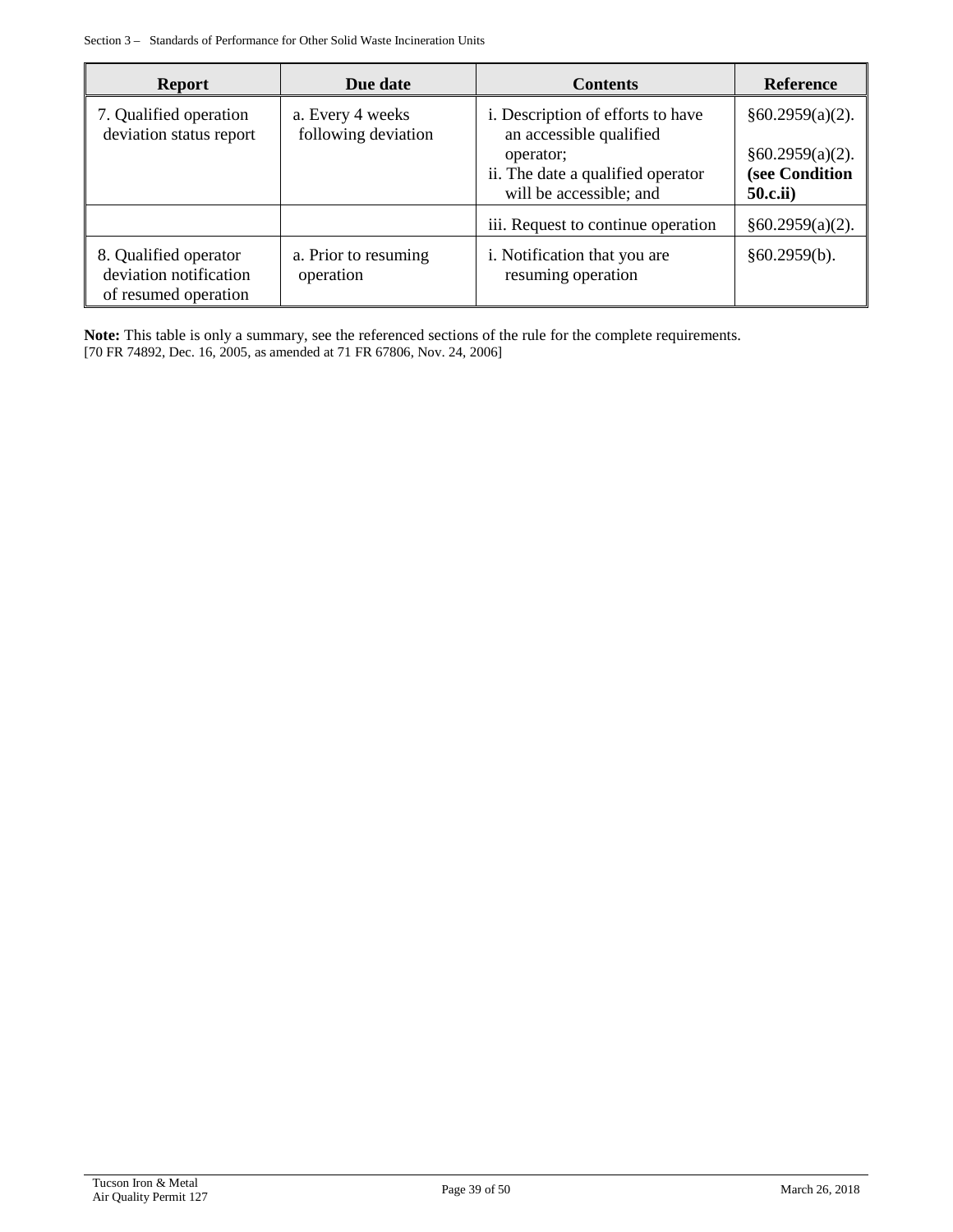| Report | Due date | Contents | Reference |
|---|---|---|---|
| 7. Qualified operation deviation status report | a. Every 4 weeks following deviation | i. Description of efforts to have an accessible qualified operator;<br>ii. The date a qualified operator will be accessible; and | §60.2959(a)(2).<br>§60.2959(a)(2). **(see Condition 50.c.ii)** |
| | | iii. Request to continue operation | §60.2959(a)(2). |
| 8. Qualified operator deviation notification of resumed operation | a. Prior to resuming operation | i. Notification that you are resuming operation | §60.2959(b). |

**Note:** This table is only a summary, see the referenced sections of the rule for the complete requirements.
[70 FR 74892, Dec. 16, 2005, as amended at 71 FR 67806, Nov. 24, 2006]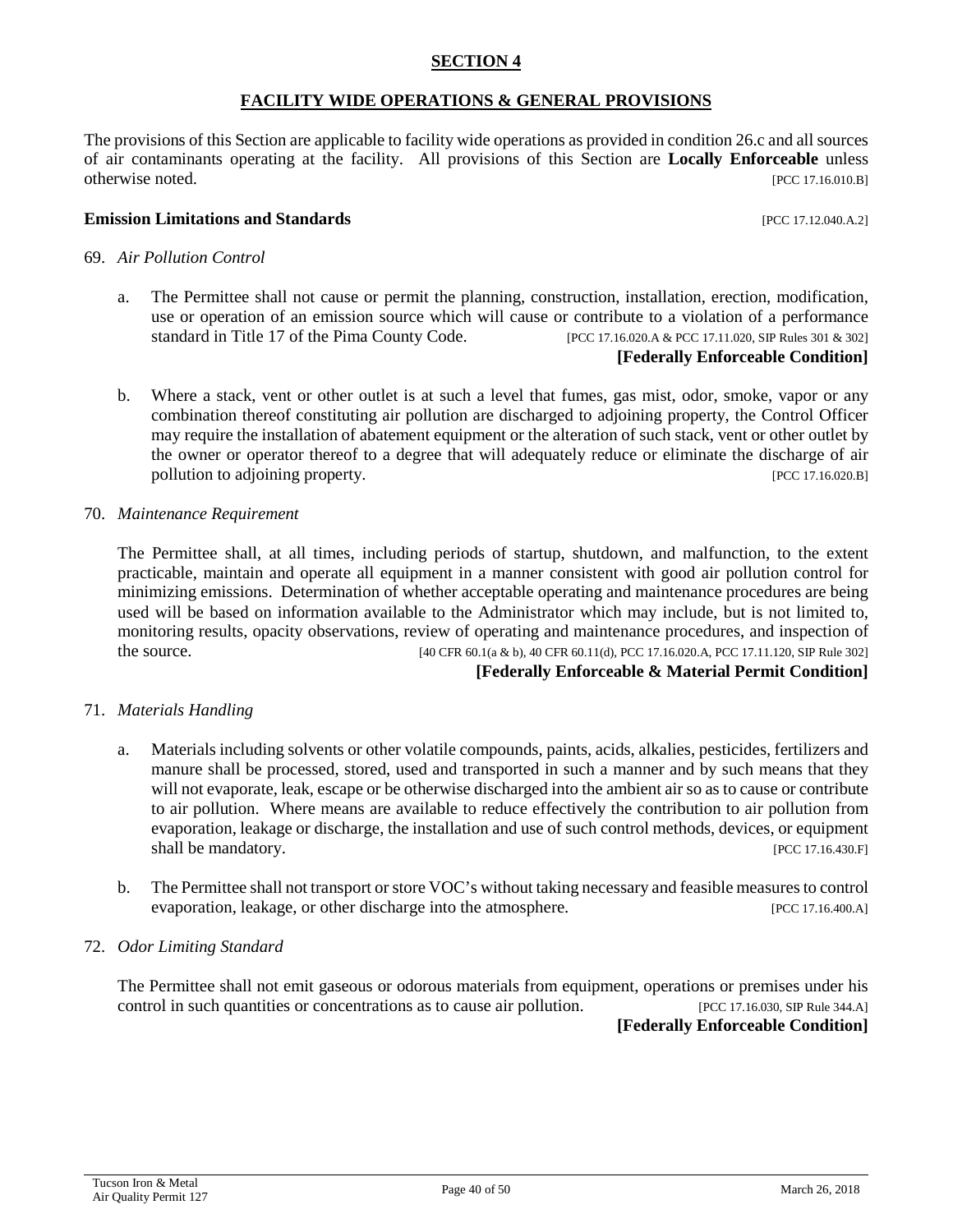## SECTION 4

## FACILITY WIDE OPERATIONS & GENERAL PROVISIONS

The provisions of this Section are applicable to facility wide operations as provided in condition 26.c and all sources of air contaminants operating at the facility. All provisions of this Section are **Locally Enforceable** unless otherwise noted. [PCC 17.16.010.B]

**Emission Limitations and Standards** [PCC 17.12.040.A.2]

69. *Air Pollution Control*

    a. The Permittee shall not cause or permit the planning, construction, installation, erection, modification, use or operation of an emission source which will cause or contribute to a violation of a performance standard in Title 17 of the Pima County Code. [PCC 17.16.020.A & PCC 17.11.020, SIP Rules 301 & 302]
    **[Federally Enforceable Condition]**

    b. Where a stack, vent or other outlet is at such a level that fumes, gas mist, odor, smoke, vapor or any combination thereof constituting air pollution are discharged to adjoining property, the Control Officer may require the installation of abatement equipment or the alteration of such stack, vent or other outlet by the owner or operator thereof to a degree that will adequately reduce or eliminate the discharge of air pollution to adjoining property. [PCC 17.16.020.B]

70. *Maintenance Requirement*

    The Permittee shall, at all times, including periods of startup, shutdown, and malfunction, to the extent practicable, maintain and operate all equipment in a manner consistent with good air pollution control for minimizing emissions. Determination of whether acceptable operating and maintenance procedures are being used will be based on information available to the Administrator which may include, but is not limited to, monitoring results, opacity observations, review of operating and maintenance procedures, and inspection of the source. [40 CFR 60.1(a & b), 40 CFR 60.11(d), PCC 17.16.020.A, PCC 17.11.120, SIP Rule 302]
    **[Federally Enforceable & Material Permit Condition]**

71. *Materials Handling*

    a. Materials including solvents or other volatile compounds, paints, acids, alkalies, pesticides, fertilizers and manure shall be processed, stored, used and transported in such a manner and by such means that they will not evaporate, leak, escape or be otherwise discharged into the ambient air so as to cause or contribute to air pollution. Where means are available to reduce effectively the contribution to air pollution from evaporation, leakage or discharge, the installation and use of such control methods, devices, or equipment shall be mandatory. [PCC 17.16.430.F]

    b. The Permittee shall not transport or store VOC's without taking necessary and feasible measures to control evaporation, leakage, or other discharge into the atmosphere. [PCC 17.16.400.A]

72. *Odor Limiting Standard*

    The Permittee shall not emit gaseous or odorous materials from equipment, operations or premises under his control in such quantities or concentrations as to cause air pollution. [PCC 17.16.030, SIP Rule 344.A]
    **[Federally Enforceable Condition]**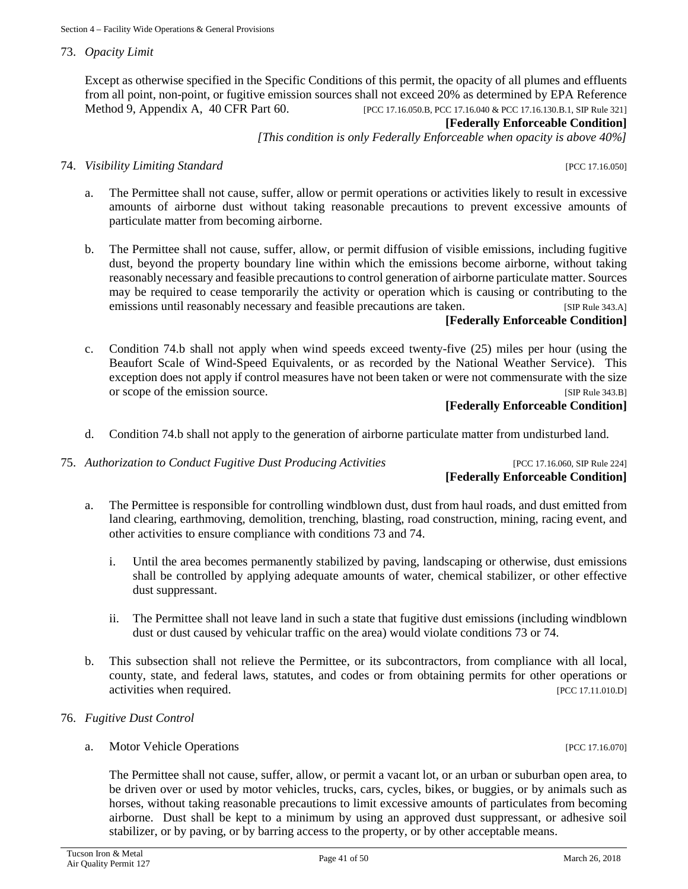73. *Opacity Limit*

Except as otherwise specified in the Specific Conditions of this permit, the opacity of all plumes and effluents from all point, non-point, or fugitive emission sources shall not exceed 20% as determined by EPA Reference Method 9, Appendix A, 40 CFR Part 60. [PCC 17.16.050.B, PCC 17.16.040 & PCC 17.16.130.B.1, SIP Rule 321]

**[Federally Enforceable Condition]**

*[This condition is only Federally Enforceable when opacity is above 40%]*

74. *Visibility Limiting Standard* [PCC 17.16.050]

a. The Permittee shall not cause, suffer, allow or permit operations or activities likely to result in excessive amounts of airborne dust without taking reasonable precautions to prevent excessive amounts of particulate matter from becoming airborne.

b. The Permittee shall not cause, suffer, allow, or permit diffusion of visible emissions, including fugitive dust, beyond the property boundary line within which the emissions become airborne, without taking reasonably necessary and feasible precautions to control generation of airborne particulate matter. Sources may be required to cease temporarily the activity or operation which is causing or contributing to the emissions until reasonably necessary and feasible precautions are taken. [SIP Rule 343.A]

**[Federally Enforceable Condition]**

c. Condition 74.b shall not apply when wind speeds exceed twenty-five (25) miles per hour (using the Beaufort Scale of Wind-Speed Equivalents, or as recorded by the National Weather Service). This exception does not apply if control measures have not been taken or were not commensurate with the size or scope of the emission source. [SIP Rule 343.B]

**[Federally Enforceable Condition]**

d. Condition 74.b shall not apply to the generation of airborne particulate matter from undisturbed land.

75. *Authorization to Conduct Fugitive Dust Producing Activities* [PCC 17.16.060, SIP Rule 224]

**[Federally Enforceable Condition]**

a. The Permittee is responsible for controlling windblown dust, dust from haul roads, and dust emitted from land clearing, earthmoving, demolition, trenching, blasting, road construction, mining, racing event, and other activities to ensure compliance with conditions 73 and 74.

   i. Until the area becomes permanently stabilized by paving, landscaping or otherwise, dust emissions shall be controlled by applying adequate amounts of water, chemical stabilizer, or other effective dust suppressant.

   ii. The Permittee shall not leave land in such a state that fugitive dust emissions (including windblown dust or dust caused by vehicular traffic on the area) would violate conditions 73 or 74.

b. This subsection shall not relieve the Permittee, or its subcontractors, from compliance with all local, county, state, and federal laws, statutes, and codes or from obtaining permits for other operations or activities when required. [PCC 17.11.010.D]

76. *Fugitive Dust Control*

a. Motor Vehicle Operations [PCC 17.16.070]

The Permittee shall not cause, suffer, allow, or permit a vacant lot, or an urban or suburban open area, to be driven over or used by motor vehicles, trucks, cars, cycles, bikes, or buggies, or by animals such as horses, without taking reasonable precautions to limit excessive amounts of particulates from becoming airborne. Dust shall be kept to a minimum by using an approved dust suppressant, or adhesive soil stabilizer, or by paving, or by barring access to the property, or by other acceptable means.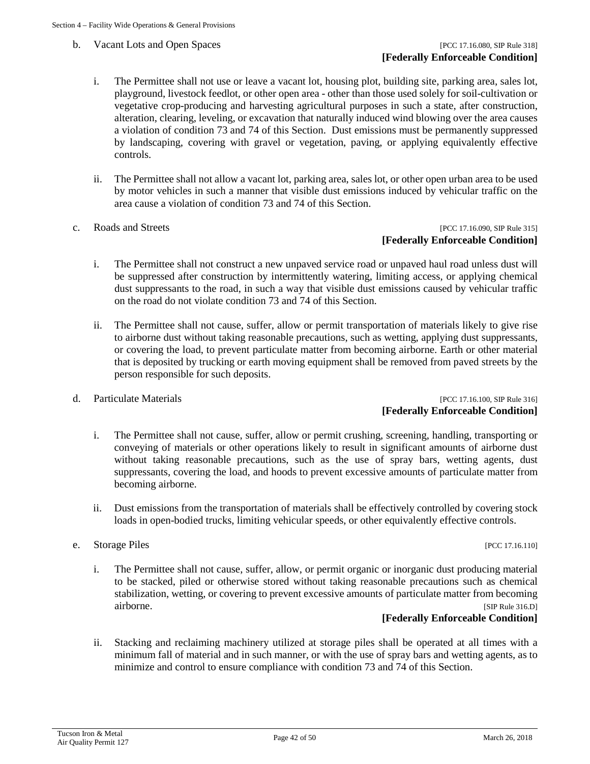b. Vacant Lots and Open Spaces [PCC 17.16.080, SIP Rule 318]
**[Federally Enforceable Condition]**

i. The Permittee shall not use or leave a vacant lot, housing plot, building site, parking area, sales lot, playground, livestock feedlot, or other open area - other than those used solely for soil-cultivation or vegetative crop-producing and harvesting agricultural purposes in such a state, after construction, alteration, clearing, leveling, or excavation that naturally induced wind blowing over the area causes a violation of condition 73 and 74 of this Section. Dust emissions must be permanently suppressed by landscaping, covering with gravel or vegetation, paving, or applying equivalently effective controls.

ii. The Permittee shall not allow a vacant lot, parking area, sales lot, or other open urban area to be used by motor vehicles in such a manner that visible dust emissions induced by vehicular traffic on the area cause a violation of condition 73 and 74 of this Section.

c. Roads and Streets [PCC 17.16.090, SIP Rule 315]
**[Federally Enforceable Condition]**

i. The Permittee shall not construct a new unpaved service road or unpaved haul road unless dust will be suppressed after construction by intermittently watering, limiting access, or applying chemical dust suppressants to the road, in such a way that visible dust emissions caused by vehicular traffic on the road do not violate condition 73 and 74 of this Section.

ii. The Permittee shall not cause, suffer, allow or permit transportation of materials likely to give rise to airborne dust without taking reasonable precautions, such as wetting, applying dust suppressants, or covering the load, to prevent particulate matter from becoming airborne. Earth or other material that is deposited by trucking or earth moving equipment shall be removed from paved streets by the person responsible for such deposits.

d. Particulate Materials [PCC 17.16.100, SIP Rule 316]
**[Federally Enforceable Condition]**

i. The Permittee shall not cause, suffer, allow or permit crushing, screening, handling, transporting or conveying of materials or other operations likely to result in significant amounts of airborne dust without taking reasonable precautions, such as the use of spray bars, wetting agents, dust suppressants, covering the load, and hoods to prevent excessive amounts of particulate matter from becoming airborne.

ii. Dust emissions from the transportation of materials shall be effectively controlled by covering stock loads in open-bodied trucks, limiting vehicular speeds, or other equivalently effective controls.

e. Storage Piles [PCC 17.16.110]

i. The Permittee shall not cause, suffer, allow, or permit organic or inorganic dust producing material to be stacked, piled or otherwise stored without taking reasonable precautions such as chemical stabilization, wetting, or covering to prevent excessive amounts of particulate matter from becoming airborne. [SIP Rule 316.D]
**[Federally Enforceable Condition]**

ii. Stacking and reclaiming machinery utilized at storage piles shall be operated at all times with a minimum fall of material and in such manner, or with the use of spray bars and wetting agents, as to minimize and control to ensure compliance with condition 73 and 74 of this Section.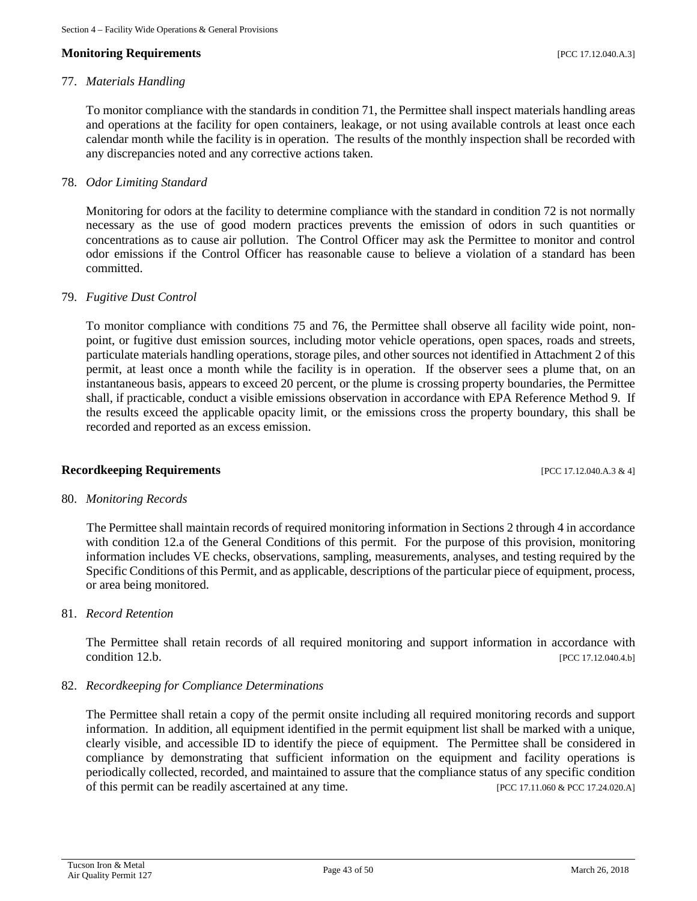**Monitoring Requirements** [PCC 17.12.040.A.3]

77. *Materials Handling*

    To monitor compliance with the standards in condition 71, the Permittee shall inspect materials handling areas and operations at the facility for open containers, leakage, or not using available controls at least once each calendar month while the facility is in operation. The results of the monthly inspection shall be recorded with any discrepancies noted and any corrective actions taken.

78. *Odor Limiting Standard*

    Monitoring for odors at the facility to determine compliance with the standard in condition 72 is not normally necessary as the use of good modern practices prevents the emission of odors in such quantities or concentrations as to cause air pollution. The Control Officer may ask the Permittee to monitor and control odor emissions if the Control Officer has reasonable cause to believe a violation of a standard has been committed.

79. *Fugitive Dust Control*

    To monitor compliance with conditions 75 and 76, the Permittee shall observe all facility wide point, non-point, or fugitive dust emission sources, including motor vehicle operations, open spaces, roads and streets, particulate materials handling operations, storage piles, and other sources not identified in Attachment 2 of this permit, at least once a month while the facility is in operation. If the observer sees a plume that, on an instantaneous basis, appears to exceed 20 percent, or the plume is crossing property boundaries, the Permittee shall, if practicable, conduct a visible emissions observation in accordance with EPA Reference Method 9. If the results exceed the applicable opacity limit, or the emissions cross the property boundary, this shall be recorded and reported as an excess emission.

**Recordkeeping Requirements** [PCC 17.12.040.A.3 & 4]

80. *Monitoring Records*

    The Permittee shall maintain records of required monitoring information in Sections 2 through 4 in accordance with condition 12.a of the General Conditions of this permit. For the purpose of this provision, monitoring information includes VE checks, observations, sampling, measurements, analyses, and testing required by the Specific Conditions of this Permit, and as applicable, descriptions of the particular piece of equipment, process, or area being monitored.

81. *Record Retention*

    The Permittee shall retain records of all required monitoring and support information in accordance with condition 12.b. [PCC 17.12.040.4.b]

82. *Recordkeeping for Compliance Determinations*

    The Permittee shall retain a copy of the permit onsite including all required monitoring records and support information. In addition, all equipment identified in the permit equipment list shall be marked with a unique, clearly visible, and accessible ID to identify the piece of equipment. The Permittee shall be considered in compliance by demonstrating that sufficient information on the equipment and facility operations is periodically collected, recorded, and maintained to assure that the compliance status of any specific condition of this permit can be readily ascertained at any time. [PCC 17.11.060 & PCC 17.24.020.A]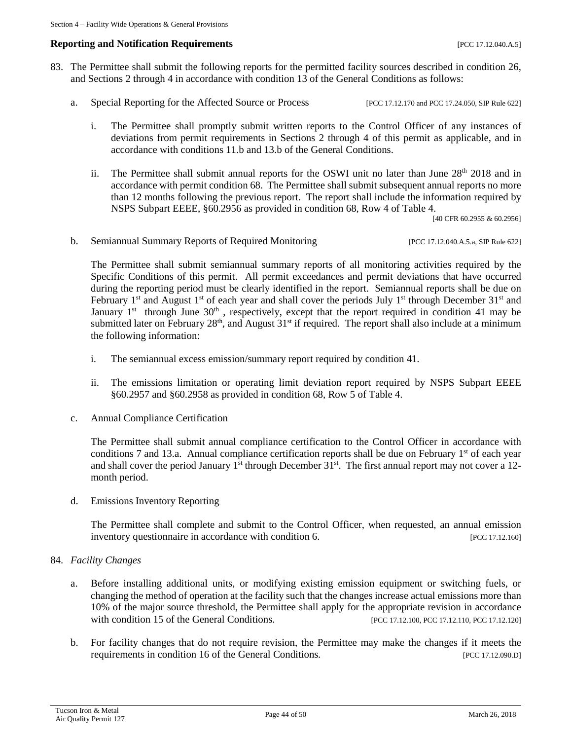### Reporting and Notification Requirements [PCC 17.12.040.A.5]

83. The Permittee shall submit the following reports for the permitted facility sources described in condition 26, and Sections 2 through 4 in accordance with condition 13 of the General Conditions as follows:

    a. Special Reporting for the Affected Source or Process [PCC 17.12.170 and PCC 17.24.050, SIP Rule 622]

        i. The Permittee shall promptly submit written reports to the Control Officer of any instances of deviations from permit requirements in Sections 2 through 4 of this permit as applicable, and in accordance with conditions 11.b and 13.b of the General Conditions.

        ii. The Permittee shall submit annual reports for the OSWI unit no later than June 28th 2018 and in accordance with permit condition 68. The Permittee shall submit subsequent annual reports no more than 12 months following the previous report. The report shall include the information required by NSPS Subpart EEEE, §60.2956 as provided in condition 68, Row 4 of Table 4.
        [40 CFR 60.2955 & 60.2956]

    b. Semiannual Summary Reports of Required Monitoring [PCC 17.12.040.A.5.a, SIP Rule 622]

        The Permittee shall submit semiannual summary reports of all monitoring activities required by the Specific Conditions of this permit. All permit exceedances and permit deviations that have occurred during the reporting period must be clearly identified in the report. Semiannual reports shall be due on February 1st and August 1st of each year and shall cover the periods July 1st through December 31st and January 1st through June 30th, respectively, except that the report required in condition 41 may be submitted later on February 28th, and August 31st if required. The report shall also include at a minimum the following information:

        i. The semiannual excess emission/summary report required by condition 41.

        ii. The emissions limitation or operating limit deviation report required by NSPS Subpart EEEE §60.2957 and §60.2958 as provided in condition 68, Row 5 of Table 4.

    c. Annual Compliance Certification

        The Permittee shall submit annual compliance certification to the Control Officer in accordance with conditions 7 and 13.a. Annual compliance certification reports shall be due on February 1st of each year and shall cover the period January 1st through December 31st. The first annual report may not cover a 12-month period.

    d. Emissions Inventory Reporting

        The Permittee shall complete and submit to the Control Officer, when requested, an annual emission inventory questionnaire in accordance with condition 6. [PCC 17.12.160]

84. *Facility Changes*

    a. Before installing additional units, or modifying existing emission equipment or switching fuels, or changing the method of operation at the facility such that the changes increase actual emissions more than 10% of the major source threshold, the Permittee shall apply for the appropriate revision in accordance with condition 15 of the General Conditions. [PCC 17.12.100, PCC 17.12.110, PCC 17.12.120]

    b. For facility changes that do not require revision, the Permittee may make the changes if it meets the requirements in condition 16 of the General Conditions. [PCC 17.12.090.D]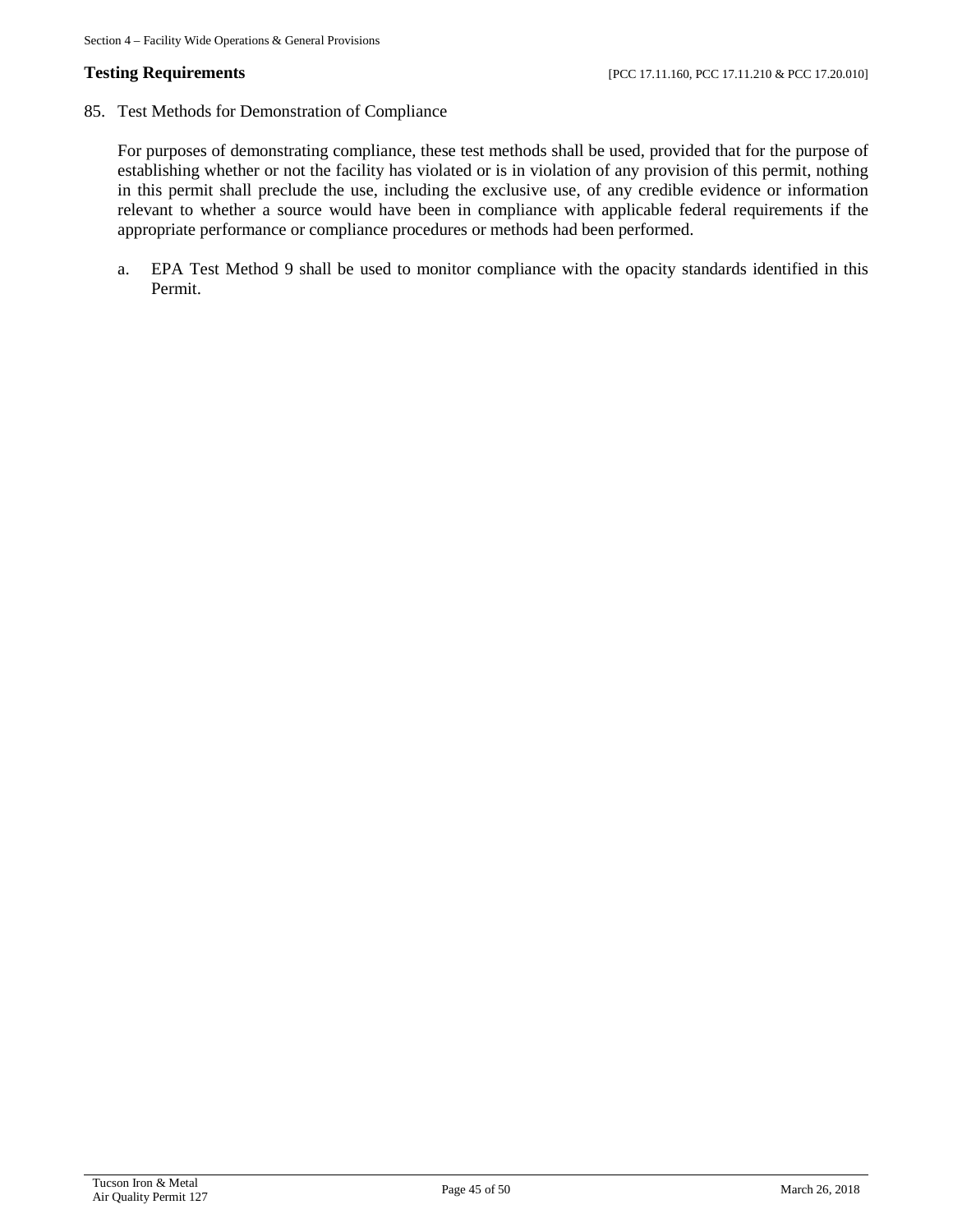**Testing Requirements** [PCC 17.11.160, PCC 17.11.210 & PCC 17.20.010]

85. Test Methods for Demonstration of Compliance

    For purposes of demonstrating compliance, these test methods shall be used, provided that for the purpose of establishing whether or not the facility has violated or is in violation of any provision of this permit, nothing in this permit shall preclude the use, including the exclusive use, of any credible evidence or information relevant to whether a source would have been in compliance with applicable federal requirements if the appropriate performance or compliance procedures or methods had been performed.

    a. EPA Test Method 9 shall be used to monitor compliance with the opacity standards identified in this Permit.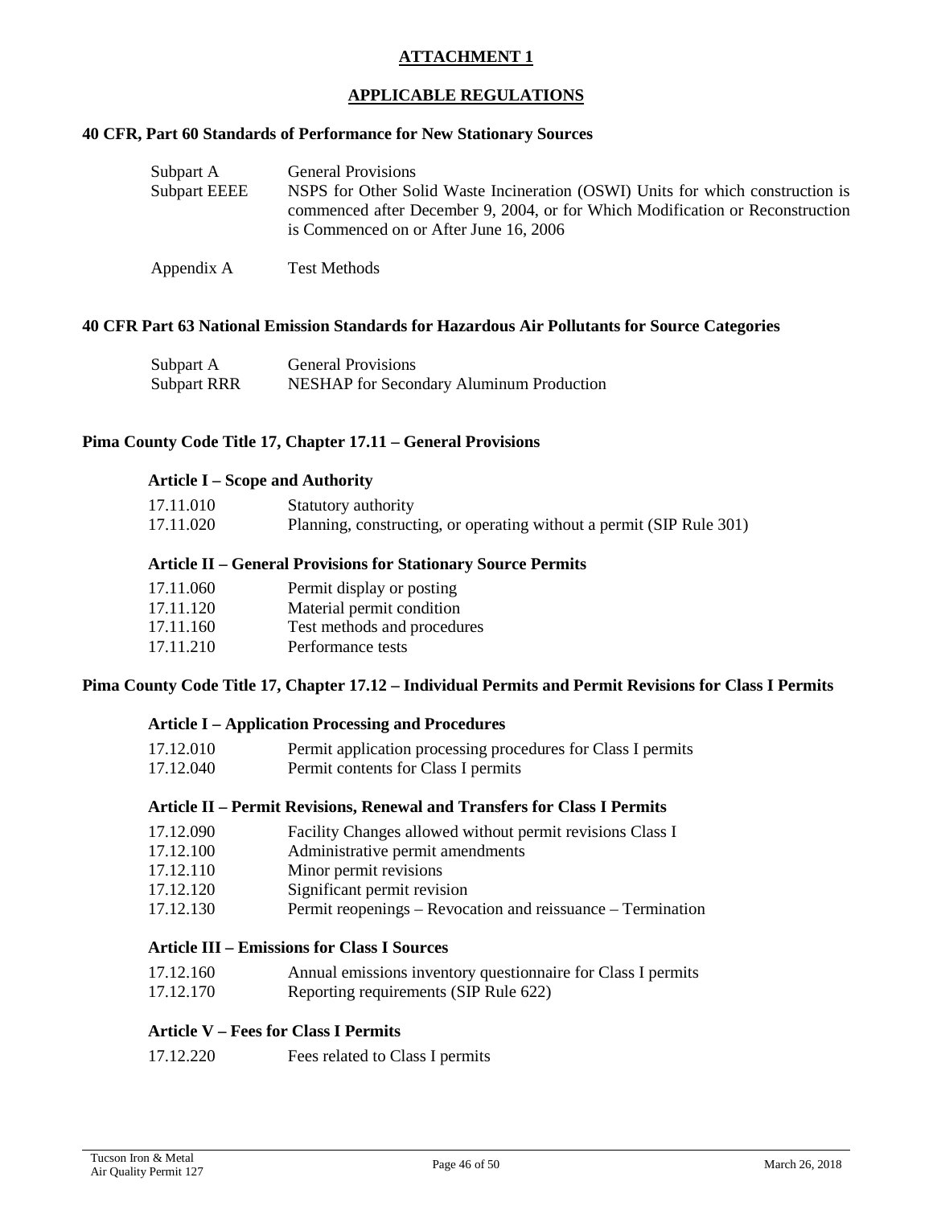# ATTACHMENT 1

## APPLICABLE REGULATIONS

### 40 CFR, Part 60 Standards of Performance for New Stationary Sources

| | |
|---|---|
| Subpart A | General Provisions |
| Subpart EEEE | NSPS for Other Solid Waste Incineration (OSWI) Units for which construction is commenced after December 9, 2004, or for Which Modification or Reconstruction is Commenced on or After June 16, 2006 |
| Appendix A | Test Methods |

### 40 CFR Part 63 National Emission Standards for Hazardous Air Pollutants for Source Categories

| | |
|---|---|
| Subpart A | General Provisions |
| Subpart RRR | NESHAP for Secondary Aluminum Production |

### Pima County Code Title 17, Chapter 17.11 – General Provisions

#### Article I – Scope and Authority

| | |
|---|---|
| 17.11.010 | Statutory authority |
| 17.11.020 | Planning, constructing, or operating without a permit (SIP Rule 301) |

#### Article II – General Provisions for Stationary Source Permits

| | |
|---|---|
| 17.11.060 | Permit display or posting |
| 17.11.120 | Material permit condition |
| 17.11.160 | Test methods and procedures |
| 17.11.210 | Performance tests |

### Pima County Code Title 17, Chapter 17.12 – Individual Permits and Permit Revisions for Class I Permits

#### Article I – Application Processing and Procedures

| | |
|---|---|
| 17.12.010 | Permit application processing procedures for Class I permits |
| 17.12.040 | Permit contents for Class I permits |

#### Article II – Permit Revisions, Renewal and Transfers for Class I Permits

| | |
|---|---|
| 17.12.090 | Facility Changes allowed without permit revisions Class I |
| 17.12.100 | Administrative permit amendments |
| 17.12.110 | Minor permit revisions |
| 17.12.120 | Significant permit revision |
| 17.12.130 | Permit reopenings – Revocation and reissuance – Termination |

#### Article III – Emissions for Class I Sources

| | |
|---|---|
| 17.12.160 | Annual emissions inventory questionnaire for Class I permits |
| 17.12.170 | Reporting requirements (SIP Rule 622) |

#### Article V – Fees for Class I Permits

| | |
|---|---|
| 17.12.220 | Fees related to Class I permits |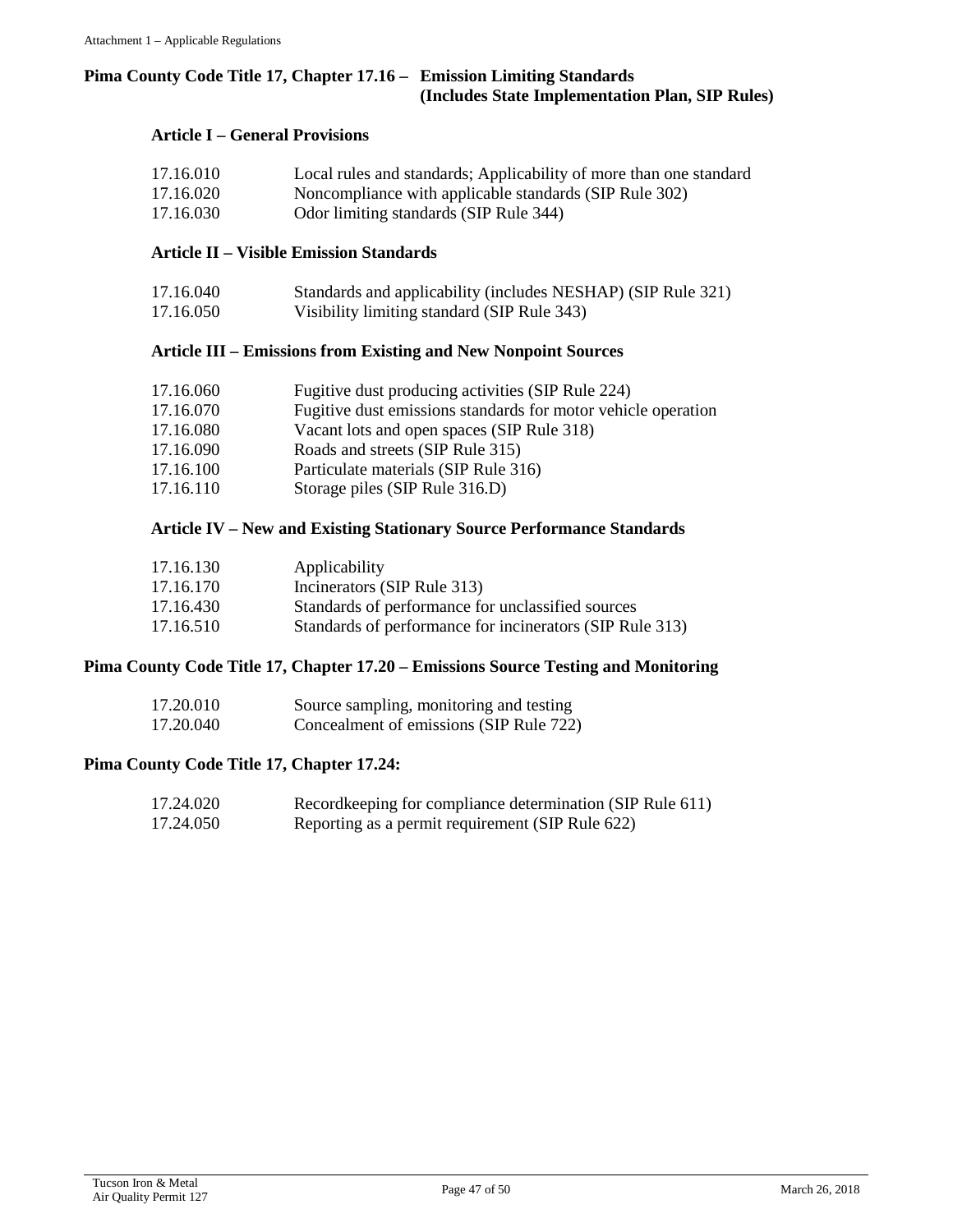## Pima County Code Title 17, Chapter 17.16 – Emission Limiting Standards (Includes State Implementation Plan, SIP Rules)

### Article I – General Provisions

| | |
|---|---|
| 17.16.010 | Local rules and standards; Applicability of more than one standard |
| 17.16.020 | Noncompliance with applicable standards (SIP Rule 302) |
| 17.16.030 | Odor limiting standards (SIP Rule 344) |

### Article II – Visible Emission Standards

| | |
|---|---|
| 17.16.040 | Standards and applicability (includes NESHAP) (SIP Rule 321) |
| 17.16.050 | Visibility limiting standard (SIP Rule 343) |

### Article III – Emissions from Existing and New Nonpoint Sources

| | |
|---|---|
| 17.16.060 | Fugitive dust producing activities (SIP Rule 224) |
| 17.16.070 | Fugitive dust emissions standards for motor vehicle operation |
| 17.16.080 | Vacant lots and open spaces (SIP Rule 318) |
| 17.16.090 | Roads and streets (SIP Rule 315) |
| 17.16.100 | Particulate materials (SIP Rule 316) |
| 17.16.110 | Storage piles (SIP Rule 316.D) |

### Article IV – New and Existing Stationary Source Performance Standards

| | |
|---|---|
| 17.16.130 | Applicability |
| 17.16.170 | Incinerators (SIP Rule 313) |
| 17.16.430 | Standards of performance for unclassified sources |
| 17.16.510 | Standards of performance for incinerators (SIP Rule 313) |

## Pima County Code Title 17, Chapter 17.20 – Emissions Source Testing and Monitoring

| | |
|---|---|
| 17.20.010 | Source sampling, monitoring and testing |
| 17.20.040 | Concealment of emissions (SIP Rule 722) |

## Pima County Code Title 17, Chapter 17.24:

| | |
|---|---|
| 17.24.020 | Recordkeeping for compliance determination (SIP Rule 611) |
| 17.24.050 | Reporting as a permit requirement (SIP Rule 622) |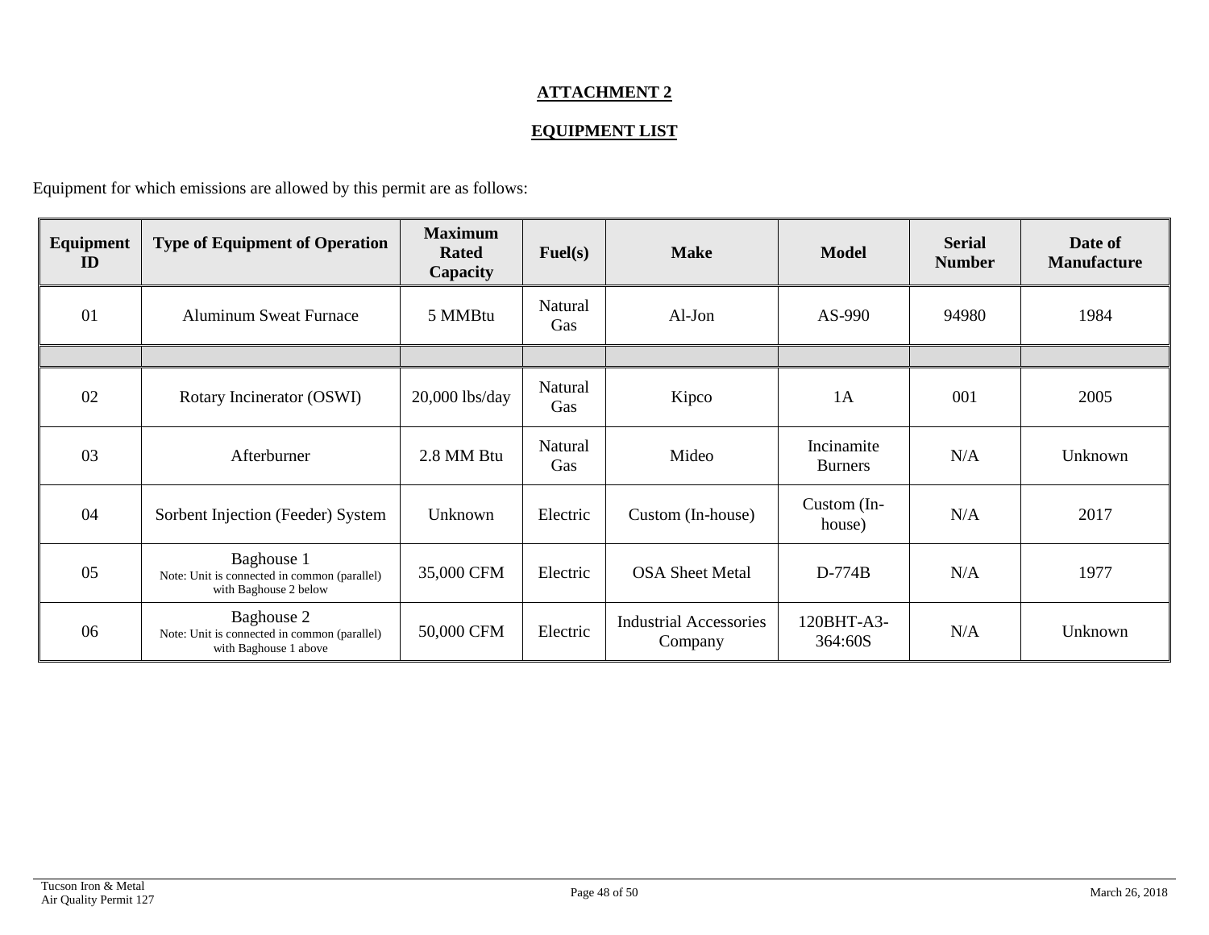**ATTACHMENT 2**

**EQUIPMENT LIST**

Equipment for which emissions are allowed by this permit are as follows:

| Equipment ID | Type of Equipment of Operation | Maximum Rated Capacity | Fuel(s) | Make | Model | Serial Number | Date of Manufacture |
|---|---|---|---|---|---|---|---|
| 01 | Aluminum Sweat Furnace | 5 MMBtu | Natural Gas | Al-Jon | AS-990 | 94980 | 1984 |
| | | | | | | | |
| 02 | Rotary Incinerator (OSWI) | 20,000 lbs/day | Natural Gas | Kipco | 1A | 001 | 2005 |
| 03 | Afterburner | 2.8 MM Btu | Natural Gas | Mideo | Incinamite Burners | N/A | Unknown |
| 04 | Sorbent Injection (Feeder) System | Unknown | Electric | Custom (In-house) | Custom (In-house) | N/A | 2017 |
| 05 | Baghouse 1<br>Note: Unit is connected in common (parallel) with Baghouse 2 below | 35,000 CFM | Electric | OSA Sheet Metal | D-774B | N/A | 1977 |
| 06 | Baghouse 2<br>Note: Unit is connected in common (parallel) with Baghouse 1 above | 50,000 CFM | Electric | Industrial Accessories Company | 120BHT-A3-364:60S | N/A | Unknown |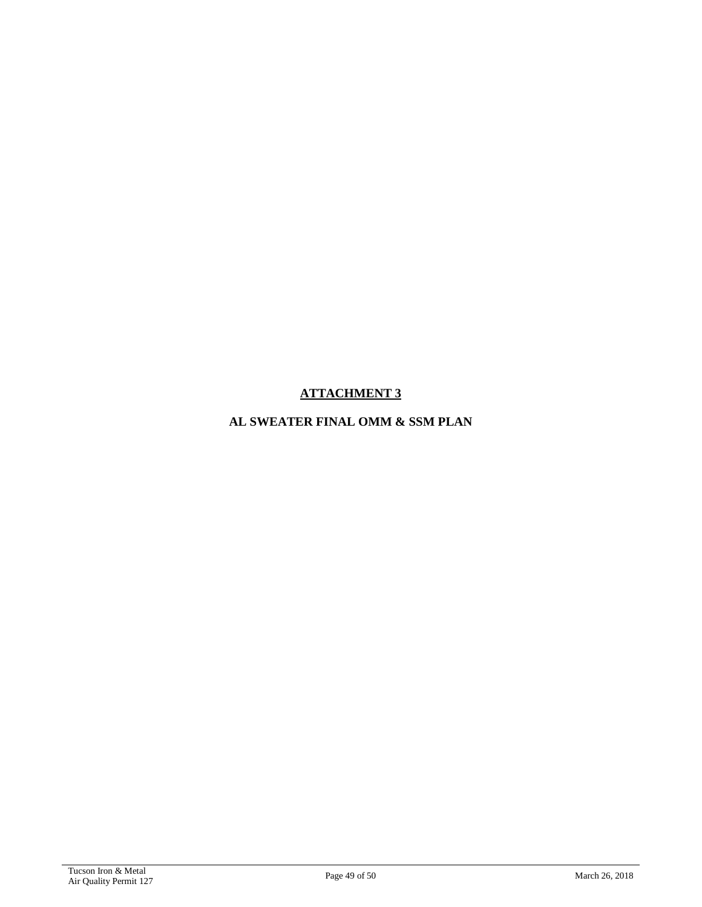# ATTACHMENT 3

## AL SWEATER FINAL OMM & SSM PLAN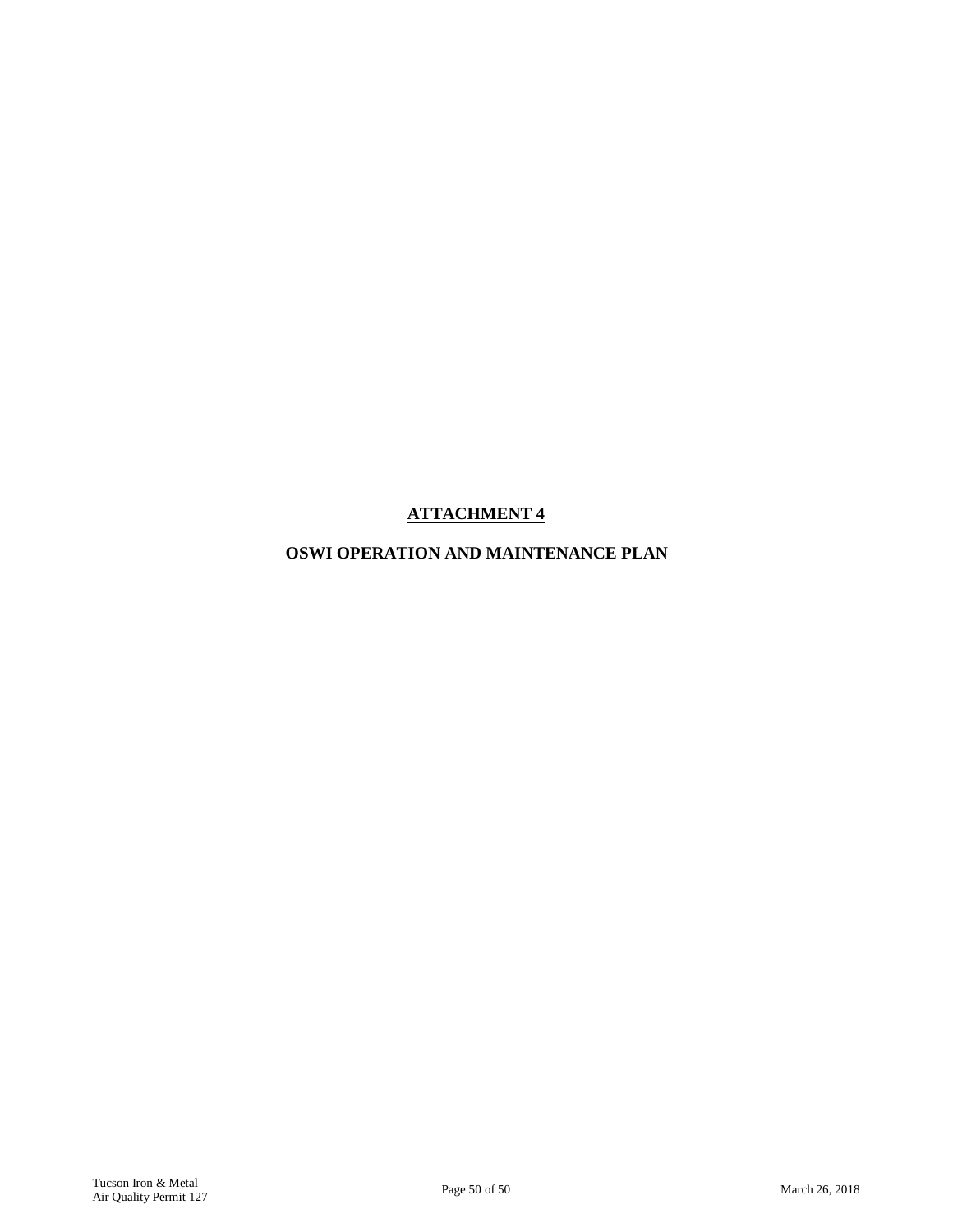## ATTACHMENT 4

## OSWI OPERATION AND MAINTENANCE PLAN